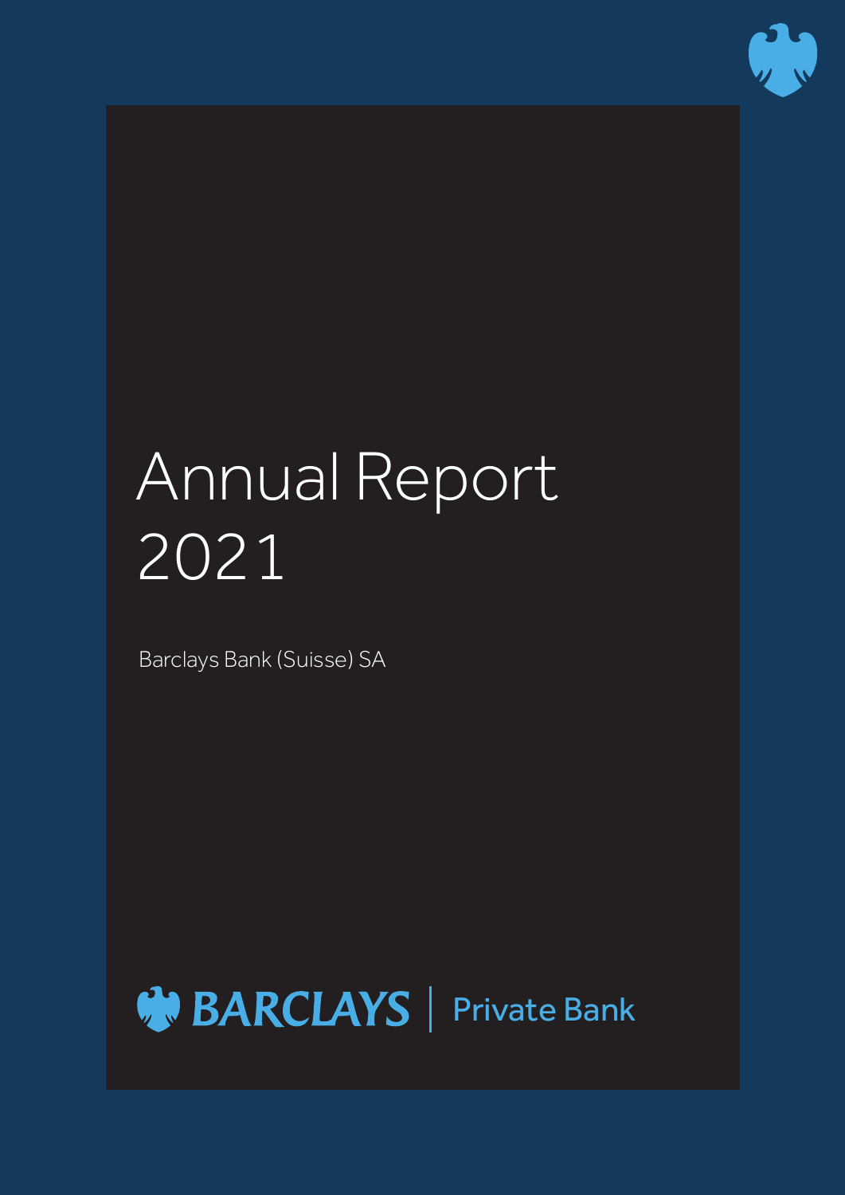# Annual Report 2021

Barclays Bank (Suisse) SA

BARCLAYS | Private Bank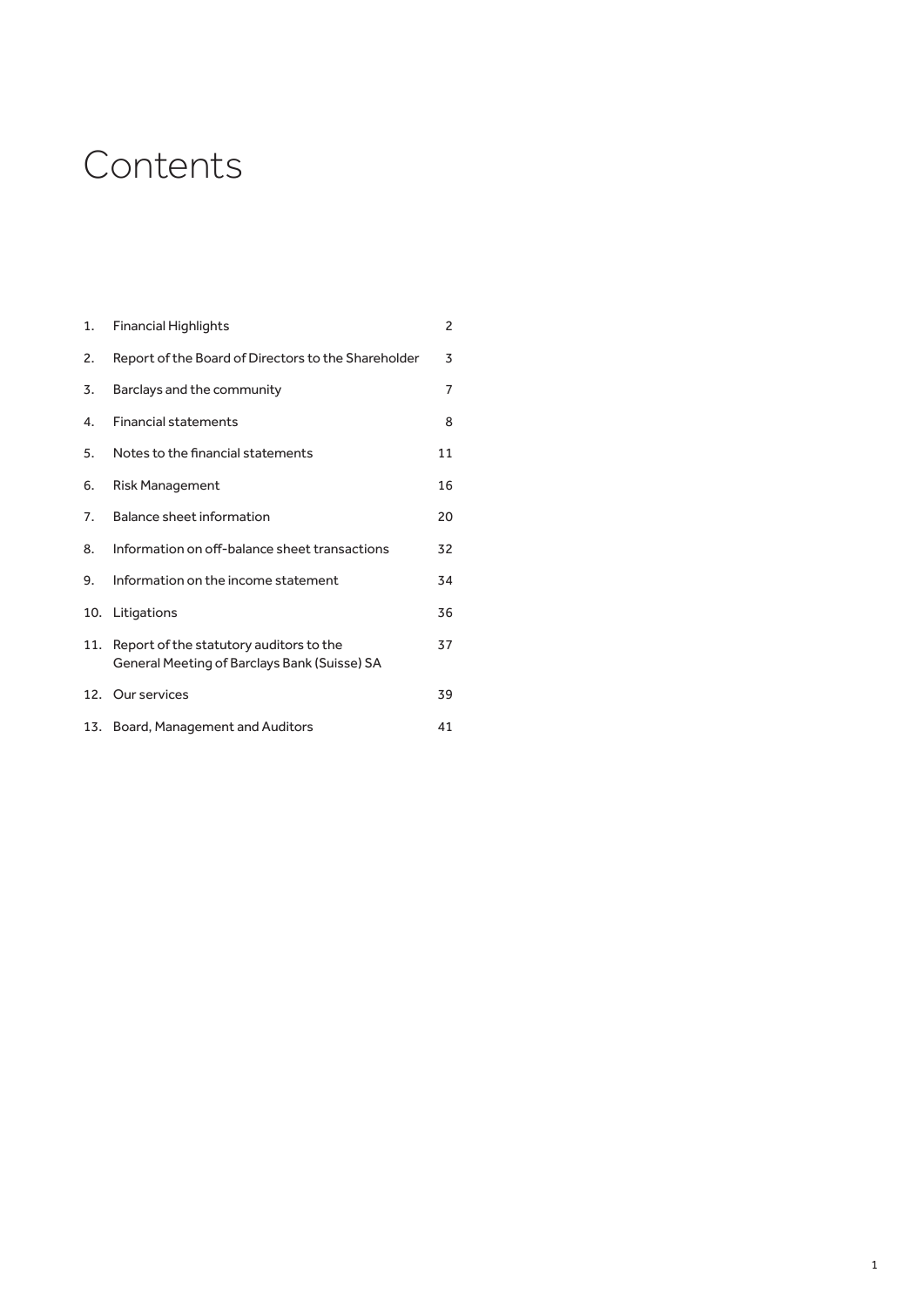# Contents

| | | |
|---|---|---|
| 1. | Financial Highlights | 2 |
| 2. | Report of the Board of Directors to the Shareholder | 3 |
| 3. | Barclays and the community | 7 |
| 4. | Financial statements | 8 |
| 5. | Notes to the financial statements | 11 |
| 6. | Risk Management | 16 |
| 7. | Balance sheet information | 20 |
| 8. | Information on off-balance sheet transactions | 32 |
| 9. | Information on the income statement | 34 |
| 10. | Litigations | 36 |
| 11. | Report of the statutory auditors to the General Meeting of Barclays Bank (Suisse) SA | 37 |
| 12. | Our services | 39 |
| 13. | Board, Management and Auditors | 41 |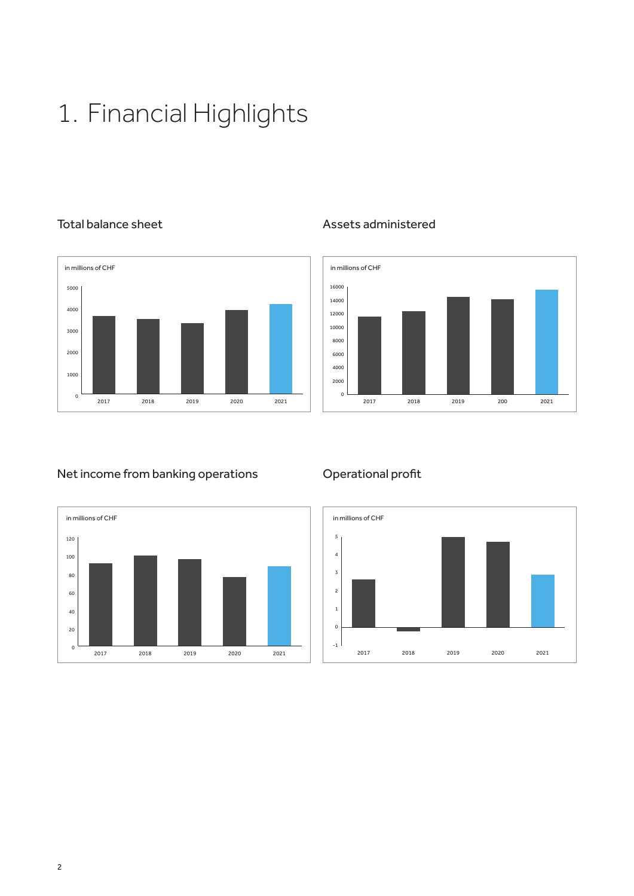# 1. Financial Highlights

## Total balance sheet

in millions of CHF

## Assets administered

in millions of CHF

## Net income from banking operations

in millions of CHF

## Operational profit

in millions of CHF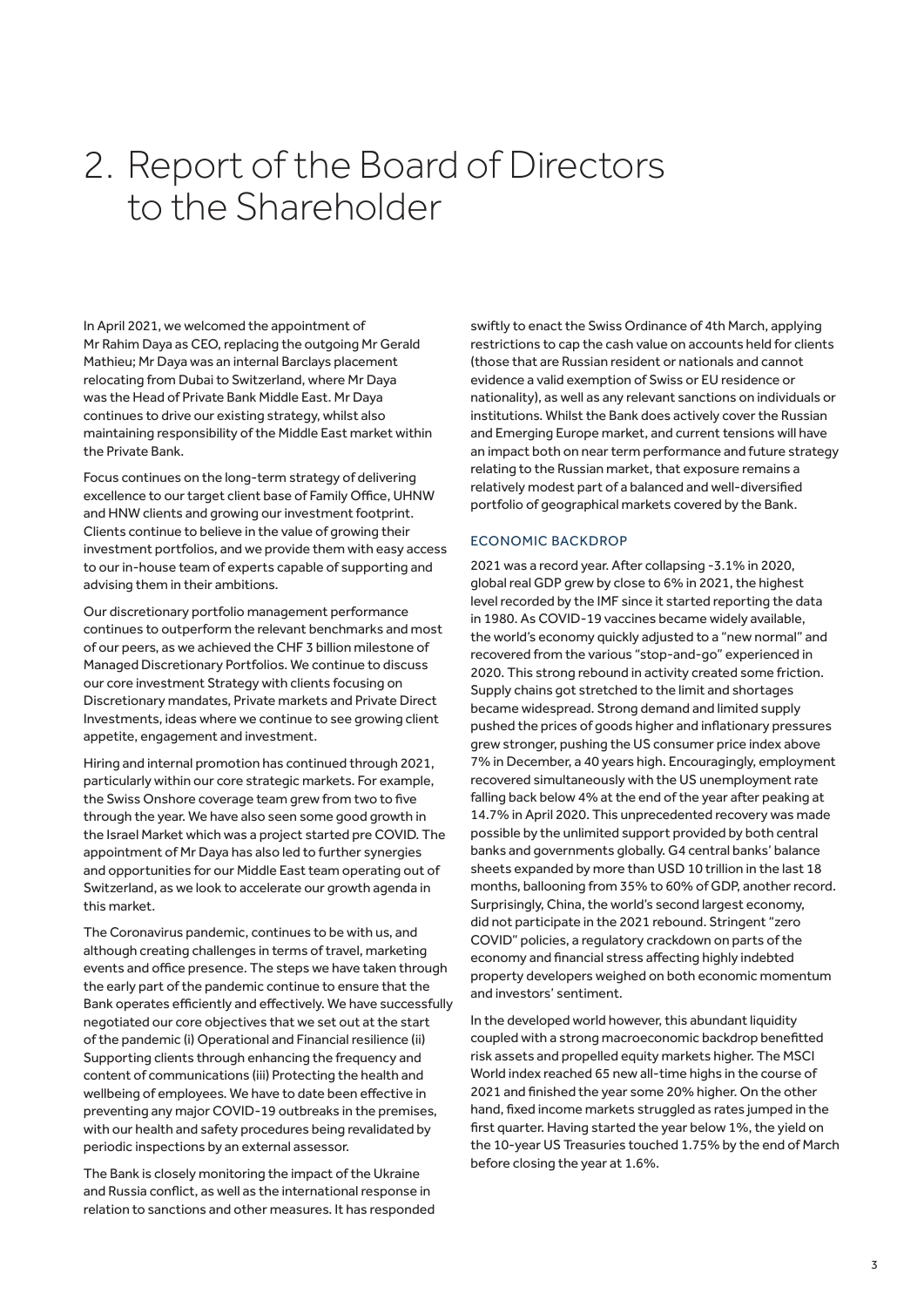# 2. Report of the Board of Directors to the Shareholder

In April 2021, we welcomed the appointment of Mr Rahim Daya as CEO, replacing the outgoing Mr Gerald Mathieu; Mr Daya was an internal Barclays placement relocating from Dubai to Switzerland, where Mr Daya was the Head of Private Bank Middle East. Mr Daya continues to drive our existing strategy, whilst also maintaining responsibility of the Middle East market within the Private Bank.

Focus continues on the long-term strategy of delivering excellence to our target client base of Family Office, UHNW and HNW clients and growing our investment footprint. Clients continue to believe in the value of growing their investment portfolios, and we provide them with easy access to our in-house team of experts capable of supporting and advising them in their ambitions.

Our discretionary portfolio management performance continues to outperform the relevant benchmarks and most of our peers, as we achieved the CHF 3 billion milestone of Managed Discretionary Portfolios. We continue to discuss our core investment Strategy with clients focusing on Discretionary mandates, Private markets and Private Direct Investments, ideas where we continue to see growing client appetite, engagement and investment.

Hiring and internal promotion has continued through 2021, particularly within our core strategic markets. For example, the Swiss Onshore coverage team grew from two to five through the year. We have also seen some good growth in the Israel Market which was a project started pre COVID. The appointment of Mr Daya has also led to further synergies and opportunities for our Middle East team operating out of Switzerland, as we look to accelerate our growth agenda in this market.

The Coronavirus pandemic, continues to be with us, and although creating challenges in terms of travel, marketing events and office presence. The steps we have taken through the early part of the pandemic continue to ensure that the Bank operates efficiently and effectively. We have successfully negotiated our core objectives that we set out at the start of the pandemic (i) Operational and Financial resilience (ii) Supporting clients through enhancing the frequency and content of communications (iii) Protecting the health and wellbeing of employees. We have to date been effective in preventing any major COVID-19 outbreaks in the premises, with our health and safety procedures being revalidated by periodic inspections by an external assessor.

The Bank is closely monitoring the impact of the Ukraine and Russia conflict, as well as the international response in relation to sanctions and other measures. It has responded swiftly to enact the Swiss Ordinance of 4th March, applying restrictions to cap the cash value on accounts held for clients (those that are Russian resident or nationals and cannot evidence a valid exemption of Swiss or EU residence or nationality), as well as any relevant sanctions on individuals or institutions. Whilst the Bank does actively cover the Russian and Emerging Europe market, and current tensions will have an impact both on near term performance and future strategy relating to the Russian market, that exposure remains a relatively modest part of a balanced and well-diversified portfolio of geographical markets covered by the Bank.

## ECONOMIC BACKDROP

2021 was a record year. After collapsing -3.1% in 2020, global real GDP grew by close to 6% in 2021, the highest level recorded by the IMF since it started reporting the data in 1980. As COVID-19 vaccines became widely available, the world's economy quickly adjusted to a "new normal" and recovered from the various "stop-and-go" experienced in 2020. This strong rebound in activity created some friction. Supply chains got stretched to the limit and shortages became widespread. Strong demand and limited supply pushed the prices of goods higher and inflationary pressures grew stronger, pushing the US consumer price index above 7% in December, a 40 years high. Encouragingly, employment recovered simultaneously with the US unemployment rate falling back below 4% at the end of the year after peaking at 14.7% in April 2020. This unprecedented recovery was made possible by the unlimited support provided by both central banks and governments globally. G4 central banks' balance sheets expanded by more than USD 10 trillion in the last 18 months, ballooning from 35% to 60% of GDP, another record. Surprisingly, China, the world's second largest economy, did not participate in the 2021 rebound. Stringent "zero COVID" policies, a regulatory crackdown on parts of the economy and financial stress affecting highly indebted property developers weighed on both economic momentum and investors' sentiment.

In the developed world however, this abundant liquidity coupled with a strong macroeconomic backdrop benefitted risk assets and propelled equity markets higher. The MSCI World index reached 65 new all-time highs in the course of 2021 and finished the year some 20% higher. On the other hand, fixed income markets struggled as rates jumped in the first quarter. Having started the year below 1%, the yield on the 10-year US Treasuries touched 1.75% by the end of March before closing the year at 1.6%.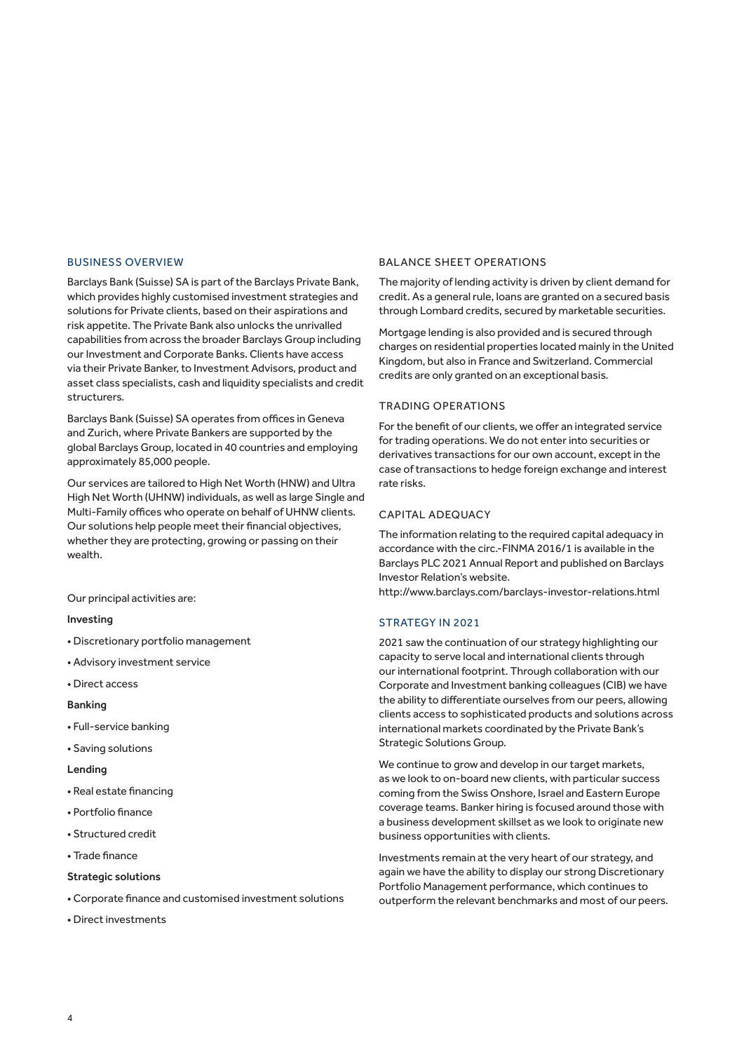## BUSINESS OVERVIEW

Barclays Bank (Suisse) SA is part of the Barclays Private Bank, which provides highly customised investment strategies and solutions for Private clients, based on their aspirations and risk appetite. The Private Bank also unlocks the unrivalled capabilities from across the broader Barclays Group including our Investment and Corporate Banks. Clients have access via their Private Banker, to Investment Advisors, product and asset class specialists, cash and liquidity specialists and credit structurers.

Barclays Bank (Suisse) SA operates from offices in Geneva and Zurich, where Private Bankers are supported by the global Barclays Group, located in 40 countries and employing approximately 85,000 people.

Our services are tailored to High Net Worth (HNW) and Ultra High Net Worth (UHNW) individuals, as well as large Single and Multi-Family offices who operate on behalf of UHNW clients. Our solutions help people meet their financial objectives, whether they are protecting, growing or passing on their wealth.

Our principal activities are:

**Investing**

- Discretionary portfolio management
- Advisory investment service
- Direct access

**Banking**

- Full-service banking
- Saving solutions

**Lending**

- Real estate financing
- Portfolio finance
- Structured credit
- Trade finance

**Strategic solutions**

- Corporate finance and customised investment solutions
- Direct investments

## BALANCE SHEET OPERATIONS

The majority of lending activity is driven by client demand for credit. As a general rule, loans are granted on a secured basis through Lombard credits, secured by marketable securities.

Mortgage lending is also provided and is secured through charges on residential properties located mainly in the United Kingdom, but also in France and Switzerland. Commercial credits are only granted on an exceptional basis.

## TRADING OPERATIONS

For the benefit of our clients, we offer an integrated service for trading operations. We do not enter into securities or derivatives transactions for our own account, except in the case of transactions to hedge foreign exchange and interest rate risks.

## CAPITAL ADEQUACY

The information relating to the required capital adequacy in accordance with the circ.-FINMA 2016/1 is available in the Barclays PLC 2021 Annual Report and published on Barclays Investor Relation's website.
http://www.barclays.com/barclays-investor-relations.html

## STRATEGY IN 2021

2021 saw the continuation of our strategy highlighting our capacity to serve local and international clients through our international footprint. Through collaboration with our Corporate and Investment banking colleagues (CIB) we have the ability to differentiate ourselves from our peers, allowing clients access to sophisticated products and solutions across international markets coordinated by the Private Bank's Strategic Solutions Group.

We continue to grow and develop in our target markets, as we look to on-board new clients, with particular success coming from the Swiss Onshore, Israel and Eastern Europe coverage teams. Banker hiring is focused around those with a business development skillset as we look to originate new business opportunities with clients.

Investments remain at the very heart of our strategy, and again we have the ability to display our strong Discretionary Portfolio Management performance, which continues to outperform the relevant benchmarks and most of our peers.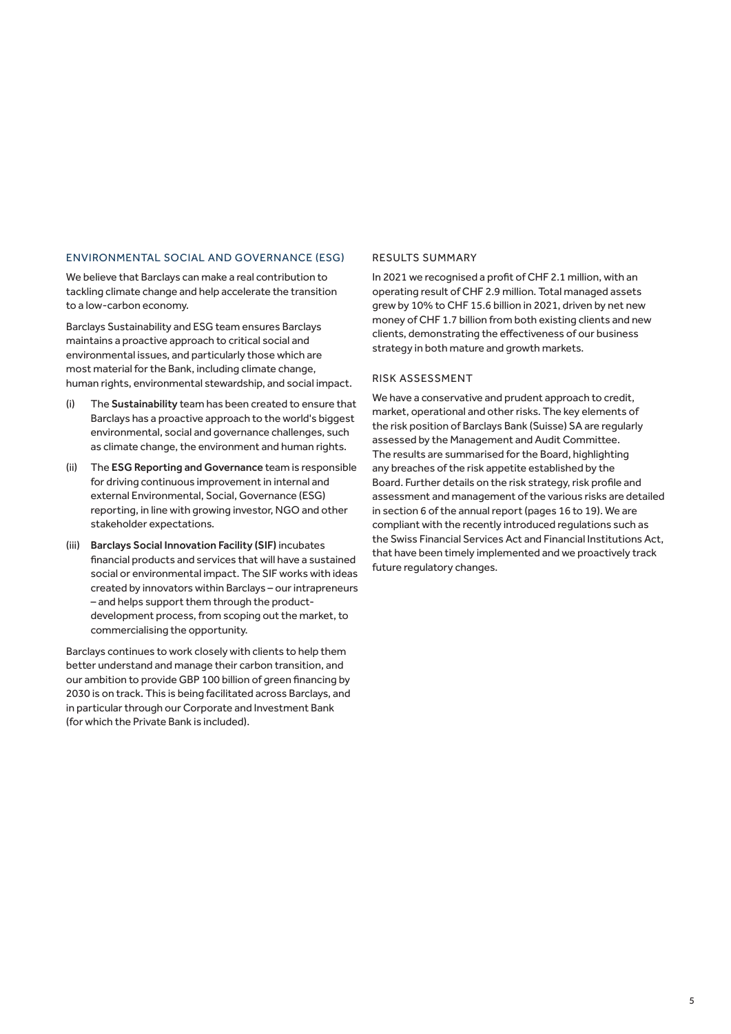## ENVIRONMENTAL SOCIAL AND GOVERNANCE (ESG)

We believe that Barclays can make a real contribution to tackling climate change and help accelerate the transition to a low-carbon economy.

Barclays Sustainability and ESG team ensures Barclays maintains a proactive approach to critical social and environmental issues, and particularly those which are most material for the Bank, including climate change, human rights, environmental stewardship, and social impact.

(i) The **Sustainability** team has been created to ensure that Barclays has a proactive approach to the world's biggest environmental, social and governance challenges, such as climate change, the environment and human rights.

(ii) The **ESG Reporting and Governance** team is responsible for driving continuous improvement in internal and external Environmental, Social, Governance (ESG) reporting, in line with growing investor, NGO and other stakeholder expectations.

(iii) **Barclays Social Innovation Facility (SIF)** incubates financial products and services that will have a sustained social or environmental impact. The SIF works with ideas created by innovators within Barclays – our intrapreneurs – and helps support them through the product-development process, from scoping out the market, to commercialising the opportunity.

Barclays continues to work closely with clients to help them better understand and manage their carbon transition, and our ambition to provide GBP 100 billion of green financing by 2030 is on track. This is being facilitated across Barclays, and in particular through our Corporate and Investment Bank (for which the Private Bank is included).

## RESULTS SUMMARY

In 2021 we recognised a profit of CHF 2.1 million, with an operating result of CHF 2.9 million. Total managed assets grew by 10% to CHF 15.6 billion in 2021, driven by net new money of CHF 1.7 billion from both existing clients and new clients, demonstrating the effectiveness of our business strategy in both mature and growth markets.

## RISK ASSESSMENT

We have a conservative and prudent approach to credit, market, operational and other risks. The key elements of the risk position of Barclays Bank (Suisse) SA are regularly assessed by the Management and Audit Committee. The results are summarised for the Board, highlighting any breaches of the risk appetite established by the Board. Further details on the risk strategy, risk profile and assessment and management of the various risks are detailed in section 6 of the annual report (pages 16 to 19). We are compliant with the recently introduced regulations such as the Swiss Financial Services Act and Financial Institutions Act, that have been timely implemented and we proactively track future regulatory changes.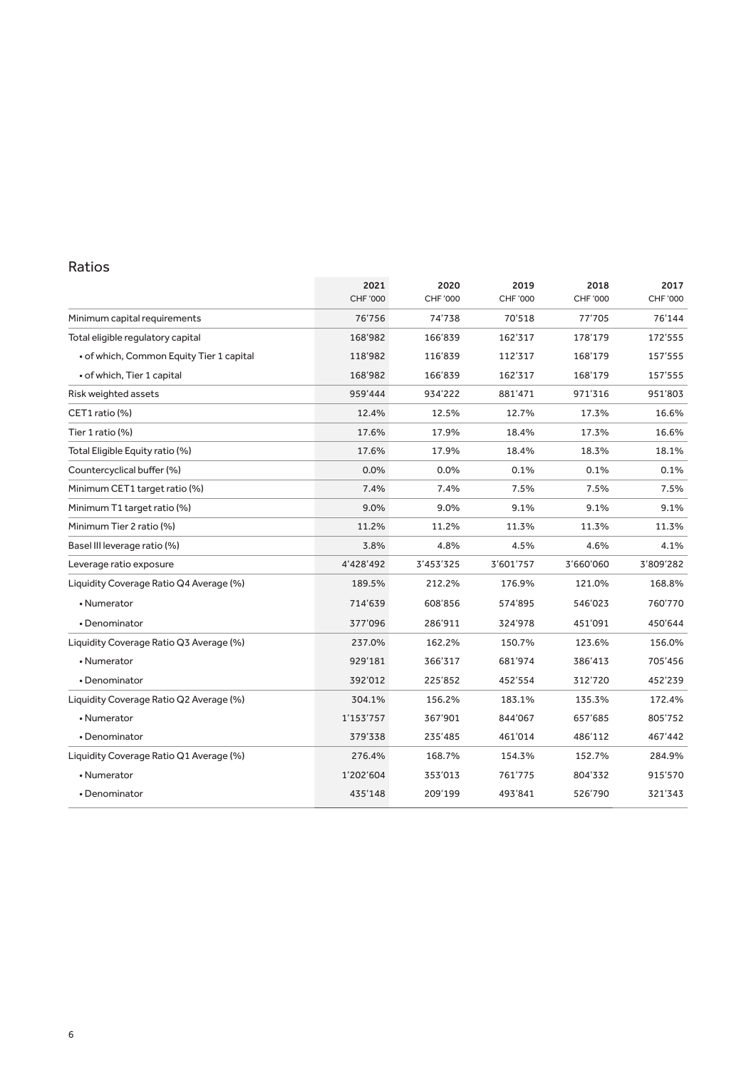## Ratios

| | 2021<br>CHF '000 | 2020<br>CHF '000 | 2019<br>CHF '000 | 2018<br>CHF '000 | 2017<br>CHF '000 |
|---|---|---|---|---|---|
| Minimum capital requirements | 76'756 | 74'738 | 70'518 | 77'705 | 76'144 |
| Total eligible regulatory capital | 168'982 | 166'839 | 162'317 | 178'179 | 172'555 |
| • of which, Common Equity Tier 1 capital | 118'982 | 116'839 | 112'317 | 168'179 | 157'555 |
| • of which, Tier 1 capital | 168'982 | 166'839 | 162'317 | 168'179 | 157'555 |
| Risk weighted assets | 959'444 | 934'222 | 881'471 | 971'316 | 951'803 |
| CET1 ratio (%) | 12.4% | 12.5% | 12.7% | 17.3% | 16.6% |
| Tier 1 ratio (%) | 17.6% | 17.9% | 18.4% | 17.3% | 16.6% |
| Total Eligible Equity ratio (%) | 17.6% | 17.9% | 18.4% | 18.3% | 18.1% |
| Countercyclical buffer (%) | 0.0% | 0.0% | 0.1% | 0.1% | 0.1% |
| Minimum CET1 target ratio (%) | 7.4% | 7.4% | 7.5% | 7.5% | 7.5% |
| Minimum T1 target ratio (%) | 9.0% | 9.0% | 9.1% | 9.1% | 9.1% |
| Minimum Tier 2 ratio (%) | 11.2% | 11.2% | 11.3% | 11.3% | 11.3% |
| Basel III leverage ratio (%) | 3.8% | 4.8% | 4.5% | 4.6% | 4.1% |
| Leverage ratio exposure | 4'428'492 | 3'453'325 | 3'601'757 | 3'660'060 | 3'809'282 |
| Liquidity Coverage Ratio Q4 Average (%) | 189.5% | 212.2% | 176.9% | 121.0% | 168.8% |
| • Numerator | 714'639 | 608'856 | 574'895 | 546'023 | 760'770 |
| • Denominator | 377'096 | 286'911 | 324'978 | 451'091 | 450'644 |
| Liquidity Coverage Ratio Q3 Average (%) | 237.0% | 162.2% | 150.7% | 123.6% | 156.0% |
| • Numerator | 929'181 | 366'317 | 681'974 | 386'413 | 705'456 |
| • Denominator | 392'012 | 225'852 | 452'554 | 312'720 | 452'239 |
| Liquidity Coverage Ratio Q2 Average (%) | 304.1% | 156.2% | 183.1% | 135.3% | 172.4% |
| • Numerator | 1'153'757 | 367'901 | 844'067 | 657'685 | 805'752 |
| • Denominator | 379'338 | 235'485 | 461'014 | 486'112 | 467'442 |
| Liquidity Coverage Ratio Q1 Average (%) | 276.4% | 168.7% | 154.3% | 152.7% | 284.9% |
| • Numerator | 1'202'604 | 353'013 | 761'775 | 804'332 | 915'570 |
| • Denominator | 435'148 | 209'199 | 493'841 | 526'790 | 321'343 |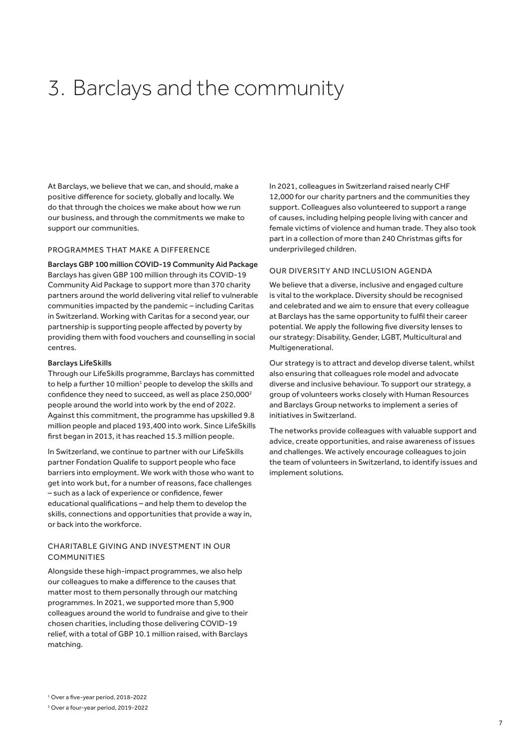# 3. Barclays and the community

At Barclays, we believe that we can, and should, make a positive difference for society, globally and locally. We do that through the choices we make about how we run our business, and through the commitments we make to support our communities.

## PROGRAMMES THAT MAKE A DIFFERENCE

**Barclays GBP 100 million COVID-19 Community Aid Package**

Barclays has given GBP 100 million through its COVID-19 Community Aid Package to support more than 370 charity partners around the world delivering vital relief to vulnerable communities impacted by the pandemic – including Caritas in Switzerland. Working with Caritas for a second year, our partnership is supporting people affected by poverty by providing them with food vouchers and counselling in social centres.

**Barclays LifeSkills**

Through our LifeSkills programme, Barclays has committed to help a further 10 million[1] people to develop the skills and confidence they need to succeed, as well as place 250,000[2] people around the world into work by the end of 2022. Against this commitment, the programme has upskilled 9.8 million people and placed 193,400 into work. Since LifeSkills first began in 2013, it has reached 15.3 million people.

In Switzerland, we continue to partner with our LifeSkills partner Fondation Qualife to support people who face barriers into employment. We work with those who want to get into work but, for a number of reasons, face challenges – such as a lack of experience or confidence, fewer educational qualifications – and help them to develop the skills, connections and opportunities that provide a way in, or back into the workforce.

## CHARITABLE GIVING AND INVESTMENT IN OUR COMMUNITIES

Alongside these high-impact programmes, we also help our colleagues to make a difference to the causes that matter most to them personally through our matching programmes. In 2021, we supported more than 5,900 colleagues around the world to fundraise and give to their chosen charities, including those delivering COVID-19 relief, with a total of GBP 10.1 million raised, with Barclays matching.

In 2021, colleagues in Switzerland raised nearly CHF 12,000 for our charity partners and the communities they support. Colleagues also volunteered to support a range of causes, including helping people living with cancer and female victims of violence and human trade. They also took part in a collection of more than 240 Christmas gifts for underprivileged children.

## OUR DIVERSITY AND INCLUSION AGENDA

We believe that a diverse, inclusive and engaged culture is vital to the workplace. Diversity should be recognised and celebrated and we aim to ensure that every colleague at Barclays has the same opportunity to fulfil their career potential. We apply the following five diversity lenses to our strategy: Disability, Gender, LGBT, Multicultural and Multigenerational.

Our strategy is to attract and develop diverse talent, whilst also ensuring that colleagues role model and advocate diverse and inclusive behaviour. To support our strategy, a group of volunteers works closely with Human Resources and Barclays Group networks to implement a series of initiatives in Switzerland.

The networks provide colleagues with valuable support and advice, create opportunities, and raise awareness of issues and challenges. We actively encourage colleagues to join the team of volunteers in Switzerland, to identify issues and implement solutions.

[1] Over a five-year period, 2018-2022

[2] Over a four-year period, 2019-2022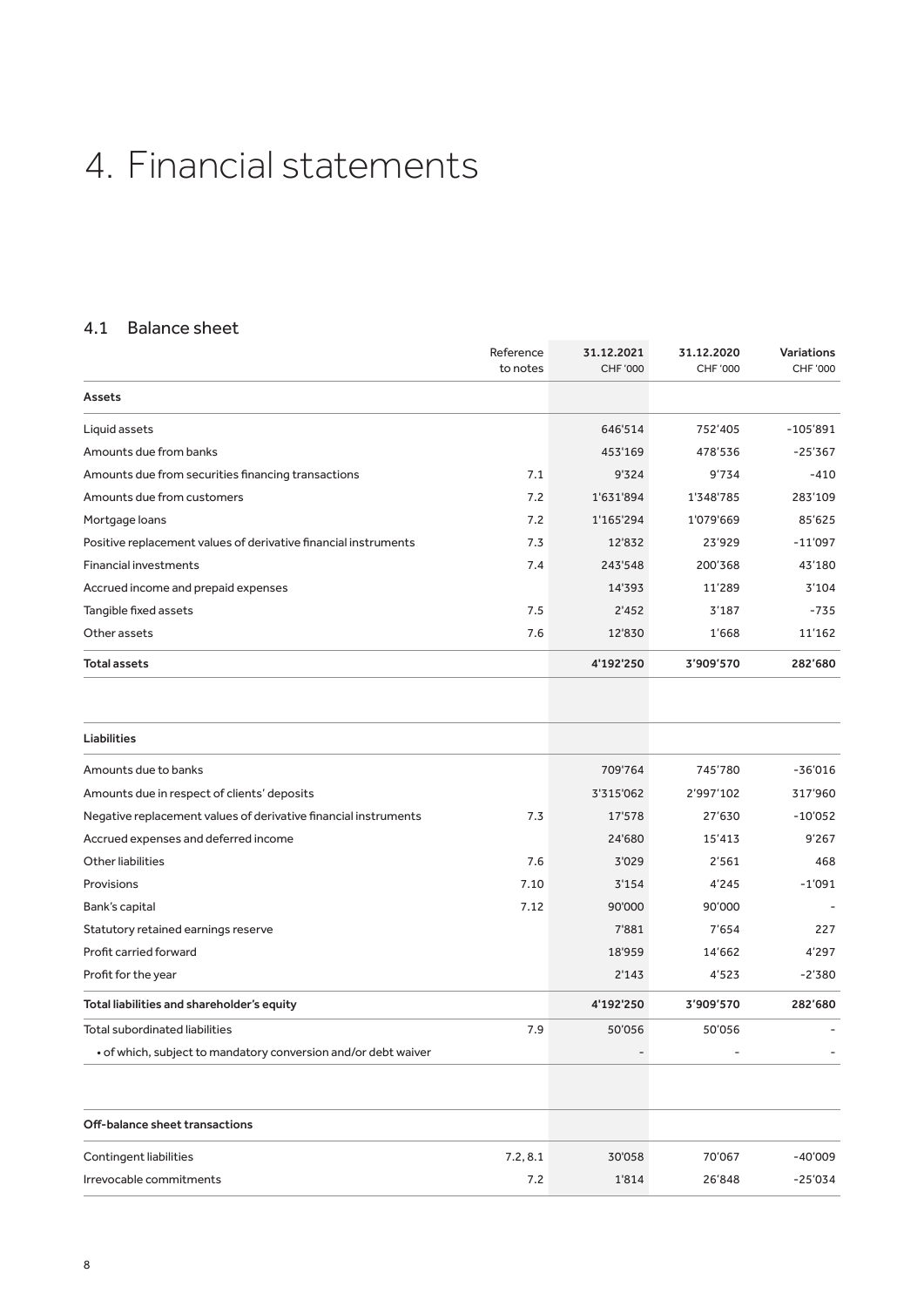# 4. Financial statements

## 4.1 Balance sheet

| | Reference to notes | 31.12.2021 CHF '000 | 31.12.2020 CHF '000 | Variations CHF '000 |
|---|---|---|---|---|
| **Assets** | | | | |
| Liquid assets | | 646'514 | 752'405 | -105'891 |
| Amounts due from banks | | 453'169 | 478'536 | -25'367 |
| Amounts due from securities financing transactions | 7.1 | 9'324 | 9'734 | -410 |
| Amounts due from customers | 7.2 | 1'631'894 | 1'348'785 | 283'109 |
| Mortgage loans | 7.2 | 1'165'294 | 1'079'669 | 85'625 |
| Positive replacement values of derivative financial instruments | 7.3 | 12'832 | 23'929 | -11'097 |
| Financial investments | 7.4 | 243'548 | 200'368 | 43'180 |
| Accrued income and prepaid expenses | | 14'393 | 11'289 | 3'104 |
| Tangible fixed assets | 7.5 | 2'452 | 3'187 | -735 |
| Other assets | 7.6 | 12'830 | 1'668 | 11'162 |
| **Total assets** | | **4'192'250** | **3'909'570** | **282'680** |

| | Reference to notes | 31.12.2021 CHF '000 | 31.12.2020 CHF '000 | Variations CHF '000 |
|---|---|---|---|---|
| **Liabilities** | | | | |
| Amounts due to banks | | 709'764 | 745'780 | -36'016 |
| Amounts due in respect of clients' deposits | | 3'315'062 | 2'997'102 | 317'960 |
| Negative replacement values of derivative financial instruments | 7.3 | 17'578 | 27'630 | -10'052 |
| Accrued expenses and deferred income | | 24'680 | 15'413 | 9'267 |
| Other liabilities | 7.6 | 3'029 | 2'561 | 468 |
| Provisions | 7.10 | 3'154 | 4'245 | -1'091 |
| Bank's capital | 7.12 | 90'000 | 90'000 | - |
| Statutory retained earnings reserve | | 7'881 | 7'654 | 227 |
| Profit carried forward | | 18'959 | 14'662 | 4'297 |
| Profit for the year | | 2'143 | 4'523 | -2'380 |
| **Total liabilities and shareholder's equity** | | **4'192'250** | **3'909'570** | **282'680** |
| Total subordinated liabilities | 7.9 | 50'056 | 50'056 | - |
| • of which, subject to mandatory conversion and/or debt waiver | | - | - | - |

| | Reference to notes | 31.12.2021 CHF '000 | 31.12.2020 CHF '000 | Variations CHF '000 |
|---|---|---|---|---|
| **Off-balance sheet transactions** | | | | |
| Contingent liabilities | 7.2, 8.1 | 30'058 | 70'067 | -40'009 |
| Irrevocable commitments | 7.2 | 1'814 | 26'848 | -25'034 |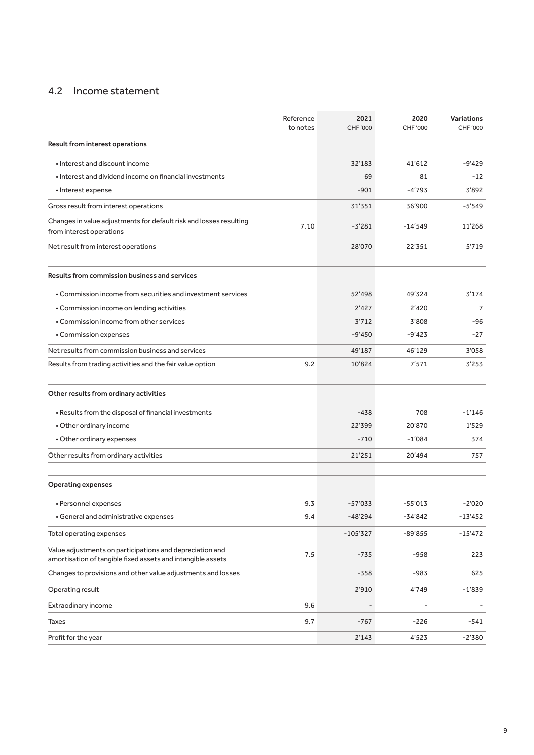## 4.2 Income statement

| | Reference to notes | 2021 CHF '000 | 2020 CHF '000 | Variations CHF '000 |
|---|---|---|---|---|
| **Result from interest operations** | | | | |
| • Interest and discount income | | 32'183 | 41'612 | -9'429 |
| • Interest and dividend income on financial investments | | 69 | 81 | -12 |
| • Interest expense | | -901 | -4'793 | 3'892 |
| Gross result from interest operations | | 31'351 | 36'900 | -5'549 |
| Changes in value adjustments for default risk and losses resulting from interest operations | 7.10 | -3'281 | -14'549 | 11'268 |
| Net result from interest operations | | 28'070 | 22'351 | 5'719 |
| **Results from commission business and services** | | | | |
| • Commission income from securities and investment services | | 52'498 | 49'324 | 3'174 |
| • Commission income on lending activities | | 2'427 | 2'420 | 7 |
| • Commission income from other services | | 3'712 | 3'808 | -96 |
| • Commission expenses | | -9'450 | -9'423 | -27 |
| Net results from commission business and services | | 49'187 | 46'129 | 3'058 |
| Results from trading activities and the fair value option | 9.2 | 10'824 | 7'571 | 3'253 |
| **Other results from ordinary activities** | | | | |
| • Results from the disposal of financial investments | | -438 | 708 | -1'146 |
| • Other ordinary income | | 22'399 | 20'870 | 1'529 |
| • Other ordinary expenses | | -710 | -1'084 | 374 |
| Other results from ordinary activities | | 21'251 | 20'494 | 757 |
| **Operating expenses** | | | | |
| • Personnel expenses | 9.3 | -57'033 | -55'013 | -2'020 |
| • General and administrative expenses | 9.4 | -48'294 | -34'842 | -13'452 |
| Total operating expenses | | -105'327 | -89'855 | -15'472 |
| Value adjustments on participations and depreciation and amortisation of tangible fixed assets and intangible assets | 7.5 | -735 | -958 | 223 |
| Changes to provisions and other value adjustments and losses | | -358 | -983 | 625 |
| Operating result | | 2'910 | 4'749 | -1'839 |
| Extraodinary income | 9.6 | - | - | - |
| Taxes | 9.7 | -767 | -226 | -541 |
| Profit for the year | | 2'143 | 4'523 | -2'380 |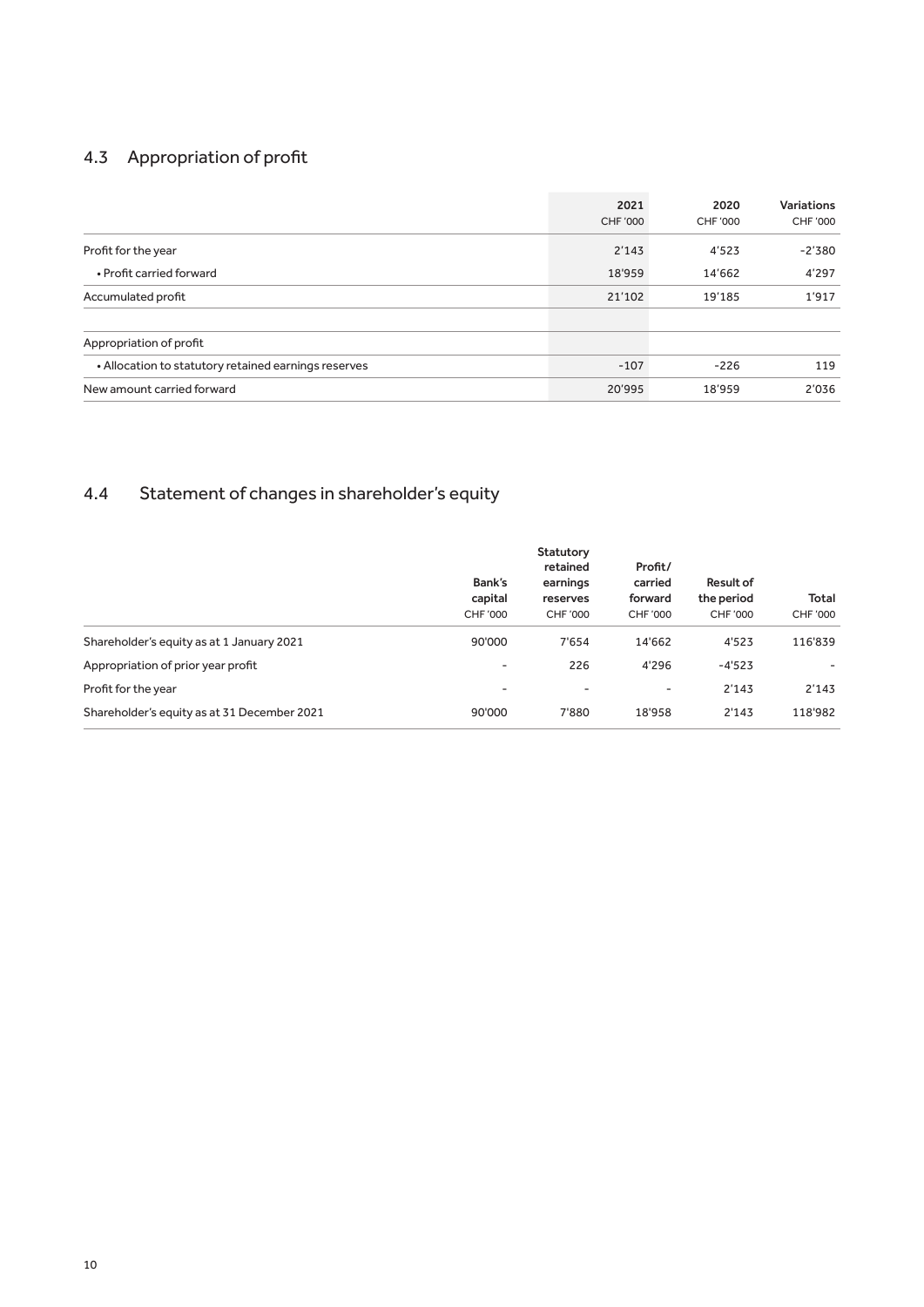## 4.3 Appropriation of profit

| | 2021<br>CHF '000 | 2020<br>CHF '000 | Variations<br>CHF '000 |
|---|---|---|---|
| Profit for the year | 2'143 | 4'523 | -2'380 |
| • Profit carried forward | 18'959 | 14'662 | 4'297 |
| Accumulated profit | 21'102 | 19'185 | 1'917 |
| | | | |
| Appropriation of profit | | | |
| • Allocation to statutory retained earnings reserves | -107 | -226 | 119 |
| New amount carried forward | 20'995 | 18'959 | 2'036 |

## 4.4 Statement of changes in shareholder's equity

| | Bank's capital<br>CHF '000 | Statutory retained earnings reserves<br>CHF '000 | Profit/ carried forward<br>CHF '000 | Result of the period<br>CHF '000 | Total<br>CHF '000 |
|---|---|---|---|---|---|
| Shareholder's equity as at 1 January 2021 | 90'000 | 7'654 | 14'662 | 4'523 | 116'839 |
| Appropriation of prior year profit | - | 226 | 4'296 | -4'523 | - |
| Profit for the year | - | - | - | 2'143 | 2'143 |
| Shareholder's equity as at 31 December 2021 | 90'000 | 7'880 | 18'958 | 2'143 | 118'982 |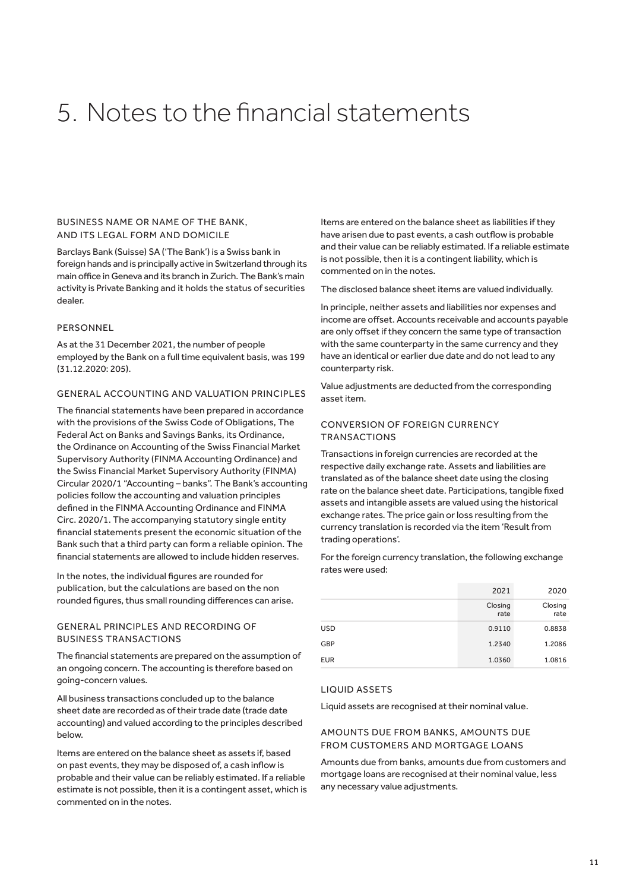# 5. Notes to the financial statements

## BUSINESS NAME OR NAME OF THE BANK, AND ITS LEGAL FORM AND DOMICILE

Barclays Bank (Suisse) SA ('The Bank') is a Swiss bank in foreign hands and is principally active in Switzerland through its main office in Geneva and its branch in Zurich. The Bank's main activity is Private Banking and it holds the status of securities dealer.

## PERSONNEL

As at the 31 December 2021, the number of people employed by the Bank on a full time equivalent basis, was 199 (31.12.2020: 205).

## GENERAL ACCOUNTING AND VALUATION PRINCIPLES

The financial statements have been prepared in accordance with the provisions of the Swiss Code of Obligations, The Federal Act on Banks and Savings Banks, its Ordinance, the Ordinance on Accounting of the Swiss Financial Market Supervisory Authority (FINMA Accounting Ordinance) and the Swiss Financial Market Supervisory Authority (FINMA) Circular 2020/1 "Accounting – banks". The Bank's accounting policies follow the accounting and valuation principles defined in the FINMA Accounting Ordinance and FINMA Circ. 2020/1. The accompanying statutory single entity financial statements present the economic situation of the Bank such that a third party can form a reliable opinion. The financial statements are allowed to include hidden reserves.

In the notes, the individual figures are rounded for publication, but the calculations are based on the non rounded figures, thus small rounding differences can arise.

## GENERAL PRINCIPLES AND RECORDING OF BUSINESS TRANSACTIONS

The financial statements are prepared on the assumption of an ongoing concern. The accounting is therefore based on going-concern values.

All business transactions concluded up to the balance sheet date are recorded as of their trade date (trade date accounting) and valued according to the principles described below.

Items are entered on the balance sheet as assets if, based on past events, they may be disposed of, a cash inflow is probable and their value can be reliably estimated. If a reliable estimate is not possible, then it is a contingent asset, which is commented on in the notes.

Items are entered on the balance sheet as liabilities if they have arisen due to past events, a cash outflow is probable and their value can be reliably estimated. If a reliable estimate is not possible, then it is a contingent liability, which is commented on in the notes.

The disclosed balance sheet items are valued individually.

In principle, neither assets and liabilities nor expenses and income are offset. Accounts receivable and accounts payable are only offset if they concern the same type of transaction with the same counterparty in the same currency and they have an identical or earlier due date and do not lead to any counterparty risk.

Value adjustments are deducted from the corresponding asset item.

## CONVERSION OF FOREIGN CURRENCY TRANSACTIONS

Transactions in foreign currencies are recorded at the respective daily exchange rate. Assets and liabilities are translated as of the balance sheet date using the closing rate on the balance sheet date. Participations, tangible fixed assets and intangible assets are valued using the historical exchange rates. The price gain or loss resulting from the currency translation is recorded via the item 'Result from trading operations'.

For the foreign currency translation, the following exchange rates were used:

| | 2021 | 2020 |
|---|---|---|
| | Closing rate | Closing rate |
| USD | 0.9110 | 0.8838 |
| GBP | 1.2340 | 1.2086 |
| EUR | 1.0360 | 1.0816 |

## LIQUID ASSETS

Liquid assets are recognised at their nominal value.

## AMOUNTS DUE FROM BANKS, AMOUNTS DUE FROM CUSTOMERS AND MORTGAGE LOANS

Amounts due from banks, amounts due from customers and mortgage loans are recognised at their nominal value, less any necessary value adjustments.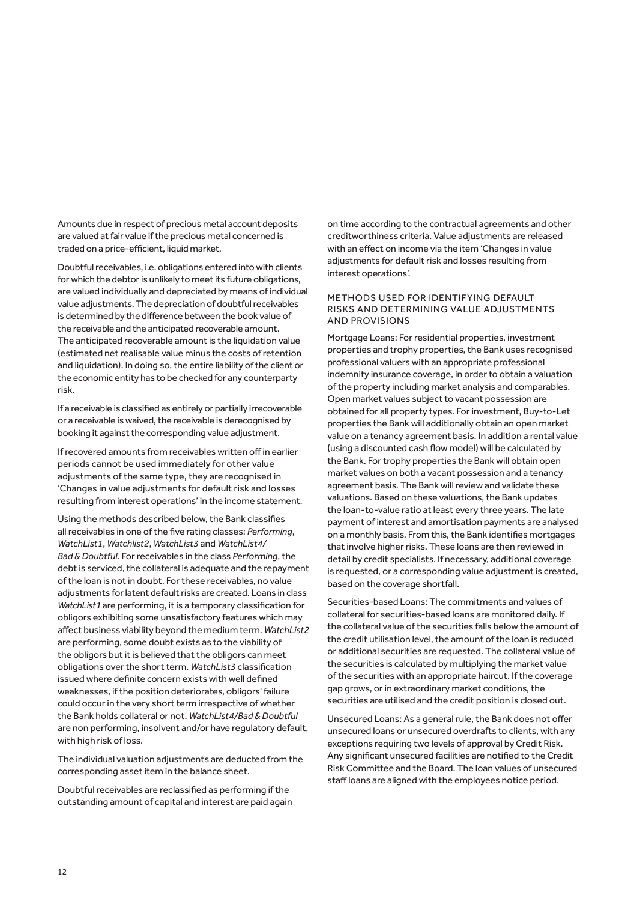Amounts due in respect of precious metal account deposits are valued at fair value if the precious metal concerned is traded on a price-efficient, liquid market.

Doubtful receivables, i.e. obligations entered into with clients for which the debtor is unlikely to meet its future obligations, are valued individually and depreciated by means of individual value adjustments. The depreciation of doubtful receivables is determined by the difference between the book value of the receivable and the anticipated recoverable amount. The anticipated recoverable amount is the liquidation value (estimated net realisable value minus the costs of retention and liquidation). In doing so, the entire liability of the client or the economic entity has to be checked for any counterparty risk.

If a receivable is classified as entirely or partially irrecoverable or a receivable is waived, the receivable is derecognised by booking it against the corresponding value adjustment.

If recovered amounts from receivables written off in earlier periods cannot be used immediately for other value adjustments of the same type, they are recognised in 'Changes in value adjustments for default risk and losses resulting from interest operations' in the income statement.

Using the methods described below, the Bank classifies all receivables in one of the five rating classes: *Performing*, *WatchList1*, *Watchlist2*, *WatchList3* and *WatchList4/ Bad & Doubtful*. For receivables in the class *Performing*, the debt is serviced, the collateral is adequate and the repayment of the loan is not in doubt. For these receivables, no value adjustments for latent default risks are created. Loans in class *WatchList1* are performing, it is a temporary classification for obligors exhibiting some unsatisfactory features which may affect business viability beyond the medium term. *WatchList2* are performing, some doubt exists as to the viability of the obligors but it is believed that the obligors can meet obligations over the short term. *WatchList3* classification issued where definite concern exists with well defined weaknesses, if the position deteriorates, obligors' failure could occur in the very short term irrespective of whether the Bank holds collateral or not. *WatchList4/Bad & Doubtful* are non performing, insolvent and/or have regulatory default, with high risk of loss.

The individual valuation adjustments are deducted from the corresponding asset item in the balance sheet.

Doubtful receivables are reclassified as performing if the outstanding amount of capital and interest are paid again on time according to the contractual agreements and other creditworthiness criteria. Value adjustments are released with an effect on income via the item 'Changes in value adjustments for default risk and losses resulting from interest operations'.

### METHODS USED FOR IDENTIFYING DEFAULT RISKS AND DETERMINING VALUE ADJUSTMENTS AND PROVISIONS

Mortgage Loans: For residential properties, investment properties and trophy properties, the Bank uses recognised professional valuers with an appropriate professional indemnity insurance coverage, in order to obtain a valuation of the property including market analysis and comparables. Open market values subject to vacant possession are obtained for all property types. For investment, Buy-to-Let properties the Bank will additionally obtain an open market value on a tenancy agreement basis. In addition a rental value (using a discounted cash flow model) will be calculated by the Bank. For trophy properties the Bank will obtain open market values on both a vacant possession and a tenancy agreement basis. The Bank will review and validate these valuations. Based on these valuations, the Bank updates the loan-to-value ratio at least every three years. The late payment of interest and amortisation payments are analysed on a monthly basis. From this, the Bank identifies mortgages that involve higher risks. These loans are then reviewed in detail by credit specialists. If necessary, additional coverage is requested, or a corresponding value adjustment is created, based on the coverage shortfall.

Securities-based Loans: The commitments and values of collateral for securities-based loans are monitored daily. If the collateral value of the securities falls below the amount of the credit utilisation level, the amount of the loan is reduced or additional securities are requested. The collateral value of the securities is calculated by multiplying the market value of the securities with an appropriate haircut. If the coverage gap grows, or in extraordinary market conditions, the securities are utilised and the credit position is closed out.

Unsecured Loans: As a general rule, the Bank does not offer unsecured loans or unsecured overdrafts to clients, with any exceptions requiring two levels of approval by Credit Risk. Any significant unsecured facilities are notified to the Credit Risk Committee and the Board. The loan values of unsecured staff loans are aligned with the employees notice period.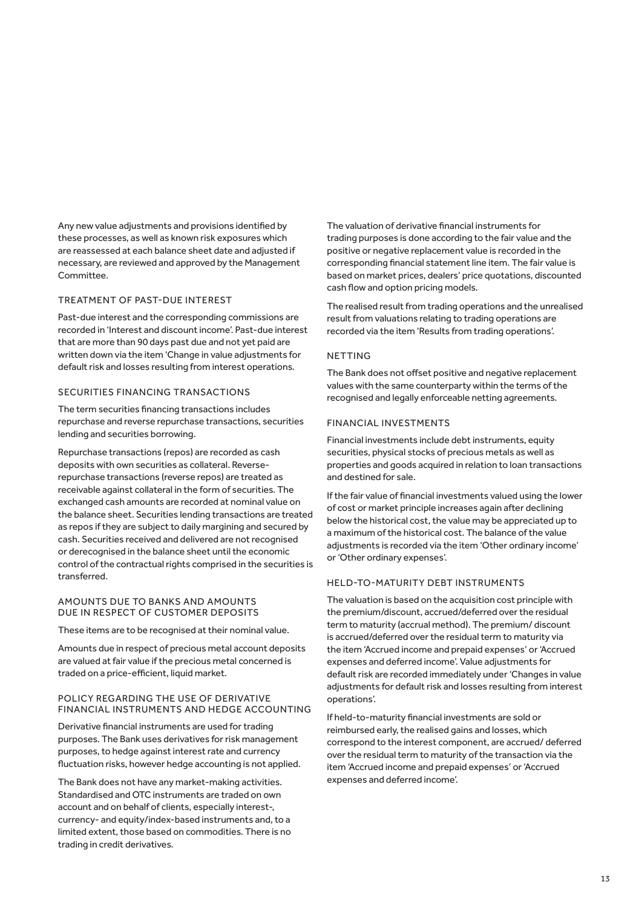Any new value adjustments and provisions identified by these processes, as well as known risk exposures which are reassessed at each balance sheet date and adjusted if necessary, are reviewed and approved by the Management Committee.

### TREATMENT OF PAST-DUE INTEREST

Past-due interest and the corresponding commissions are recorded in 'Interest and discount income'. Past-due interest that are more than 90 days past due and not yet paid are written down via the item 'Change in value adjustments for default risk and losses resulting from interest operations.

### SECURITIES FINANCING TRANSACTIONS

The term securities financing transactions includes repurchase and reverse repurchase transactions, securities lending and securities borrowing.

Repurchase transactions (repos) are recorded as cash deposits with own securities as collateral. Reverse-repurchase transactions (reverse repos) are treated as receivable against collateral in the form of securities. The exchanged cash amounts are recorded at nominal value on the balance sheet. Securities lending transactions are treated as repos if they are subject to daily margining and secured by cash. Securities received and delivered are not recognised or derecognised in the balance sheet until the economic control of the contractual rights comprised in the securities is transferred.

### AMOUNTS DUE TO BANKS AND AMOUNTS DUE IN RESPECT OF CUSTOMER DEPOSITS

These items are to be recognised at their nominal value.

Amounts due in respect of precious metal account deposits are valued at fair value if the precious metal concerned is traded on a price-efficient, liquid market.

### POLICY REGARDING THE USE OF DERIVATIVE FINANCIAL INSTRUMENTS AND HEDGE ACCOUNTING

Derivative financial instruments are used for trading purposes. The Bank uses derivatives for risk management purposes, to hedge against interest rate and currency fluctuation risks, however hedge accounting is not applied.

The Bank does not have any market-making activities. Standardised and OTC instruments are traded on own account and on behalf of clients, especially interest-, currency- and equity/index-based instruments and, to a limited extent, those based on commodities. There is no trading in credit derivatives.

The valuation of derivative financial instruments for trading purposes is done according to the fair value and the positive or negative replacement value is recorded in the corresponding financial statement line item. The fair value is based on market prices, dealers' price quotations, discounted cash flow and option pricing models.

The realised result from trading operations and the unrealised result from valuations relating to trading operations are recorded via the item 'Results from trading operations'.

### NETTING

The Bank does not offset positive and negative replacement values with the same counterparty within the terms of the recognised and legally enforceable netting agreements.

### FINANCIAL INVESTMENTS

Financial investments include debt instruments, equity securities, physical stocks of precious metals as well as properties and goods acquired in relation to loan transactions and destined for sale.

If the fair value of financial investments valued using the lower of cost or market principle increases again after declining below the historical cost, the value may be appreciated up to a maximum of the historical cost. The balance of the value adjustments is recorded via the item 'Other ordinary income' or 'Other ordinary expenses'.

### HELD-TO-MATURITY DEBT INSTRUMENTS

The valuation is based on the acquisition cost principle with the premium/discount, accrued/deferred over the residual term to maturity (accrual method). The premium/ discount is accrued/deferred over the residual term to maturity via the item 'Accrued income and prepaid expenses' or 'Accrued expenses and deferred income'. Value adjustments for default risk are recorded immediately under 'Changes in value adjustments for default risk and losses resulting from interest operations'.

If held-to-maturity financial investments are sold or reimbursed early, the realised gains and losses, which correspond to the interest component, are accrued/ deferred over the residual term to maturity of the transaction via the item 'Accrued income and prepaid expenses' or 'Accrued expenses and deferred income'.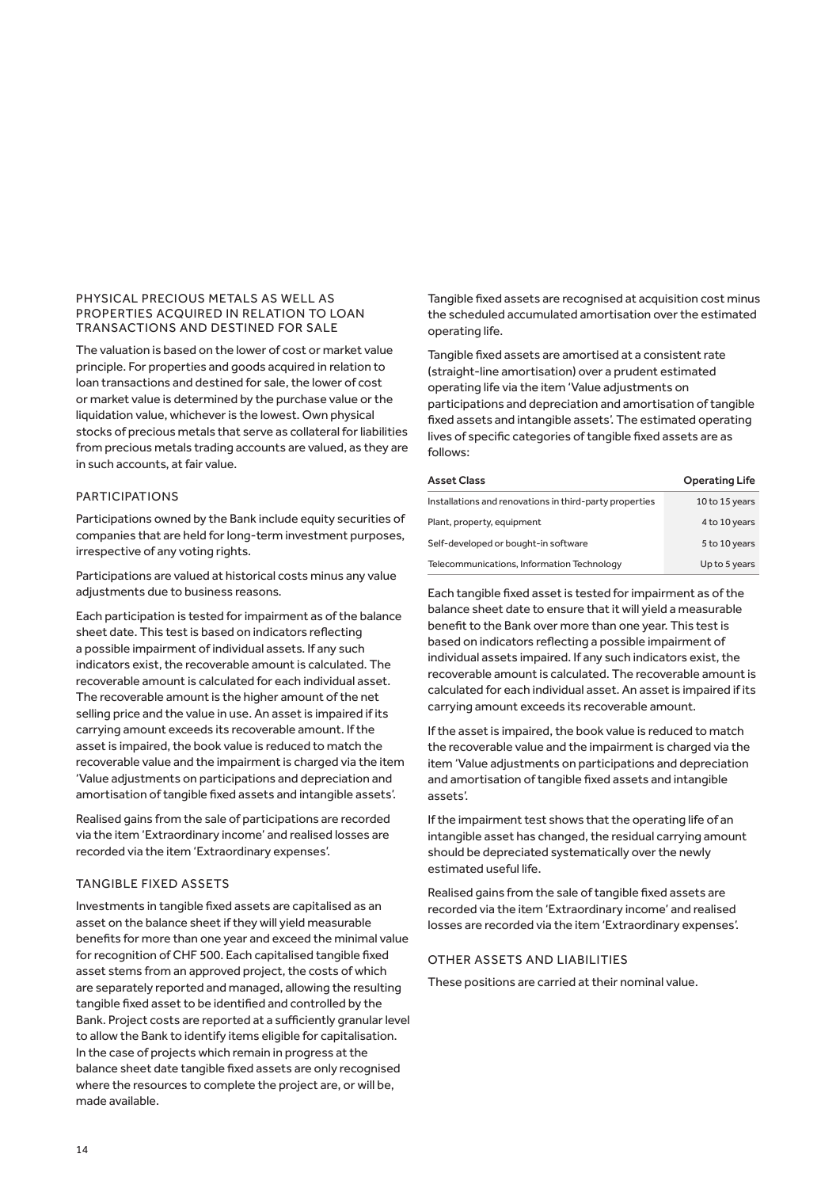### PHYSICAL PRECIOUS METALS AS WELL AS PROPERTIES ACQUIRED IN RELATION TO LOAN TRANSACTIONS AND DESTINED FOR SALE

The valuation is based on the lower of cost or market value principle. For properties and goods acquired in relation to loan transactions and destined for sale, the lower of cost or market value is determined by the purchase value or the liquidation value, whichever is the lowest. Own physical stocks of precious metals that serve as collateral for liabilities from precious metals trading accounts are valued, as they are in such accounts, at fair value.

### PARTICIPATIONS

Participations owned by the Bank include equity securities of companies that are held for long-term investment purposes, irrespective of any voting rights.

Participations are valued at historical costs minus any value adjustments due to business reasons.

Each participation is tested for impairment as of the balance sheet date. This test is based on indicators reflecting a possible impairment of individual assets. If any such indicators exist, the recoverable amount is calculated. The recoverable amount is calculated for each individual asset. The recoverable amount is the higher amount of the net selling price and the value in use. An asset is impaired if its carrying amount exceeds its recoverable amount. If the asset is impaired, the book value is reduced to match the recoverable value and the impairment is charged via the item 'Value adjustments on participations and depreciation and amortisation of tangible fixed assets and intangible assets'.

Realised gains from the sale of participations are recorded via the item 'Extraordinary income' and realised losses are recorded via the item 'Extraordinary expenses'.

### TANGIBLE FIXED ASSETS

Investments in tangible fixed assets are capitalised as an asset on the balance sheet if they will yield measurable benefits for more than one year and exceed the minimal value for recognition of CHF 500. Each capitalised tangible fixed asset stems from an approved project, the costs of which are separately reported and managed, allowing the resulting tangible fixed asset to be identified and controlled by the Bank. Project costs are reported at a sufficiently granular level to allow the Bank to identify items eligible for capitalisation. In the case of projects which remain in progress at the balance sheet date tangible fixed assets are only recognised where the resources to complete the project are, or will be, made available.

Tangible fixed assets are recognised at acquisition cost minus the scheduled accumulated amortisation over the estimated operating life.

Tangible fixed assets are amortised at a consistent rate (straight-line amortisation) over a prudent estimated operating life via the item 'Value adjustments on participations and depreciation and amortisation of tangible fixed assets and intangible assets'. The estimated operating lives of specific categories of tangible fixed assets are as follows:

| Asset Class | Operating Life |
|---|---|
| Installations and renovations in third-party properties | 10 to 15 years |
| Plant, property, equipment | 4 to 10 years |
| Self-developed or bought-in software | 5 to 10 years |
| Telecommunications, Information Technology | Up to 5 years |

Each tangible fixed asset is tested for impairment as of the balance sheet date to ensure that it will yield a measurable benefit to the Bank over more than one year. This test is based on indicators reflecting a possible impairment of individual assets impaired. If any such indicators exist, the recoverable amount is calculated. The recoverable amount is calculated for each individual asset. An asset is impaired if its carrying amount exceeds its recoverable amount.

If the asset is impaired, the book value is reduced to match the recoverable value and the impairment is charged via the item 'Value adjustments on participations and depreciation and amortisation of tangible fixed assets and intangible assets'.

If the impairment test shows that the operating life of an intangible asset has changed, the residual carrying amount should be depreciated systematically over the newly estimated useful life.

Realised gains from the sale of tangible fixed assets are recorded via the item 'Extraordinary income' and realised losses are recorded via the item 'Extraordinary expenses'.

### OTHER ASSETS AND LIABILITIES

These positions are carried at their nominal value.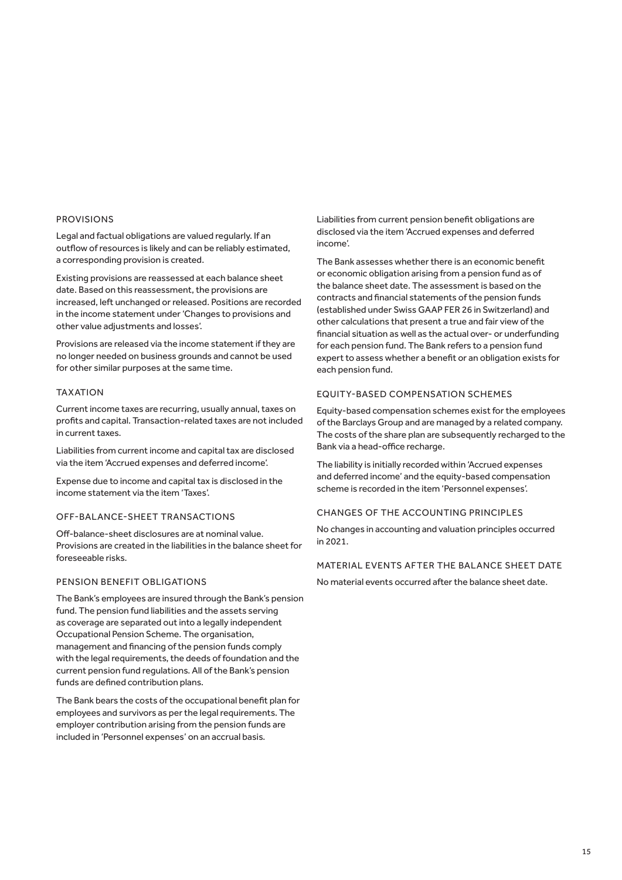### PROVISIONS

Legal and factual obligations are valued regularly. If an outflow of resources is likely and can be reliably estimated, a corresponding provision is created.

Existing provisions are reassessed at each balance sheet date. Based on this reassessment, the provisions are increased, left unchanged or released. Positions are recorded in the income statement under 'Changes to provisions and other value adjustments and losses'.

Provisions are released via the income statement if they are no longer needed on business grounds and cannot be used for other similar purposes at the same time.

### TAXATION

Current income taxes are recurring, usually annual, taxes on profits and capital. Transaction-related taxes are not included in current taxes.

Liabilities from current income and capital tax are disclosed via the item 'Accrued expenses and deferred income'.

Expense due to income and capital tax is disclosed in the income statement via the item 'Taxes'.

### OFF-BALANCE-SHEET TRANSACTIONS

Off-balance-sheet disclosures are at nominal value. Provisions are created in the liabilities in the balance sheet for foreseeable risks.

### PENSION BENEFIT OBLIGATIONS

The Bank's employees are insured through the Bank's pension fund. The pension fund liabilities and the assets serving as coverage are separated out into a legally independent Occupational Pension Scheme. The organisation, management and financing of the pension funds comply with the legal requirements, the deeds of foundation and the current pension fund regulations. All of the Bank's pension funds are defined contribution plans.

The Bank bears the costs of the occupational benefit plan for employees and survivors as per the legal requirements. The employer contribution arising from the pension funds are included in 'Personnel expenses' on an accrual basis.

Liabilities from current pension benefit obligations are disclosed via the item 'Accrued expenses and deferred income'.

The Bank assesses whether there is an economic benefit or economic obligation arising from a pension fund as of the balance sheet date. The assessment is based on the contracts and financial statements of the pension funds (established under Swiss GAAP FER 26 in Switzerland) and other calculations that present a true and fair view of the financial situation as well as the actual over- or underfunding for each pension fund. The Bank refers to a pension fund expert to assess whether a benefit or an obligation exists for each pension fund.

### EQUITY-BASED COMPENSATION SCHEMES

Equity-based compensation schemes exist for the employees of the Barclays Group and are managed by a related company. The costs of the share plan are subsequently recharged to the Bank via a head-office recharge.

The liability is initially recorded within 'Accrued expenses and deferred income' and the equity-based compensation scheme is recorded in the item 'Personnel expenses'.

### CHANGES OF THE ACCOUNTING PRINCIPLES

No changes in accounting and valuation principles occurred in 2021.

### MATERIAL EVENTS AFTER THE BALANCE SHEET DATE

No material events occurred after the balance sheet date.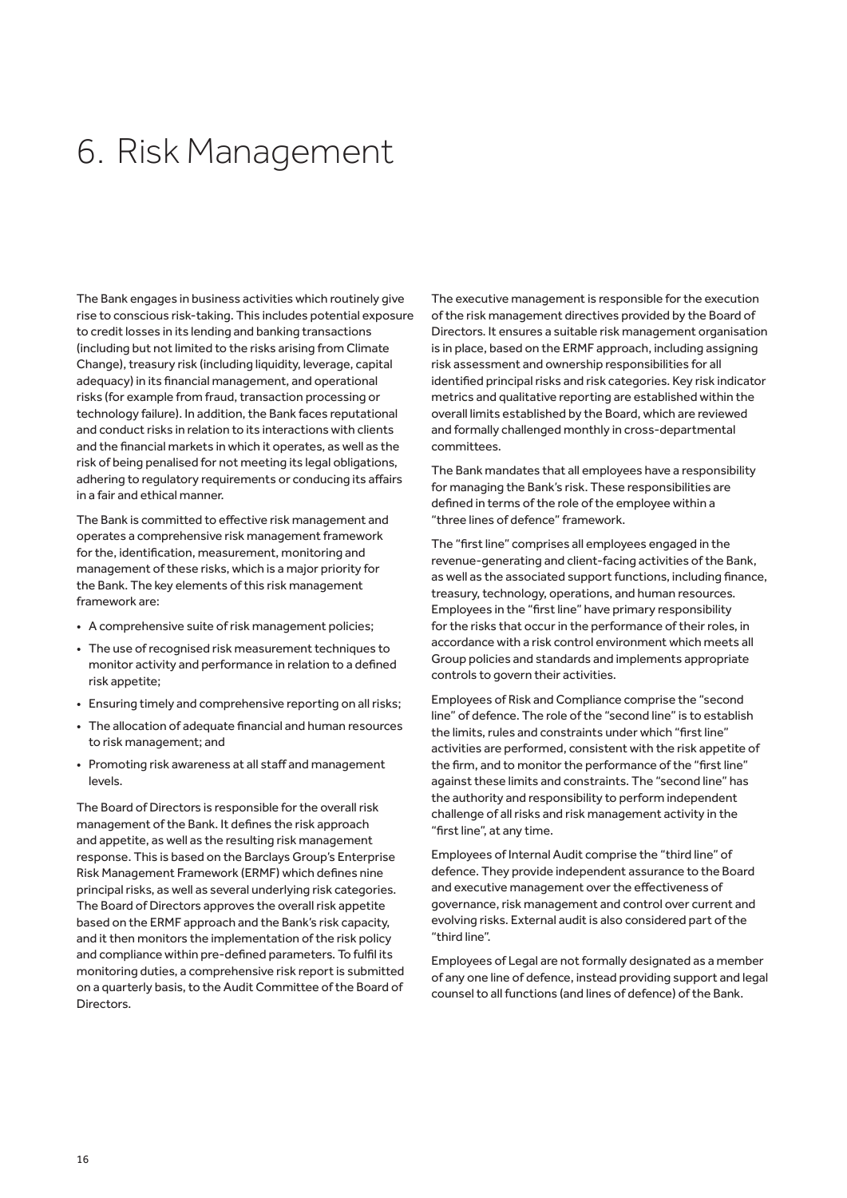# 6. Risk Management

The Bank engages in business activities which routinely give rise to conscious risk-taking. This includes potential exposure to credit losses in its lending and banking transactions (including but not limited to the risks arising from Climate Change), treasury risk (including liquidity, leverage, capital adequacy) in its financial management, and operational risks (for example from fraud, transaction processing or technology failure). In addition, the Bank faces reputational and conduct risks in relation to its interactions with clients and the financial markets in which it operates, as well as the risk of being penalised for not meeting its legal obligations, adhering to regulatory requirements or conducing its affairs in a fair and ethical manner.

The Bank is committed to effective risk management and operates a comprehensive risk management framework for the, identification, measurement, monitoring and management of these risks, which is a major priority for the Bank. The key elements of this risk management framework are:

- A comprehensive suite of risk management policies;
- The use of recognised risk measurement techniques to monitor activity and performance in relation to a defined risk appetite;
- Ensuring timely and comprehensive reporting on all risks;
- The allocation of adequate financial and human resources to risk management; and
- Promoting risk awareness at all staff and management levels.

The Board of Directors is responsible for the overall risk management of the Bank. It defines the risk approach and appetite, as well as the resulting risk management response. This is based on the Barclays Group's Enterprise Risk Management Framework (ERMF) which defines nine principal risks, as well as several underlying risk categories. The Board of Directors approves the overall risk appetite based on the ERMF approach and the Bank's risk capacity, and it then monitors the implementation of the risk policy and compliance within pre-defined parameters. To fulfil its monitoring duties, a comprehensive risk report is submitted on a quarterly basis, to the Audit Committee of the Board of Directors.

The executive management is responsible for the execution of the risk management directives provided by the Board of Directors. It ensures a suitable risk management organisation is in place, based on the ERMF approach, including assigning risk assessment and ownership responsibilities for all identified principal risks and risk categories. Key risk indicator metrics and qualitative reporting are established within the overall limits established by the Board, which are reviewed and formally challenged monthly in cross-departmental committees.

The Bank mandates that all employees have a responsibility for managing the Bank's risk. These responsibilities are defined in terms of the role of the employee within a "three lines of defence" framework.

The "first line" comprises all employees engaged in the revenue-generating and client-facing activities of the Bank, as well as the associated support functions, including finance, treasury, technology, operations, and human resources. Employees in the "first line" have primary responsibility for the risks that occur in the performance of their roles, in accordance with a risk control environment which meets all Group policies and standards and implements appropriate controls to govern their activities.

Employees of Risk and Compliance comprise the "second line" of defence. The role of the "second line" is to establish the limits, rules and constraints under which "first line" activities are performed, consistent with the risk appetite of the firm, and to monitor the performance of the "first line" against these limits and constraints. The "second line" has the authority and responsibility to perform independent challenge of all risks and risk management activity in the "first line", at any time.

Employees of Internal Audit comprise the "third line" of defence. They provide independent assurance to the Board and executive management over the effectiveness of governance, risk management and control over current and evolving risks. External audit is also considered part of the "third line".

Employees of Legal are not formally designated as a member of any one line of defence, instead providing support and legal counsel to all functions (and lines of defence) of the Bank.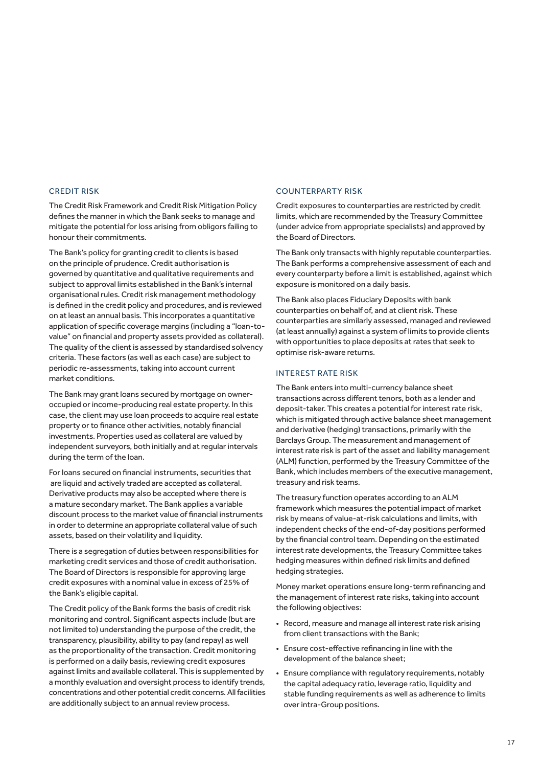## CREDIT RISK

The Credit Risk Framework and Credit Risk Mitigation Policy defines the manner in which the Bank seeks to manage and mitigate the potential for loss arising from obligors failing to honour their commitments.

The Bank's policy for granting credit to clients is based on the principle of prudence. Credit authorisation is governed by quantitative and qualitative requirements and subject to approval limits established in the Bank's internal organisational rules. Credit risk management methodology is defined in the credit policy and procedures, and is reviewed on at least an annual basis. This incorporates a quantitative application of specific coverage margins (including a "loan-to-value" on financial and property assets provided as collateral). The quality of the client is assessed by standardised solvency criteria. These factors (as well as each case) are subject to periodic re-assessments, taking into account current market conditions.

The Bank may grant loans secured by mortgage on owner-occupied or income-producing real estate property. In this case, the client may use loan proceeds to acquire real estate property or to finance other activities, notably financial investments. Properties used as collateral are valued by independent surveyors, both initially and at regular intervals during the term of the loan.

For loans secured on financial instruments, securities that are liquid and actively traded are accepted as collateral. Derivative products may also be accepted where there is a mature secondary market. The Bank applies a variable discount process to the market value of financial instruments in order to determine an appropriate collateral value of such assets, based on their volatility and liquidity.

There is a segregation of duties between responsibilities for marketing credit services and those of credit authorisation. The Board of Directors is responsible for approving large credit exposures with a nominal value in excess of 25% of the Bank's eligible capital.

The Credit policy of the Bank forms the basis of credit risk monitoring and control. Significant aspects include (but are not limited to) understanding the purpose of the credit, the transparency, plausibility, ability to pay (and repay) as well as the proportionality of the transaction. Credit monitoring is performed on a daily basis, reviewing credit exposures against limits and available collateral. This is supplemented by a monthly evaluation and oversight process to identify trends, concentrations and other potential credit concerns. All facilities are additionally subject to an annual review process.

## COUNTERPARTY RISK

Credit exposures to counterparties are restricted by credit limits, which are recommended by the Treasury Committee (under advice from appropriate specialists) and approved by the Board of Directors.

The Bank only transacts with highly reputable counterparties. The Bank performs a comprehensive assessment of each and every counterparty before a limit is established, against which exposure is monitored on a daily basis.

The Bank also places Fiduciary Deposits with bank counterparties on behalf of, and at client risk. These counterparties are similarly assessed, managed and reviewed (at least annually) against a system of limits to provide clients with opportunities to place deposits at rates that seek to optimise risk-aware returns.

## INTEREST RATE RISK

The Bank enters into multi-currency balance sheet transactions across different tenors, both as a lender and deposit-taker. This creates a potential for interest rate risk, which is mitigated through active balance sheet management and derivative (hedging) transactions, primarily with the Barclays Group. The measurement and management of interest rate risk is part of the asset and liability management (ALM) function, performed by the Treasury Committee of the Bank, which includes members of the executive management, treasury and risk teams.

The treasury function operates according to an ALM framework which measures the potential impact of market risk by means of value-at-risk calculations and limits, with independent checks of the end-of-day positions performed by the financial control team. Depending on the estimated interest rate developments, the Treasury Committee takes hedging measures within defined risk limits and defined hedging strategies.

Money market operations ensure long-term refinancing and the management of interest rate risks, taking into account the following objectives:

- Record, measure and manage all interest rate risk arising from client transactions with the Bank;
- Ensure cost-effective refinancing in line with the development of the balance sheet;
- Ensure compliance with regulatory requirements, notably the capital adequacy ratio, leverage ratio, liquidity and stable funding requirements as well as adherence to limits over intra-Group positions.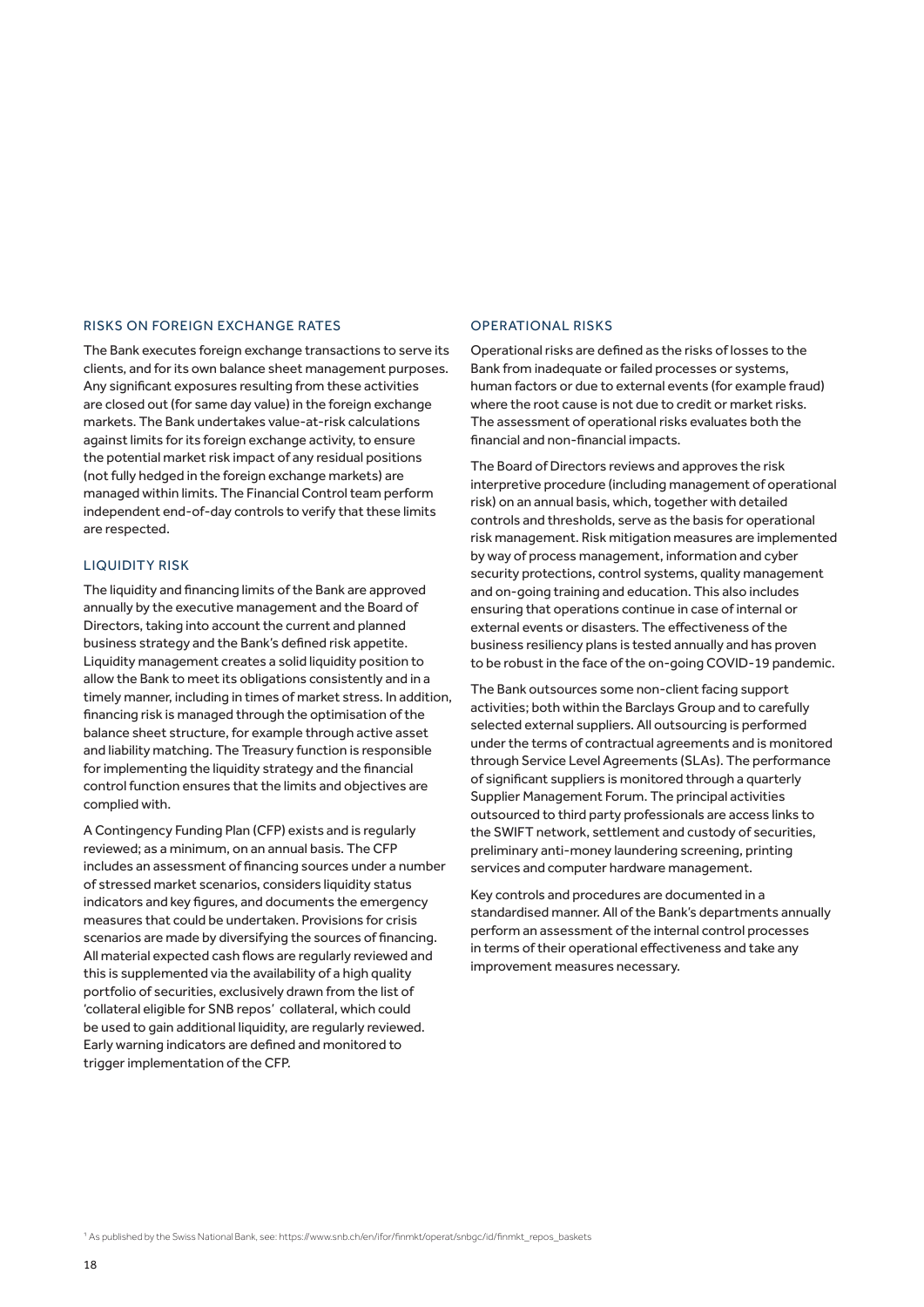## RISKS ON FOREIGN EXCHANGE RATES

The Bank executes foreign exchange transactions to serve its clients, and for its own balance sheet management purposes. Any significant exposures resulting from these activities are closed out (for same day value) in the foreign exchange markets. The Bank undertakes value-at-risk calculations against limits for its foreign exchange activity, to ensure the potential market risk impact of any residual positions (not fully hedged in the foreign exchange markets) are managed within limits. The Financial Control team perform independent end-of-day controls to verify that these limits are respected.

## LIQUIDITY RISK

The liquidity and financing limits of the Bank are approved annually by the executive management and the Board of Directors, taking into account the current and planned business strategy and the Bank's defined risk appetite. Liquidity management creates a solid liquidity position to allow the Bank to meet its obligations consistently and in a timely manner, including in times of market stress. In addition, financing risk is managed through the optimisation of the balance sheet structure, for example through active asset and liability matching. The Treasury function is responsible for implementing the liquidity strategy and the financial control function ensures that the limits and objectives are complied with.

A Contingency Funding Plan (CFP) exists and is regularly reviewed; as a minimum, on an annual basis. The CFP includes an assessment of financing sources under a number of stressed market scenarios, considers liquidity status indicators and key figures, and documents the emergency measures that could be undertaken. Provisions for crisis scenarios are made by diversifying the sources of financing. All material expected cash flows are regularly reviewed and this is supplemented via the availability of a high quality portfolio of securities, exclusively drawn from the list of 'collateral eligible for SNB repos' collateral, which could be used to gain additional liquidity, are regularly reviewed. Early warning indicators are defined and monitored to trigger implementation of the CFP.

## OPERATIONAL RISKS

Operational risks are defined as the risks of losses to the Bank from inadequate or failed processes or systems, human factors or due to external events (for example fraud) where the root cause is not due to credit or market risks. The assessment of operational risks evaluates both the financial and non-financial impacts.

The Board of Directors reviews and approves the risk interpretive procedure (including management of operational risk) on an annual basis, which, together with detailed controls and thresholds, serve as the basis for operational risk management. Risk mitigation measures are implemented by way of process management, information and cyber security protections, control systems, quality management and on-going training and education. This also includes ensuring that operations continue in case of internal or external events or disasters. The effectiveness of the business resiliency plans is tested annually and has proven to be robust in the face of the on-going COVID-19 pandemic.

The Bank outsources some non-client facing support activities; both within the Barclays Group and to carefully selected external suppliers. All outsourcing is performed under the terms of contractual agreements and is monitored through Service Level Agreements (SLAs). The performance of significant suppliers is monitored through a quarterly Supplier Management Forum. The principal activities outsourced to third party professionals are access links to the SWIFT network, settlement and custody of securities, preliminary anti-money laundering screening, printing services and computer hardware management.

Key controls and procedures are documented in a standardised manner. All of the Bank's departments annually perform an assessment of the internal control processes in terms of their operational effectiveness and take any improvement measures necessary.

[1] As published by the Swiss National Bank, see: https://www.snb.ch/en/ifor/finmkt/operat/snbgc/id/finmkt_repos_baskets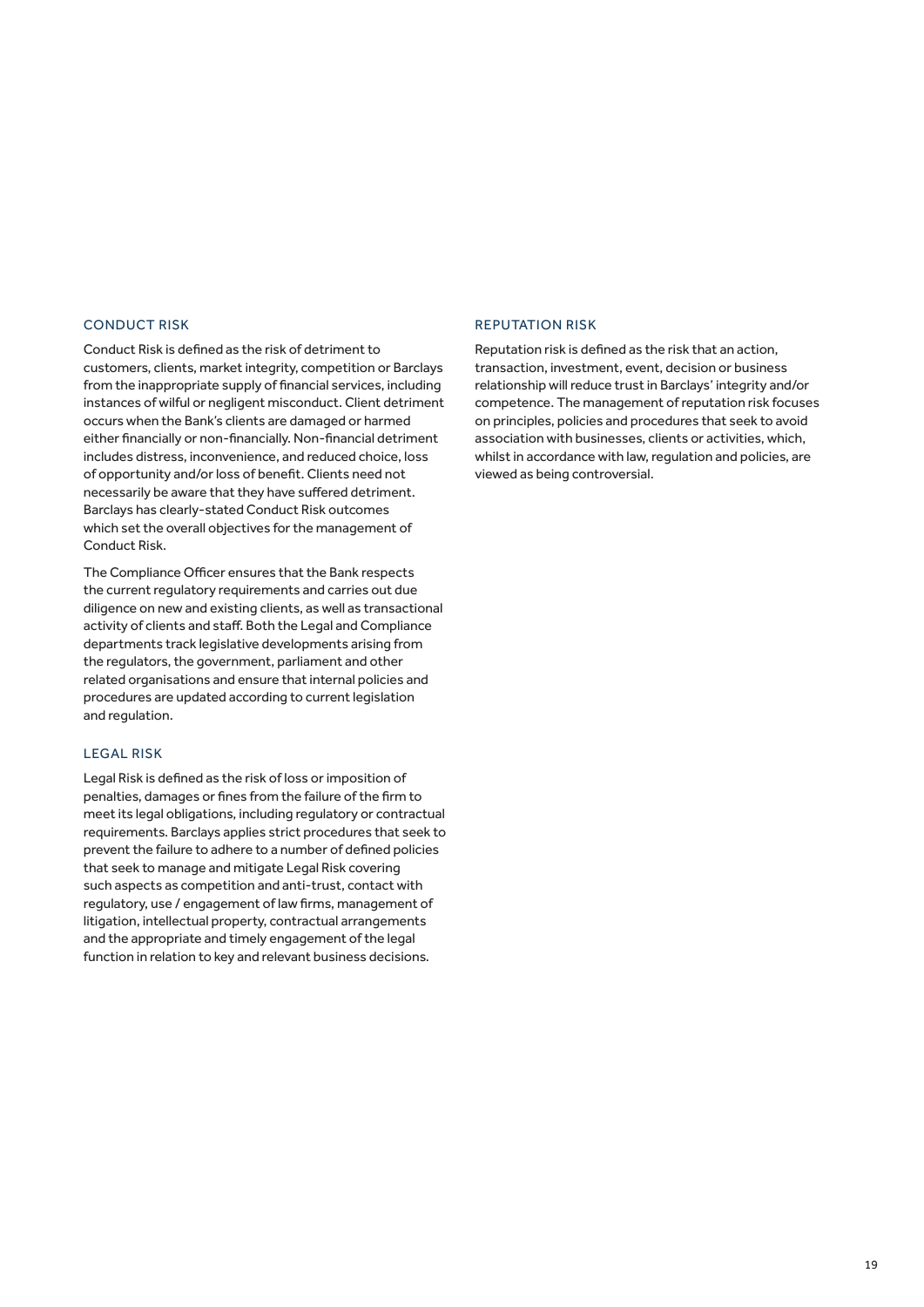## CONDUCT RISK

Conduct Risk is defined as the risk of detriment to customers, clients, market integrity, competition or Barclays from the inappropriate supply of financial services, including instances of wilful or negligent misconduct. Client detriment occurs when the Bank's clients are damaged or harmed either financially or non-financially. Non-financial detriment includes distress, inconvenience, and reduced choice, loss of opportunity and/or loss of benefit. Clients need not necessarily be aware that they have suffered detriment. Barclays has clearly-stated Conduct Risk outcomes which set the overall objectives for the management of Conduct Risk.

The Compliance Officer ensures that the Bank respects the current regulatory requirements and carries out due diligence on new and existing clients, as well as transactional activity of clients and staff. Both the Legal and Compliance departments track legislative developments arising from the regulators, the government, parliament and other related organisations and ensure that internal policies and procedures are updated according to current legislation and regulation.

## LEGAL RISK

Legal Risk is defined as the risk of loss or imposition of penalties, damages or fines from the failure of the firm to meet its legal obligations, including regulatory or contractual requirements. Barclays applies strict procedures that seek to prevent the failure to adhere to a number of defined policies that seek to manage and mitigate Legal Risk covering such aspects as competition and anti-trust, contact with regulatory, use / engagement of law firms, management of litigation, intellectual property, contractual arrangements and the appropriate and timely engagement of the legal function in relation to key and relevant business decisions.

## REPUTATION RISK

Reputation risk is defined as the risk that an action, transaction, investment, event, decision or business relationship will reduce trust in Barclays' integrity and/or competence. The management of reputation risk focuses on principles, policies and procedures that seek to avoid association with businesses, clients or activities, which, whilst in accordance with law, regulation and policies, are viewed as being controversial.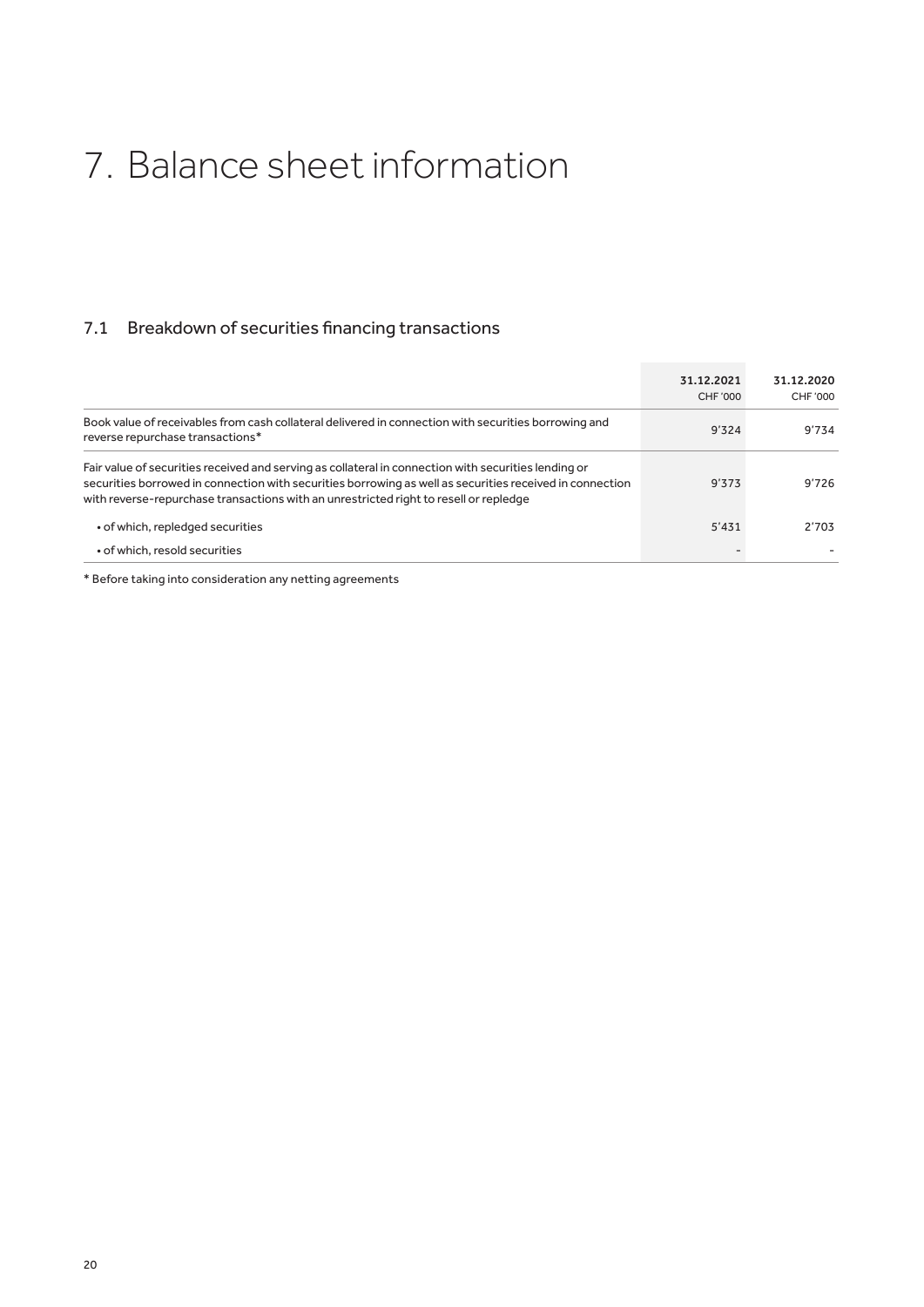# 7. Balance sheet information

## 7.1 Breakdown of securities financing transactions

| | 31.12.2021 CHF '000 | 31.12.2020 CHF '000 |
|---|---|---|
| Book value of receivables from cash collateral delivered in connection with securities borrowing and reverse repurchase transactions* | 9'324 | 9'734 |
| Fair value of securities received and serving as collateral in connection with securities lending or securities borrowed in connection with securities borrowing as well as securities received in connection with reverse-repurchase transactions with an unrestricted right to resell or repledge | 9'373 | 9'726 |
| • of which, repledged securities | 5'431 | 2'703 |
| • of which, resold securities | - | - |

* Before taking into consideration any netting agreements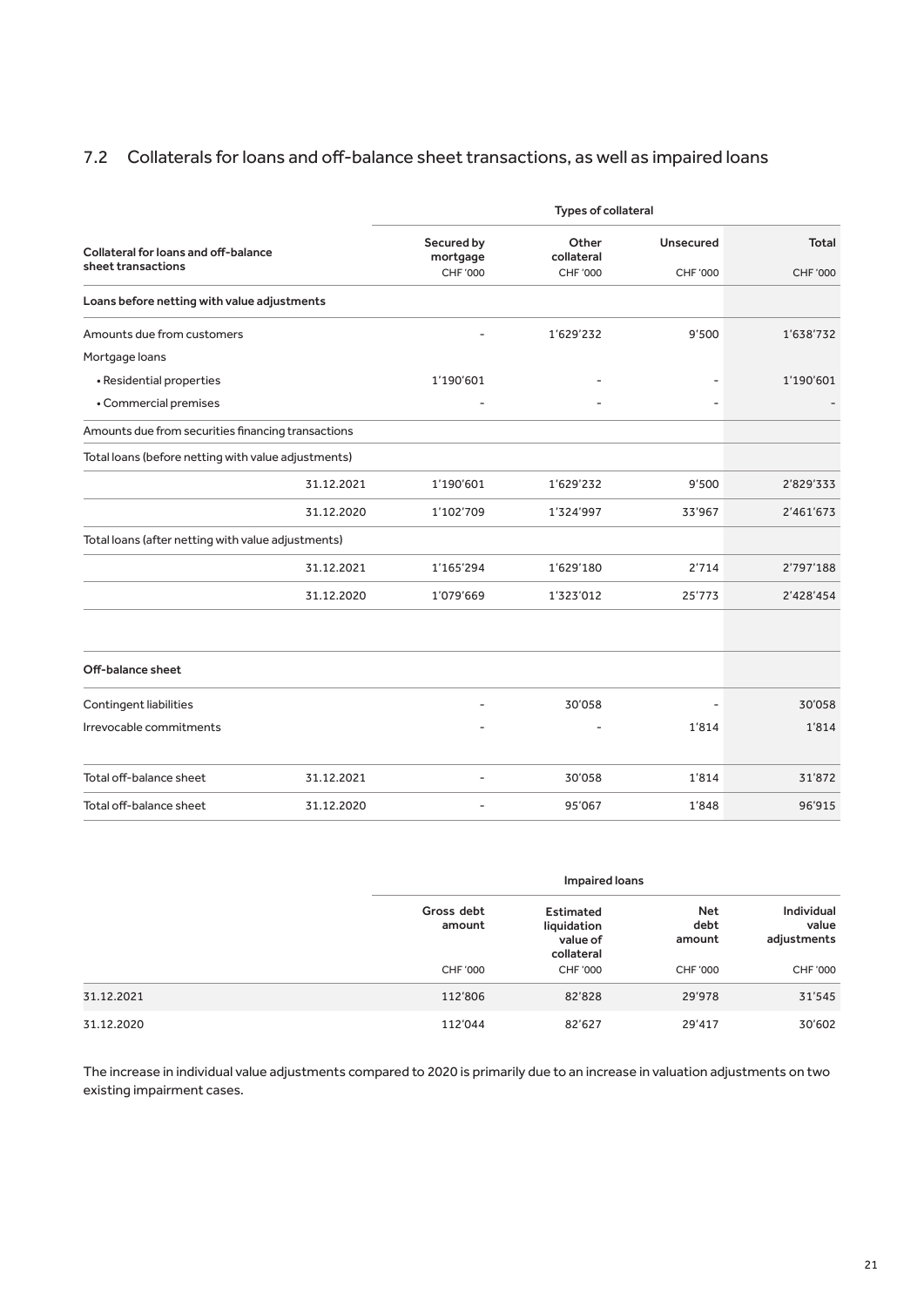## 7.2 Collaterals for loans and off-balance sheet transactions, as well as impaired loans

| Collateral for loans and off-balance sheet transactions | | Types of collateral | | | |
|---|---|---|---|---|---|
| | | Secured by mortgage | Other collateral | Unsecured | Total |
| | | CHF '000 | CHF '000 | CHF '000 | CHF '000 |
| **Loans before netting with value adjustments** | | | | | |
| Amounts due from customers | | - | 1'629'232 | 9'500 | 1'638'732 |
| Mortgage loans | | | | | |
| • Residential properties | | 1'190'601 | - | - | 1'190'601 |
| • Commercial premises | | - | - | - | - |
| Amounts due from securities financing transactions | | | | | |
| Total loans (before netting with value adjustments) | | | | | |
| | 31.12.2021 | 1'190'601 | 1'629'232 | 9'500 | 2'829'333 |
| | 31.12.2020 | 1'102'709 | 1'324'997 | 33'967 | 2'461'673 |
| Total loans (after netting with value adjustments) | | | | | |
| | 31.12.2021 | 1'165'294 | 1'629'180 | 2'714 | 2'797'188 |
| | 31.12.2020 | 1'079'669 | 1'323'012 | 25'773 | 2'428'454 |
| **Off-balance sheet** | | | | | |
| Contingent liabilities | | - | 30'058 | - | 30'058 |
| Irrevocable commitments | | - | - | 1'814 | 1'814 |
| Total off-balance sheet | 31.12.2021 | - | 30'058 | 1'814 | 31'872 |
| Total off-balance sheet | 31.12.2020 | - | 95'067 | 1'848 | 96'915 |

| | Impaired loans | | | |
|---|---|---|---|---|
| | Gross debt amount | Estimated liquidation value of collateral | Net debt amount | Individual value adjustments |
| | CHF '000 | CHF '000 | CHF '000 | CHF '000 |
| 31.12.2021 | 112'806 | 82'828 | 29'978 | 31'545 |
| 31.12.2020 | 112'044 | 82'627 | 29'417 | 30'602 |

The increase in individual value adjustments compared to 2020 is primarily due to an increase in valuation adjustments on two existing impairment cases.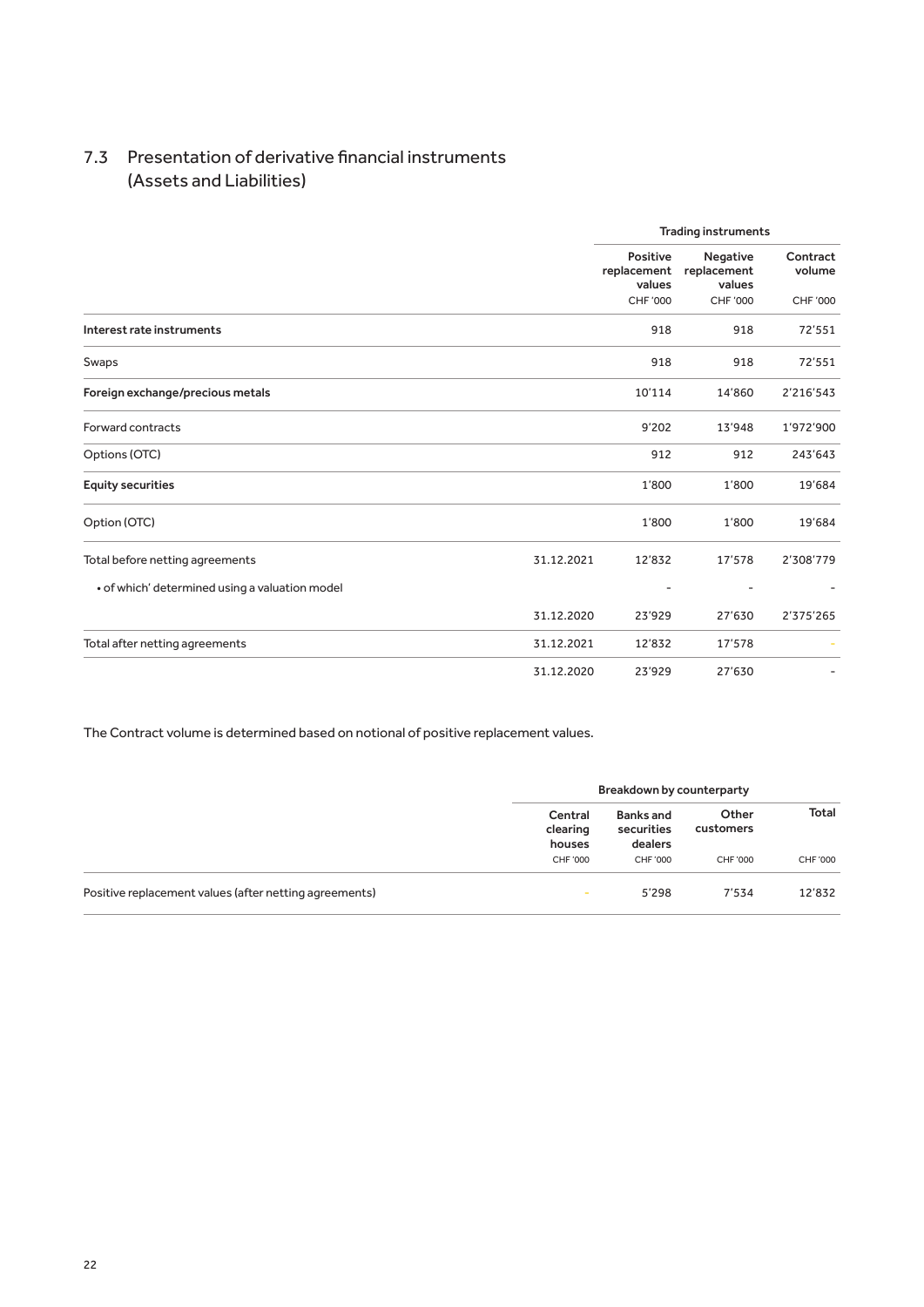## 7.3 Presentation of derivative financial instruments (Assets and Liabilities)

| | | Trading instruments | | |
|---|---|---|---|---|
| | | Positive replacement values | Negative replacement values | Contract volume |
| | | CHF '000 | CHF '000 | CHF '000 |
| **Interest rate instruments** | | 918 | 918 | 72'551 |
| Swaps | | 918 | 918 | 72'551 |
| **Foreign exchange/precious metals** | | 10'114 | 14'860 | 2'216'543 |
| Forward contracts | | 9'202 | 13'948 | 1'972'900 |
| Options (OTC) | | 912 | 912 | 243'643 |
| **Equity securities** | | 1'800 | 1'800 | 19'684 |
| Option (OTC) | | 1'800 | 1'800 | 19'684 |
| Total before netting agreements | 31.12.2021 | 12'832 | 17'578 | 2'308'779 |
| • of which' determined using a valuation model | | - | - | - |
| | 31.12.2020 | 23'929 | 27'630 | 2'375'265 |
| Total after netting agreements | 31.12.2021 | 12'832 | 17'578 | - |
| | 31.12.2020 | 23'929 | 27'630 | - |

The Contract volume is determined based on notional of positive replacement values.

| | Breakdown by counterparty | | | |
|---|---|---|---|---|
| | Central clearing houses | Banks and securities dealers | Other customers | Total |
| | CHF '000 | CHF '000 | CHF '000 | CHF '000 |
| Positive replacement values (after netting agreements) | - | 5'298 | 7'534 | 12'832 |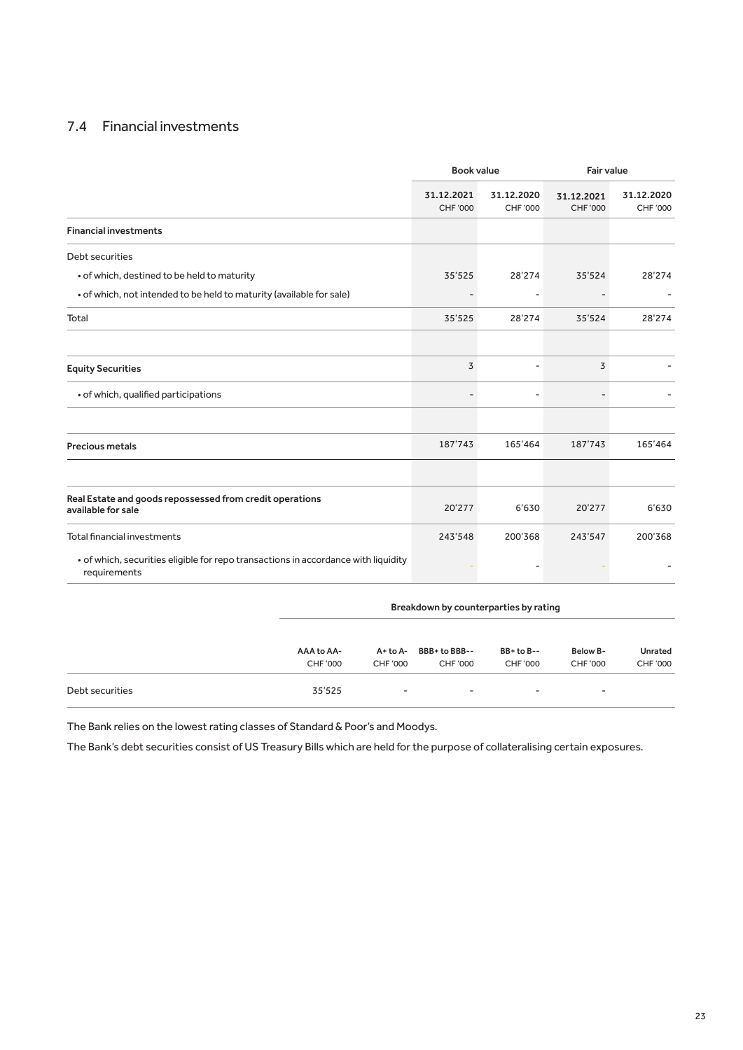## 7.4 Financial investments

| | Book value | | Fair value | |
|---|---|---|---|---|
| | 31.12.2021 CHF '000 | 31.12.2020 CHF '000 | 31.12.2021 CHF '000 | 31.12.2020 CHF '000 |
| **Financial investments** | | | | |
| Debt securities | | | | |
| • of which, destined to be held to maturity | 35'525 | 28'274 | 35'524 | 28'274 |
| • of which, not intended to be held to maturity (available for sale) | - | - | - | - |
| Total | 35'525 | 28'274 | 35'524 | 28'274 |
| | | | | |
| **Equity Securities** | 3 | - | 3 | - |
| • of which, qualified participations | - | - | - | - |
| | | | | |
| **Precious metals** | 187'743 | 165'464 | 187'743 | 165'464 |
| | | | | |
| **Real Estate and goods repossessed from credit operations available for sale** | 20'277 | 6'630 | 20'277 | 6'630 |
| Total financial investments | 243'548 | 200'368 | 243'547 | 200'368 |
| • of which, securities eligible for repo transactions in accordance with liquidity requirements | - | - | - | - |

| | Breakdown by counterparties by rating | | | | | |
|---|---|---|---|---|---|---|
| | AAA to AA- CHF '000 | A+ to A- CHF '000 | BBB+ to BBB-- CHF '000 | BB+ to B-- CHF '000 | Below B- CHF '000 | Unrated CHF '000 |
| Debt securities | 35'525 | - | - | - | - | |

The Bank relies on the lowest rating classes of Standard & Poor's and Moodys.

The Bank's debt securities consist of US Treasury Bills which are held for the purpose of collateralising certain exposures.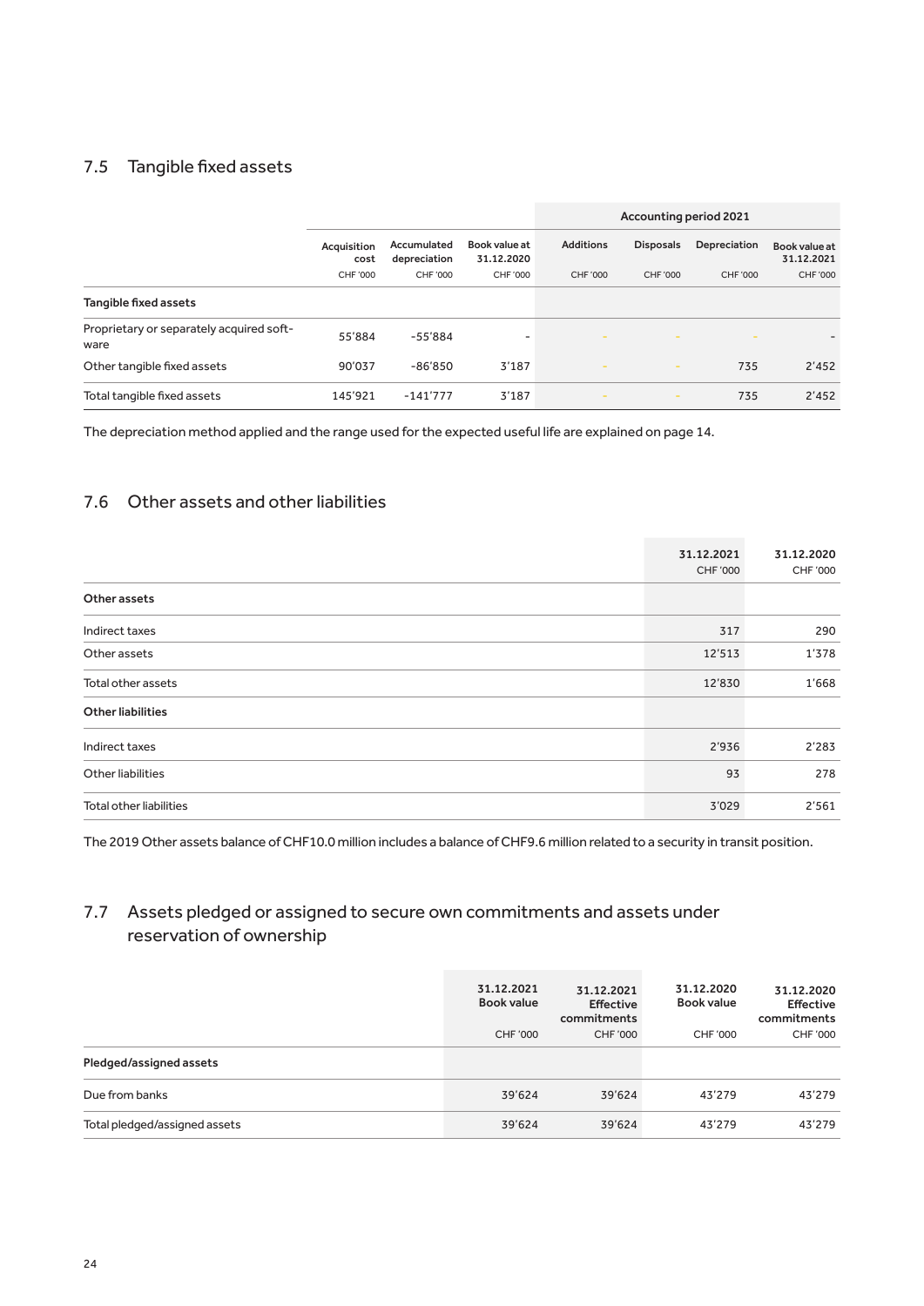## 7.5 Tangible fixed assets

| | Acquisition cost | Accumulated depreciation | Book value at 31.12.2020 | Accounting period 2021 | | | |
|---|---|---|---|---|---|---|---|
| | | | | Additions | Disposals | Depreciation | Book value at 31.12.2021 |
| | CHF '000 | CHF '000 | CHF '000 | CHF '000 | CHF '000 | CHF '000 | CHF '000 |
| **Tangible fixed assets** | | | | | | | |
| Proprietary or separately acquired software | 55'884 | -55'884 | - | - | - | - | - |
| Other tangible fixed assets | 90'037 | -86'850 | 3'187 | - | - | 735 | 2'452 |
| Total tangible fixed assets | 145'921 | -141'777 | 3'187 | - | - | 735 | 2'452 |

The depreciation method applied and the range used for the expected useful life are explained on page 14.

## 7.6 Other assets and other liabilities

| | 31.12.2021<br>CHF '000 | 31.12.2020<br>CHF '000 |
|---|---|---|
| **Other assets** | | |
| Indirect taxes | 317 | 290 |
| Other assets | 12'513 | 1'378 |
| Total other assets | 12'830 | 1'668 |
| **Other liabilities** | | |
| Indirect taxes | 2'936 | 2'283 |
| Other liabilities | 93 | 278 |
| Total other liabilities | 3'029 | 2'561 |

The 2019 Other assets balance of CHF10.0 million includes a balance of CHF9.6 million related to a security in transit position.

## 7.7 Assets pledged or assigned to secure own commitments and assets under reservation of ownership

| | 31.12.2021 Book value<br>CHF '000 | 31.12.2021 Effective commitments<br>CHF '000 | 31.12.2020 Book value<br>CHF '000 | 31.12.2020 Effective commitments<br>CHF '000 |
|---|---|---|---|---|
| **Pledged/assigned assets** | | | | |
| Due from banks | 39'624 | 39'624 | 43'279 | 43'279 |
| Total pledged/assigned assets | 39'624 | 39'624 | 43'279 | 43'279 |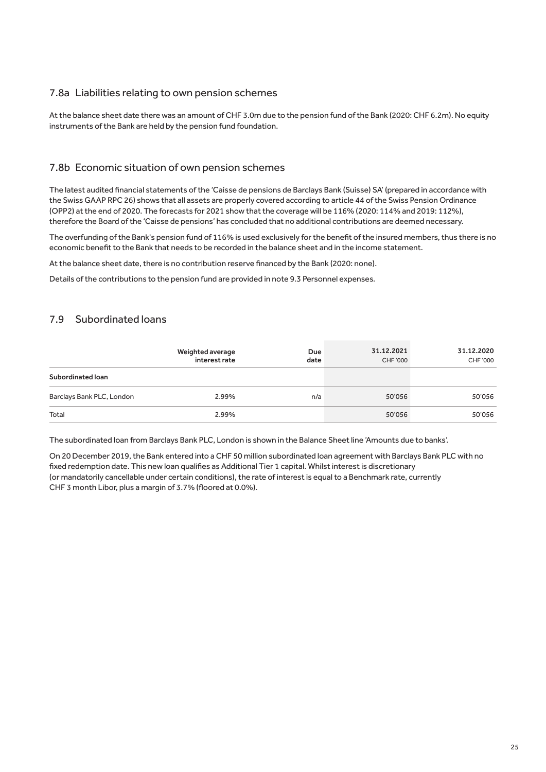## 7.8a Liabilities relating to own pension schemes

At the balance sheet date there was an amount of CHF 3.0m due to the pension fund of the Bank (2020: CHF 6.2m). No equity instruments of the Bank are held by the pension fund foundation.

## 7.8b Economic situation of own pension schemes

The latest audited financial statements of the 'Caisse de pensions de Barclays Bank (Suisse) SA' (prepared in accordance with the Swiss GAAP RPC 26) shows that all assets are properly covered according to article 44 of the Swiss Pension Ordinance (OPP2) at the end of 2020. The forecasts for 2021 show that the coverage will be 116% (2020: 114% and 2019: 112%), therefore the Board of the 'Caisse de pensions' has concluded that no additional contributions are deemed necessary.

The overfunding of the Bank's pension fund of 116% is used exclusively for the benefit of the insured members, thus there is no economic benefit to the Bank that needs to be recorded in the balance sheet and in the income statement.

At the balance sheet date, there is no contribution reserve financed by the Bank (2020: none).

Details of the contributions to the pension fund are provided in note 9.3 Personnel expenses.

## 7.9 Subordinated loans

| | Weighted average interest rate | Due date | 31.12.2021 CHF '000 | 31.12.2020 CHF '000 |
|---|---|---|---|---|
| **Subordinated loan** | | | | |
| Barclays Bank PLC, London | 2.99% | n/a | 50'056 | 50'056 |
| Total | 2.99% | | 50'056 | 50'056 |

The subordinated loan from Barclays Bank PLC, London is shown in the Balance Sheet line 'Amounts due to banks'.

On 20 December 2019, the Bank entered into a CHF 50 million subordinated loan agreement with Barclays Bank PLC with no fixed redemption date. This new loan qualifies as Additional Tier 1 capital. Whilst interest is discretionary (or mandatorily cancellable under certain conditions), the rate of interest is equal to a Benchmark rate, currently CHF 3 month Libor, plus a margin of 3.7% (floored at 0.0%).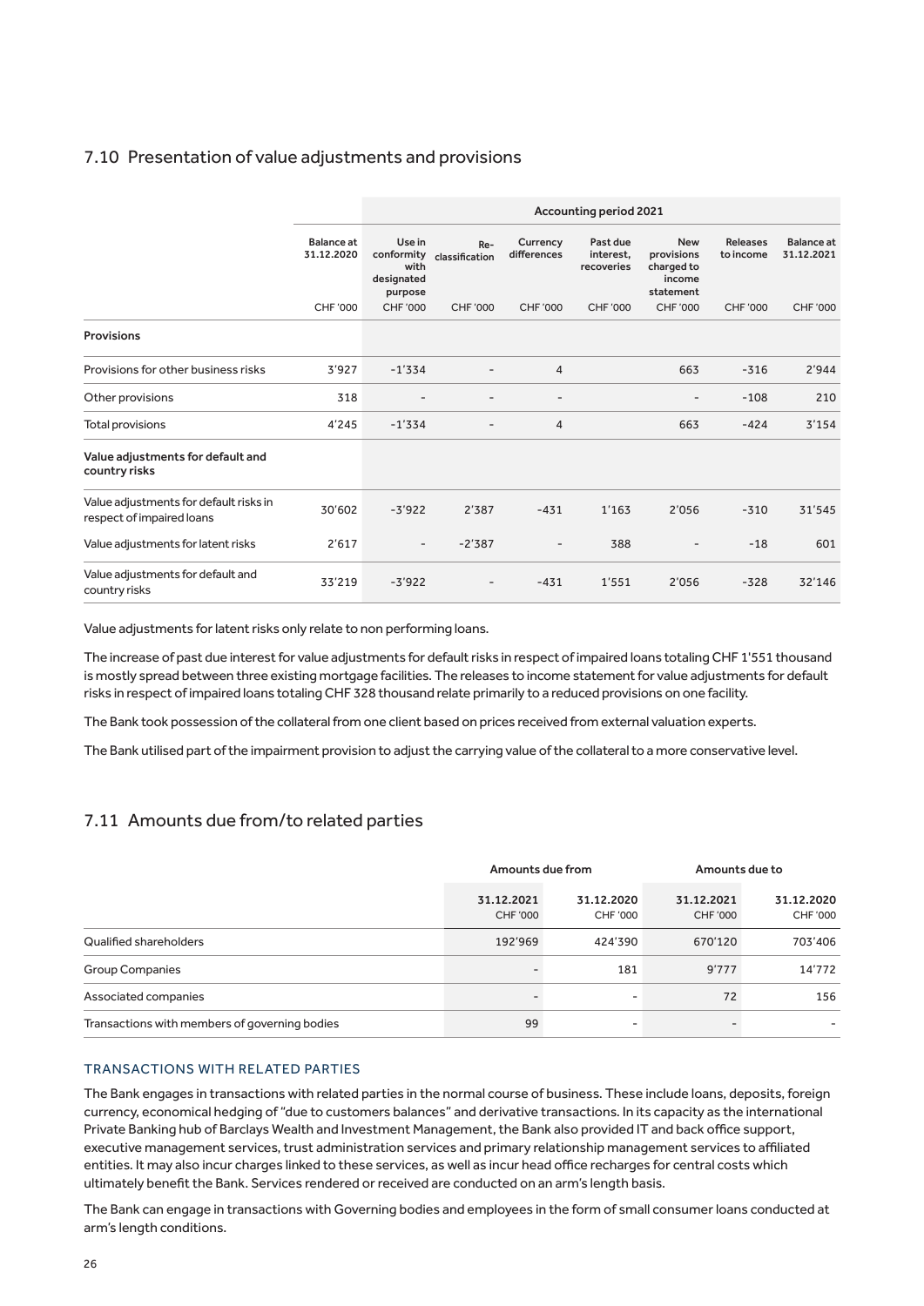## 7.10 Presentation of value adjustments and provisions

| | Balance at 31.12.2020 | Accounting period 2021 | | | | | | |
|---|---|---|---|---|---|---|---|---|
| | | Use in conformity with designated purpose | Re-classification | Currency differences | Past due interest, recoveries | New provisions charged to income statement | Releases to income | Balance at 31.12.2021 |
| | CHF '000 | CHF '000 | CHF '000 | CHF '000 | CHF '000 | CHF '000 | CHF '000 | CHF '000 |
| **Provisions** | | | | | | | | |
| Provisions for other business risks | 3'927 | -1'334 | - | 4 | | 663 | -316 | 2'944 |
| Other provisions | 318 | - | - | - | | - | -108 | 210 |
| Total provisions | 4'245 | -1'334 | - | 4 | | 663 | -424 | 3'154 |
| **Value adjustments for default and country risks** | | | | | | | | |
| Value adjustments for default risks in respect of impaired loans | 30'602 | -3'922 | 2'387 | -431 | 1'163 | 2'056 | -310 | 31'545 |
| Value adjustments for latent risks | 2'617 | - | -2'387 | - | 388 | - | -18 | 601 |
| Value adjustments for default and country risks | 33'219 | -3'922 | - | -431 | 1'551 | 2'056 | -328 | 32'146 |

Value adjustments for latent risks only relate to non performing loans.

The increase of past due interest for value adjustments for default risks in respect of impaired loans totaling CHF 1'551 thousand is mostly spread between three existing mortgage facilities. The releases to income statement for value adjustments for default risks in respect of impaired loans totaling CHF 328 thousand relate primarily to a reduced provisions on one facility.

The Bank took possession of the collateral from one client based on prices received from external valuation experts.

The Bank utilised part of the impairment provision to adjust the carrying value of the collateral to a more conservative level.

## 7.11 Amounts due from/to related parties

| | Amounts due from | | Amounts due to | |
|---|---|---|---|---|
| | 31.12.2021 CHF '000 | 31.12.2020 CHF '000 | 31.12.2021 CHF '000 | 31.12.2020 CHF '000 |
| Qualified shareholders | 192'969 | 424'390 | 670'120 | 703'406 |
| Group Companies | - | 181 | 9'777 | 14'772 |
| Associated companies | - | - | 72 | 156 |
| Transactions with members of governing bodies | 99 | - | - | - |

### TRANSACTIONS WITH RELATED PARTIES

The Bank engages in transactions with related parties in the normal course of business. These include loans, deposits, foreign currency, economical hedging of "due to customers balances" and derivative transactions. In its capacity as the international Private Banking hub of Barclays Wealth and Investment Management, the Bank also provided IT and back office support, executive management services, trust administration services and primary relationship management services to affiliated entities. It may also incur charges linked to these services, as well as incur head office recharges for central costs which ultimately benefit the Bank. Services rendered or received are conducted on an arm's length basis.

The Bank can engage in transactions with Governing bodies and employees in the form of small consumer loans conducted at arm's length conditions.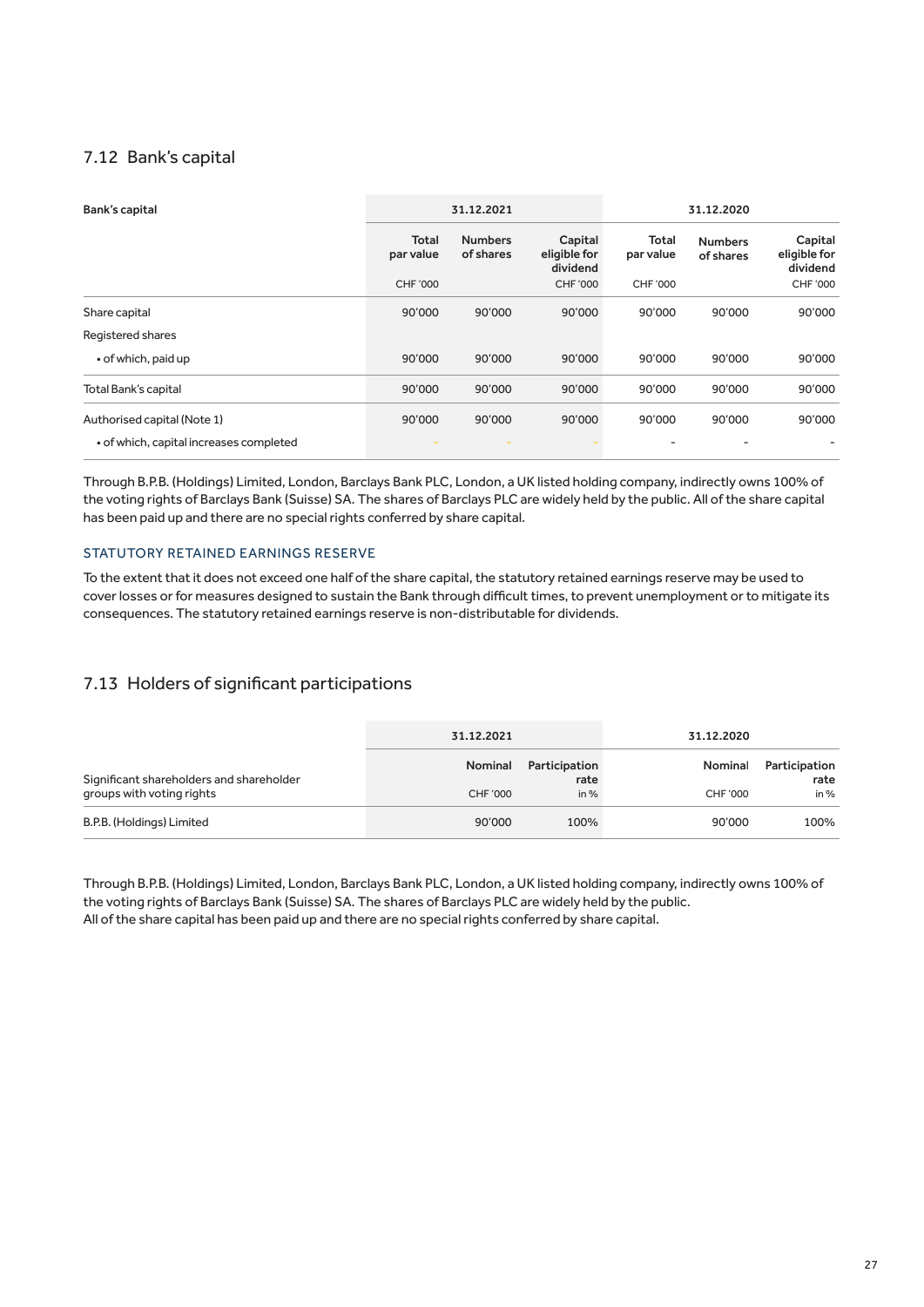## 7.12 Bank's capital

| Bank's capital | 31.12.2021 | | | 31.12.2020 | | |
|---|---|---|---|---|---|---|
| | Total par value CHF '000 | Numbers of shares | Capital eligible for dividend CHF '000 | Total par value CHF '000 | Numbers of shares | Capital eligible for dividend CHF '000 |
| Share capital | 90'000 | 90'000 | 90'000 | 90'000 | 90'000 | 90'000 |
| Registered shares | | | | | | |
| • of which, paid up | 90'000 | 90'000 | 90'000 | 90'000 | 90'000 | 90'000 |
| Total Bank's capital | 90'000 | 90'000 | 90'000 | 90'000 | 90'000 | 90'000 |
| Authorised capital (Note 1) | 90'000 | 90'000 | 90'000 | 90'000 | 90'000 | 90'000 |
| • of which, capital increases completed | - | - | - | - | - | - |

Through B.P.B. (Holdings) Limited, London, Barclays Bank PLC, London, a UK listed holding company, indirectly owns 100% of the voting rights of Barclays Bank (Suisse) SA. The shares of Barclays PLC are widely held by the public. All of the share capital has been paid up and there are no special rights conferred by share capital.

### STATUTORY RETAINED EARNINGS RESERVE

To the extent that it does not exceed one half of the share capital, the statutory retained earnings reserve may be used to cover losses or for measures designed to sustain the Bank through difficult times, to prevent unemployment or to mitigate its consequences. The statutory retained earnings reserve is non-distributable for dividends.

## 7.13 Holders of significant participations

| Significant shareholders and shareholder groups with voting rights | 31.12.2021 | | 31.12.2020 | |
|---|---|---|---|---|
| | Nominal CHF '000 | Participation rate in % | Nominal CHF '000 | Participation rate in % |
| B.P.B. (Holdings) Limited | 90'000 | 100% | 90'000 | 100% |

Through B.P.B. (Holdings) Limited, London, Barclays Bank PLC, London, a UK listed holding company, indirectly owns 100% of the voting rights of Barclays Bank (Suisse) SA. The shares of Barclays PLC are widely held by the public.
All of the share capital has been paid up and there are no special rights conferred by share capital.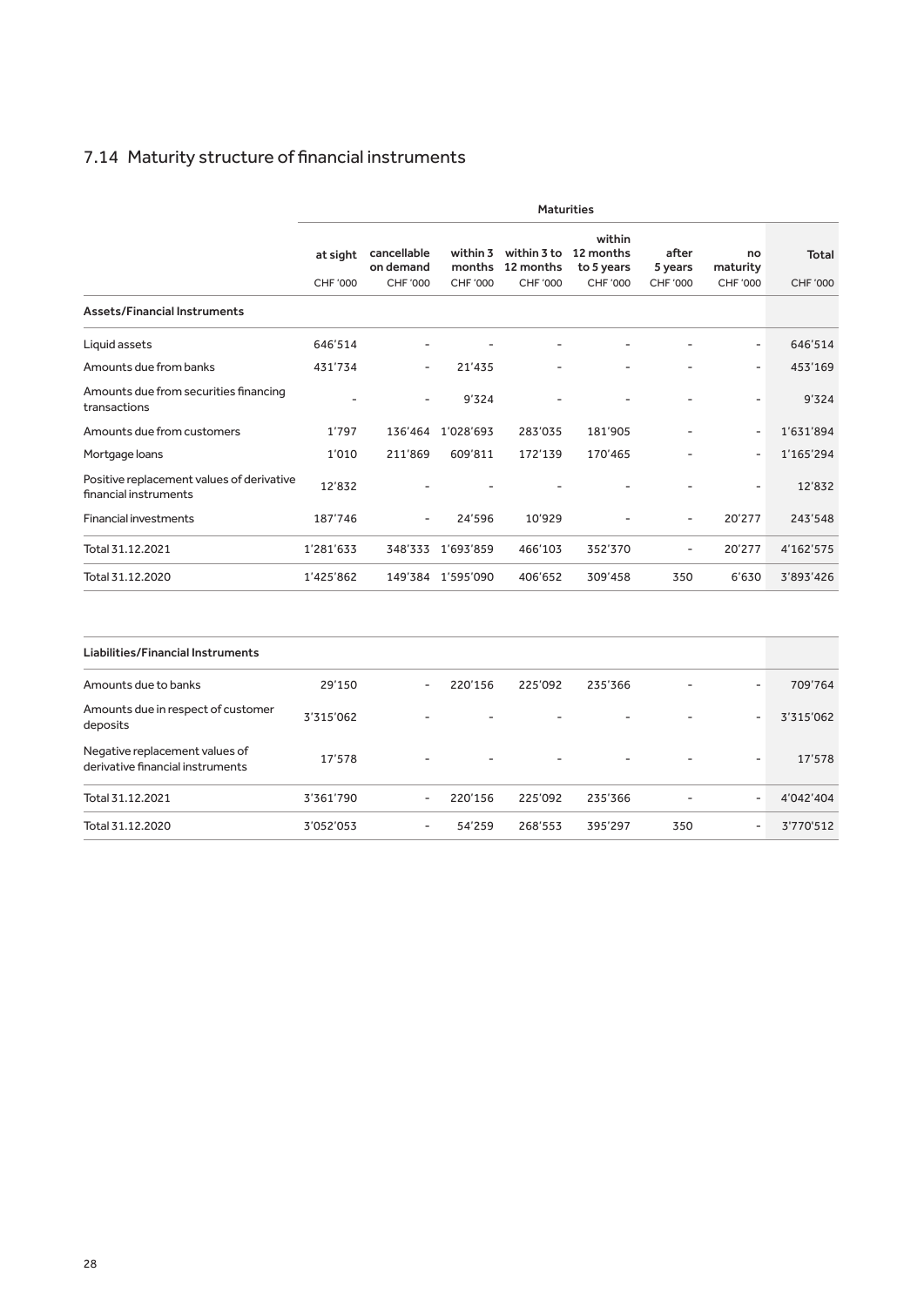## 7.14 Maturity structure of financial instruments

| | Maturities | | | | | | | |
|---|---|---|---|---|---|---|---|---|
| | at sight | cancellable on demand | within 3 months | within 3 to 12 months | within 12 months to 5 years | after 5 years | no maturity | Total |
| | CHF '000 | CHF '000 | CHF '000 | CHF '000 | CHF '000 | CHF '000 | CHF '000 | CHF '000 |
| **Assets/Financial Instruments** | | | | | | | | |
| Liquid assets | 646'514 | - | - | - | - | - | - | 646'514 |
| Amounts due from banks | 431'734 | - | 21'435 | - | - | - | - | 453'169 |
| Amounts due from securities financing transactions | - | - | 9'324 | - | - | - | - | 9'324 |
| Amounts due from customers | 1'797 | 136'464 | 1'028'693 | 283'035 | 181'905 | - | - | 1'631'894 |
| Mortgage loans | 1'010 | 211'869 | 609'811 | 172'139 | 170'465 | - | - | 1'165'294 |
| Positive replacement values of derivative financial instruments | 12'832 | - | - | - | - | - | - | 12'832 |
| Financial investments | 187'746 | - | 24'596 | 10'929 | - | - | 20'277 | 243'548 |
| Total 31.12.2021 | 1'281'633 | 348'333 | 1'693'859 | 466'103 | 352'370 | - | 20'277 | 4'162'575 |
| Total 31.12.2020 | 1'425'862 | 149'384 | 1'595'090 | 406'652 | 309'458 | 350 | 6'630 | 3'893'426 |

| **Liabilities/Financial Instruments** | | | | | | | | |
|---|---|---|---|---|---|---|---|---|
| Amounts due to banks | 29'150 | - | 220'156 | 225'092 | 235'366 | - | - | 709'764 |
| Amounts due in respect of customer deposits | 3'315'062 | - | - | - | - | - | - | 3'315'062 |
| Negative replacement values of derivative financial instruments | 17'578 | - | - | - | - | - | - | 17'578 |
| Total 31.12.2021 | 3'361'790 | - | 220'156 | 225'092 | 235'366 | - | - | 4'042'404 |
| Total 31.12.2020 | 3'052'053 | - | 54'259 | 268'553 | 395'297 | 350 | - | 3'770'512 |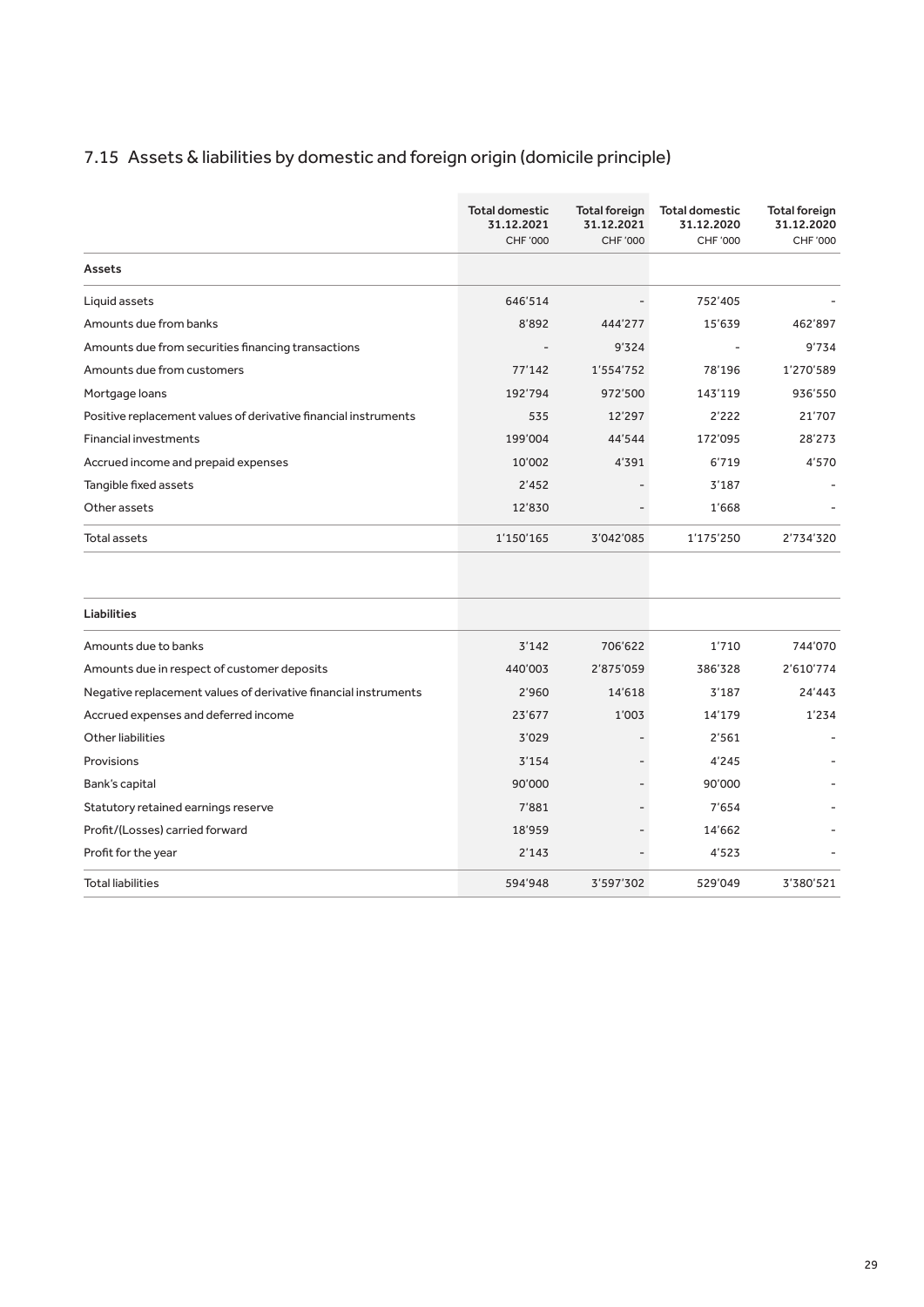## 7.15 Assets & liabilities by domestic and foreign origin (domicile principle)

| | Total domestic 31.12.2021 CHF '000 | Total foreign 31.12.2021 CHF '000 | Total domestic 31.12.2020 CHF '000 | Total foreign 31.12.2020 CHF '000 |
|---|---|---|---|---|
| **Assets** | | | | |
| Liquid assets | 646'514 | - | 752'405 | - |
| Amounts due from banks | 8'892 | 444'277 | 15'639 | 462'897 |
| Amounts due from securities financing transactions | - | 9'324 | - | 9'734 |
| Amounts due from customers | 77'142 | 1'554'752 | 78'196 | 1'270'589 |
| Mortgage loans | 192'794 | 972'500 | 143'119 | 936'550 |
| Positive replacement values of derivative financial instruments | 535 | 12'297 | 2'222 | 21'707 |
| Financial investments | 199'004 | 44'544 | 172'095 | 28'273 |
| Accrued income and prepaid expenses | 10'002 | 4'391 | 6'719 | 4'570 |
| Tangible fixed assets | 2'452 | - | 3'187 | - |
| Other assets | 12'830 | - | 1'668 | - |
| Total assets | 1'150'165 | 3'042'085 | 1'175'250 | 2'734'320 |
| | | | | |
| **Liabilities** | | | | |
| Amounts due to banks | 3'142 | 706'622 | 1'710 | 744'070 |
| Amounts due in respect of customer deposits | 440'003 | 2'875'059 | 386'328 | 2'610'774 |
| Negative replacement values of derivative financial instruments | 2'960 | 14'618 | 3'187 | 24'443 |
| Accrued expenses and deferred income | 23'677 | 1'003 | 14'179 | 1'234 |
| Other liabilities | 3'029 | - | 2'561 | - |
| Provisions | 3'154 | - | 4'245 | - |
| Bank's capital | 90'000 | - | 90'000 | - |
| Statutory retained earnings reserve | 7'881 | - | 7'654 | - |
| Profit/(Losses) carried forward | 18'959 | - | 14'662 | - |
| Profit for the year | 2'143 | - | 4'523 | - |
| Total liabilities | 594'948 | 3'597'302 | 529'049 | 3'380'521 |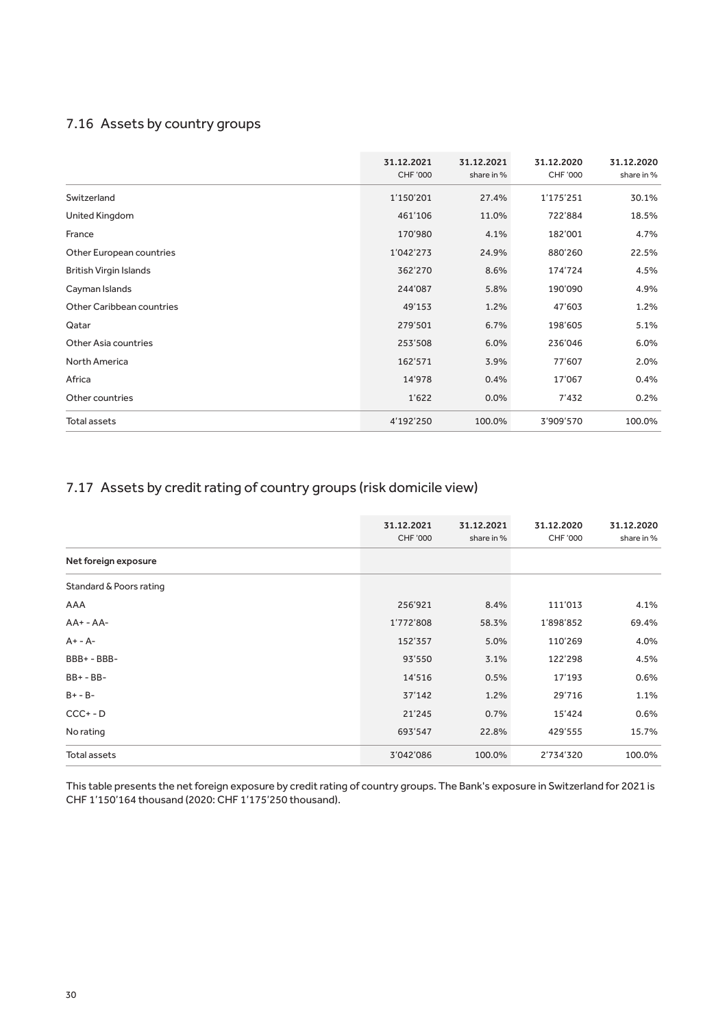## 7.16 Assets by country groups

| | 31.12.2021 CHF '000 | 31.12.2021 share in % | 31.12.2020 CHF '000 | 31.12.2020 share in % |
|---|---|---|---|---|
| Switzerland | 1'150'201 | 27.4% | 1'175'251 | 30.1% |
| United Kingdom | 461'106 | 11.0% | 722'884 | 18.5% |
| France | 170'980 | 4.1% | 182'001 | 4.7% |
| Other European countries | 1'042'273 | 24.9% | 880'260 | 22.5% |
| British Virgin Islands | 362'270 | 8.6% | 174'724 | 4.5% |
| Cayman Islands | 244'087 | 5.8% | 190'090 | 4.9% |
| Other Caribbean countries | 49'153 | 1.2% | 47'603 | 1.2% |
| Qatar | 279'501 | 6.7% | 198'605 | 5.1% |
| Other Asia countries | 253'508 | 6.0% | 236'046 | 6.0% |
| North America | 162'571 | 3.9% | 77'607 | 2.0% |
| Africa | 14'978 | 0.4% | 17'067 | 0.4% |
| Other countries | 1'622 | 0.0% | 7'432 | 0.2% |
| Total assets | 4'192'250 | 100.0% | 3'909'570 | 100.0% |

## 7.17 Assets by credit rating of country groups (risk domicile view)

| | 31.12.2021 CHF '000 | 31.12.2021 share in % | 31.12.2020 CHF '000 | 31.12.2020 share in % |
|---|---|---|---|---|
| **Net foreign exposure** | | | | |
| Standard & Poors rating | | | | |
| AAA | 256'921 | 8.4% | 111'013 | 4.1% |
| AA+ - AA- | 1'772'808 | 58.3% | 1'898'852 | 69.4% |
| A+ - A- | 152'357 | 5.0% | 110'269 | 4.0% |
| BBB+ - BBB- | 93'550 | 3.1% | 122'298 | 4.5% |
| BB+ - BB- | 14'516 | 0.5% | 17'193 | 0.6% |
| B+ - B- | 37'142 | 1.2% | 29'716 | 1.1% |
| CCC+ - D | 21'245 | 0.7% | 15'424 | 0.6% |
| No rating | 693'547 | 22.8% | 429'555 | 15.7% |
| Total assets | 3'042'086 | 100.0% | 2'734'320 | 100.0% |

This table presents the net foreign exposure by credit rating of country groups. The Bank's exposure in Switzerland for 2021 is CHF 1'150'164 thousand (2020: CHF 1'175'250 thousand).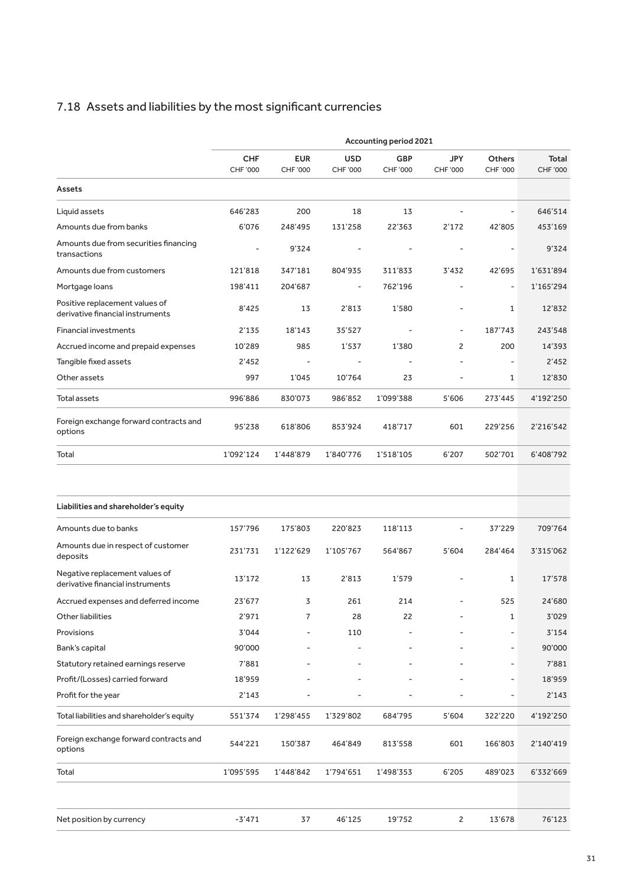## 7.18 Assets and liabilities by the most significant currencies

| | Accounting period 2021 | | | | | | |
|---|---|---|---|---|---|---|---|
| | CHF<br>CHF '000 | EUR<br>CHF '000 | USD<br>CHF '000 | GBP<br>CHF '000 | JPY<br>CHF '000 | Others<br>CHF '000 | Total<br>CHF '000 |
| **Assets** | | | | | | | |
| Liquid assets | 646'283 | 200 | 18 | 13 | - | - | 646'514 |
| Amounts due from banks | 6'076 | 248'495 | 131'258 | 22'363 | 2'172 | 42'805 | 453'169 |
| Amounts due from securities financing transactions | - | 9'324 | - | - | - | - | 9'324 |
| Amounts due from customers | 121'818 | 347'181 | 804'935 | 311'833 | 3'432 | 42'695 | 1'631'894 |
| Mortgage loans | 198'411 | 204'687 | - | 762'196 | - | - | 1'165'294 |
| Positive replacement values of derivative financial instruments | 8'425 | 13 | 2'813 | 1'580 | - | 1 | 12'832 |
| Financial investments | 2'135 | 18'143 | 35'527 | - | - | 187'743 | 243'548 |
| Accrued income and prepaid expenses | 10'289 | 985 | 1'537 | 1'380 | 2 | 200 | 14'393 |
| Tangible fixed assets | 2'452 | - | - | - | - | - | 2'452 |
| Other assets | 997 | 1'045 | 10'764 | 23 | - | 1 | 12'830 |
| Total assets | 996'886 | 830'073 | 986'852 | 1'099'388 | 5'606 | 273'445 | 4'192'250 |
| Foreign exchange forward contracts and options | 95'238 | 618'806 | 853'924 | 418'717 | 601 | 229'256 | 2'216'542 |
| Total | 1'092'124 | 1'448'879 | 1'840'776 | 1'518'105 | 6'207 | 502'701 | 6'408'792 |
| | | | | | | | |
| **Liabilities and shareholder's equity** | | | | | | | |
| Amounts due to banks | 157'796 | 175'803 | 220'823 | 118'113 | - | 37'229 | 709'764 |
| Amounts due in respect of customer deposits | 231'731 | 1'122'629 | 1'105'767 | 564'867 | 5'604 | 284'464 | 3'315'062 |
| Negative replacement values of derivative financial instruments | 13'172 | 13 | 2'813 | 1'579 | - | 1 | 17'578 |
| Accrued expenses and deferred income | 23'677 | 3 | 261 | 214 | - | 525 | 24'680 |
| Other liabilities | 2'971 | 7 | 28 | 22 | - | 1 | 3'029 |
| Provisions | 3'044 | - | 110 | - | - | - | 3'154 |
| Bank's capital | 90'000 | - | - | - | - | - | 90'000 |
| Statutory retained earnings reserve | 7'881 | - | - | - | - | - | 7'881 |
| Profit/(Losses) carried forward | 18'959 | - | - | - | - | - | 18'959 |
| Profit for the year | 2'143 | - | - | - | - | - | 2'143 |
| Total liabilities and shareholder's equity | 551'374 | 1'298'455 | 1'329'802 | 684'795 | 5'604 | 322'220 | 4'192'250 |
| Foreign exchange forward contracts and options | 544'221 | 150'387 | 464'849 | 813'558 | 601 | 166'803 | 2'140'419 |
| Total | 1'095'595 | 1'448'842 | 1'794'651 | 1'498'353 | 6'205 | 489'023 | 6'332'669 |
| | | | | | | | |
| Net position by currency | -3'471 | 37 | 46'125 | 19'752 | 2 | 13'678 | 76'123 |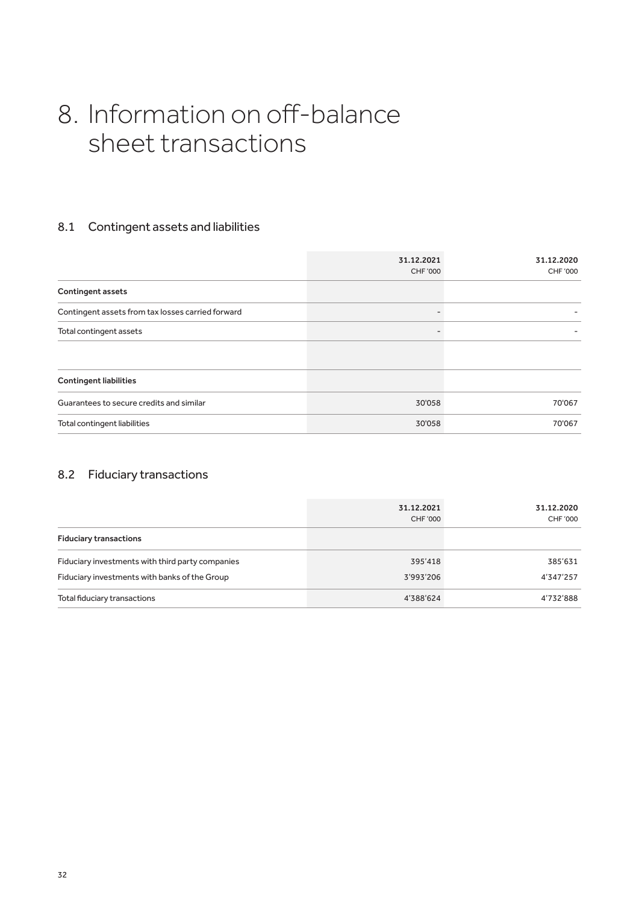# 8. Information on off-balance sheet transactions

## 8.1 Contingent assets and liabilities

| | 31.12.2021<br>CHF '000 | 31.12.2020<br>CHF '000 |
|---|---|---|
| **Contingent assets** | | |
| Contingent assets from tax losses carried forward | - | - |
| Total contingent assets | - | - |
| | | |
| **Contingent liabilities** | | |
| Guarantees to secure credits and similar | 30'058 | 70'067 |
| Total contingent liabilities | 30'058 | 70'067 |

## 8.2 Fiduciary transactions

| | 31.12.2021<br>CHF '000 | 31.12.2020<br>CHF '000 |
|---|---|---|
| **Fiduciary transactions** | | |
| Fiduciary investments with third party companies | 395'418 | 385'631 |
| Fiduciary investments with banks of the Group | 3'993'206 | 4'347'257 |
| Total fiduciary transactions | 4'388'624 | 4'732'888 |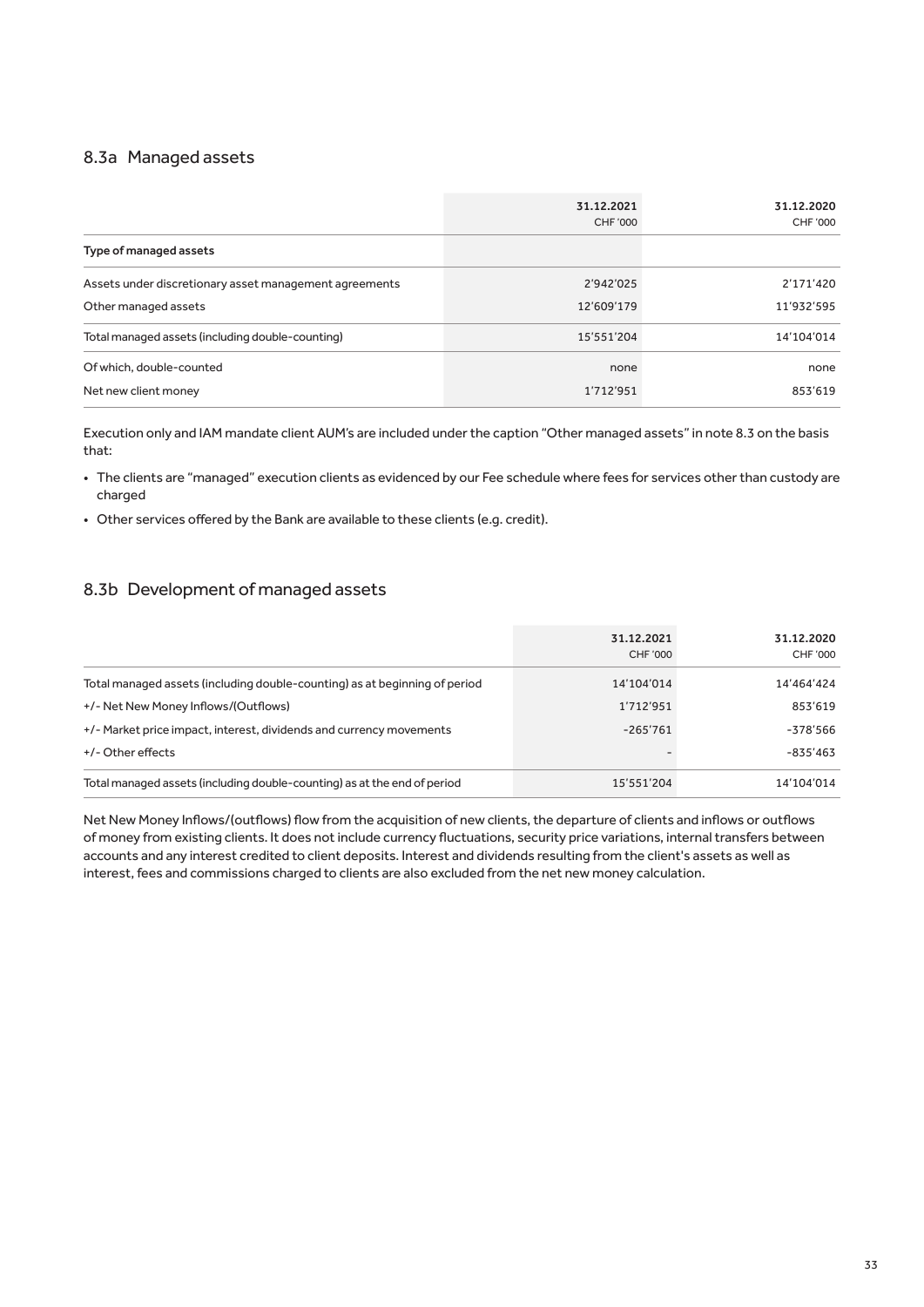## 8.3a Managed assets

| | 31.12.2021 CHF '000 | 31.12.2020 CHF '000 |
|---|---|---|
| **Type of managed assets** | | |
| Assets under discretionary asset management agreements | 2'942'025 | 2'171'420 |
| Other managed assets | 12'609'179 | 11'932'595 |
| Total managed assets (including double-counting) | 15'551'204 | 14'104'014 |
| Of which, double-counted | none | none |
| Net new client money | 1'712'951 | 853'619 |

Execution only and IAM mandate client AUM's are included under the caption "Other managed assets" in note 8.3 on the basis that:

- The clients are "managed" execution clients as evidenced by our Fee schedule where fees for services other than custody are charged
- Other services offered by the Bank are available to these clients (e.g. credit).

## 8.3b Development of managed assets

| | 31.12.2021 CHF '000 | 31.12.2020 CHF '000 |
|---|---|---|
| Total managed assets (including double-counting) as at beginning of period | 14'104'014 | 14'464'424 |
| +/- Net New Money Inflows/(Outflows) | 1'712'951 | 853'619 |
| +/- Market price impact, interest, dividends and currency movements | -265'761 | -378'566 |
| +/- Other effects | - | -835'463 |
| Total managed assets (including double-counting) as at the end of period | 15'551'204 | 14'104'014 |

Net New Money Inflows/(outflows) flow from the acquisition of new clients, the departure of clients and inflows or outflows of money from existing clients. It does not include currency fluctuations, security price variations, internal transfers between accounts and any interest credited to client deposits. Interest and dividends resulting from the client's assets as well as interest, fees and commissions charged to clients are also excluded from the net new money calculation.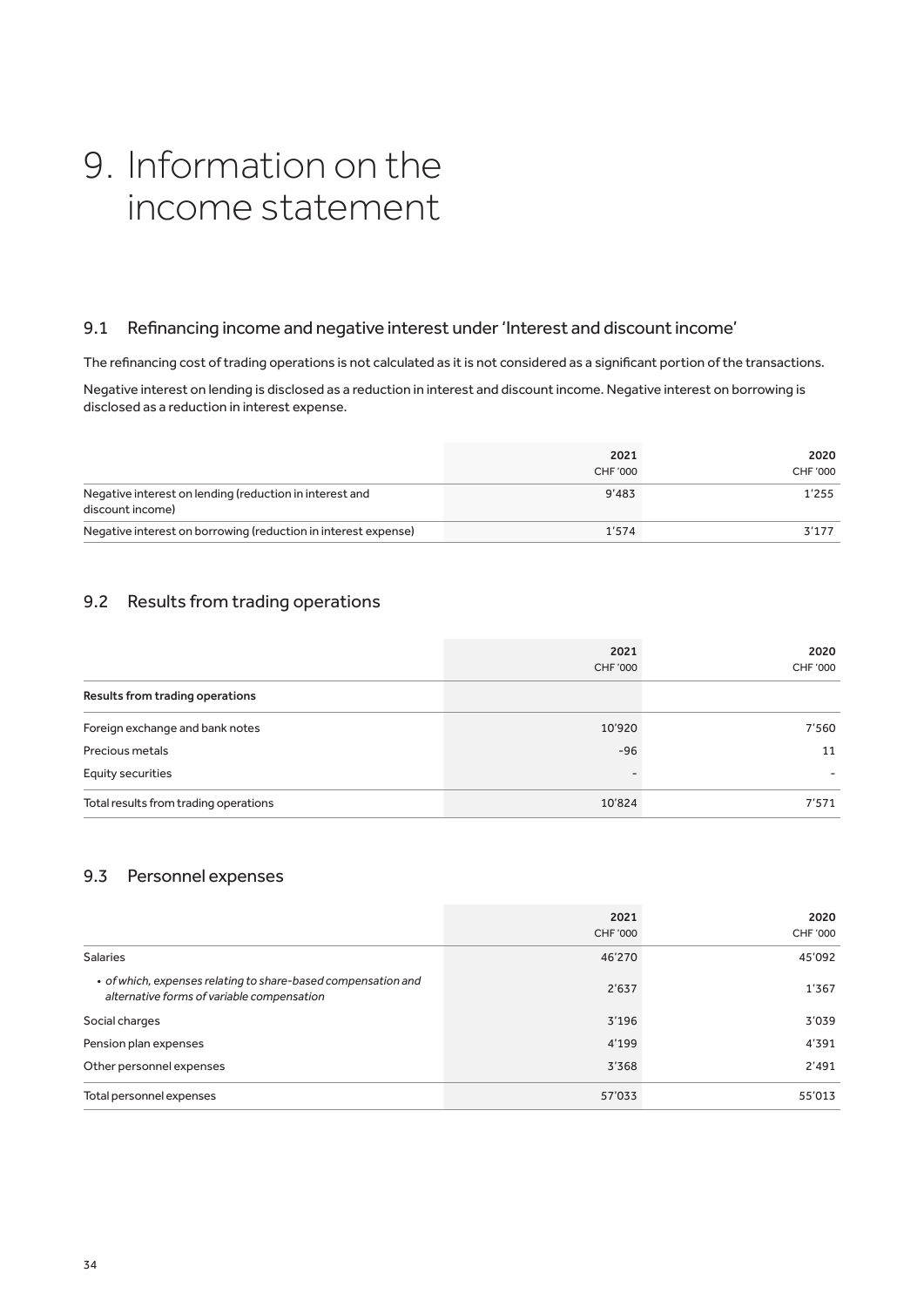# 9. Information on the income statement

## 9.1 Refinancing income and negative interest under 'Interest and discount income'

The refinancing cost of trading operations is not calculated as it is not considered as a significant portion of the transactions.

Negative interest on lending is disclosed as a reduction in interest and discount income. Negative interest on borrowing is disclosed as a reduction in interest expense.

| | 2021<br>CHF '000 | 2020<br>CHF '000 |
|---|---|---|
| Negative interest on lending (reduction in interest and discount income) | 9'483 | 1'255 |
| Negative interest on borrowing (reduction in interest expense) | 1'574 | 3'177 |

## 9.2 Results from trading operations

| | 2021<br>CHF '000 | 2020<br>CHF '000 |
|---|---|---|
| **Results from trading operations** | | |
| Foreign exchange and bank notes | 10'920 | 7'560 |
| Precious metals | -96 | 11 |
| Equity securities | - | - |
| Total results from trading operations | 10'824 | 7'571 |

## 9.3 Personnel expenses

| | 2021<br>CHF '000 | 2020<br>CHF '000 |
|---|---|---|
| Salaries | 46'270 | 45'092 |
| • *of which, expenses relating to share-based compensation and alternative forms of variable compensation* | 2'637 | 1'367 |
| Social charges | 3'196 | 3'039 |
| Pension plan expenses | 4'199 | 4'391 |
| Other personnel expenses | 3'368 | 2'491 |
| Total personnel expenses | 57'033 | 55'013 |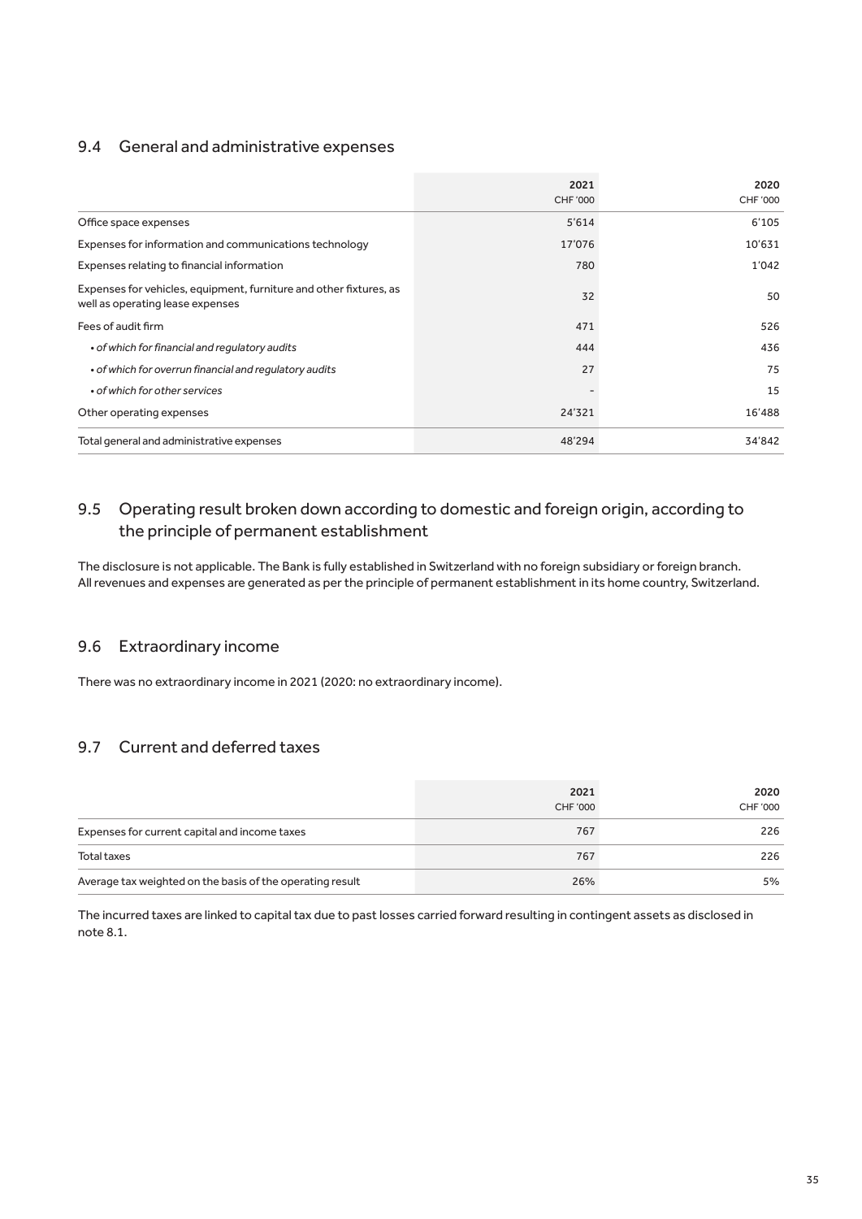## 9.4 General and administrative expenses

| | 2021<br>CHF '000 | 2020<br>CHF '000 |
|---|---|---|
| Office space expenses | 5'614 | 6'105 |
| Expenses for information and communications technology | 17'076 | 10'631 |
| Expenses relating to financial information | 780 | 1'042 |
| Expenses for vehicles, equipment, furniture and other fixtures, as well as operating lease expenses | 32 | 50 |
| Fees of audit firm | 471 | 526 |
| • *of which for financial and regulatory audits* | 444 | 436 |
| • *of which for overrun financial and regulatory audits* | 27 | 75 |
| • *of which for other services* | – | 15 |
| Other operating expenses | 24'321 | 16'488 |
| Total general and administrative expenses | 48'294 | 34'842 |

## 9.5 Operating result broken down according to domestic and foreign origin, according to the principle of permanent establishment

The disclosure is not applicable. The Bank is fully established in Switzerland with no foreign subsidiary or foreign branch. All revenues and expenses are generated as per the principle of permanent establishment in its home country, Switzerland.

## 9.6 Extraordinary income

There was no extraordinary income in 2021 (2020: no extraordinary income).

## 9.7 Current and deferred taxes

| | 2021<br>CHF '000 | 2020<br>CHF '000 |
|---|---|---|
| Expenses for current capital and income taxes | 767 | 226 |
| Total taxes | 767 | 226 |
| Average tax weighted on the basis of the operating result | 26% | 5% |

The incurred taxes are linked to capital tax due to past losses carried forward resulting in contingent assets as disclosed in note 8.1.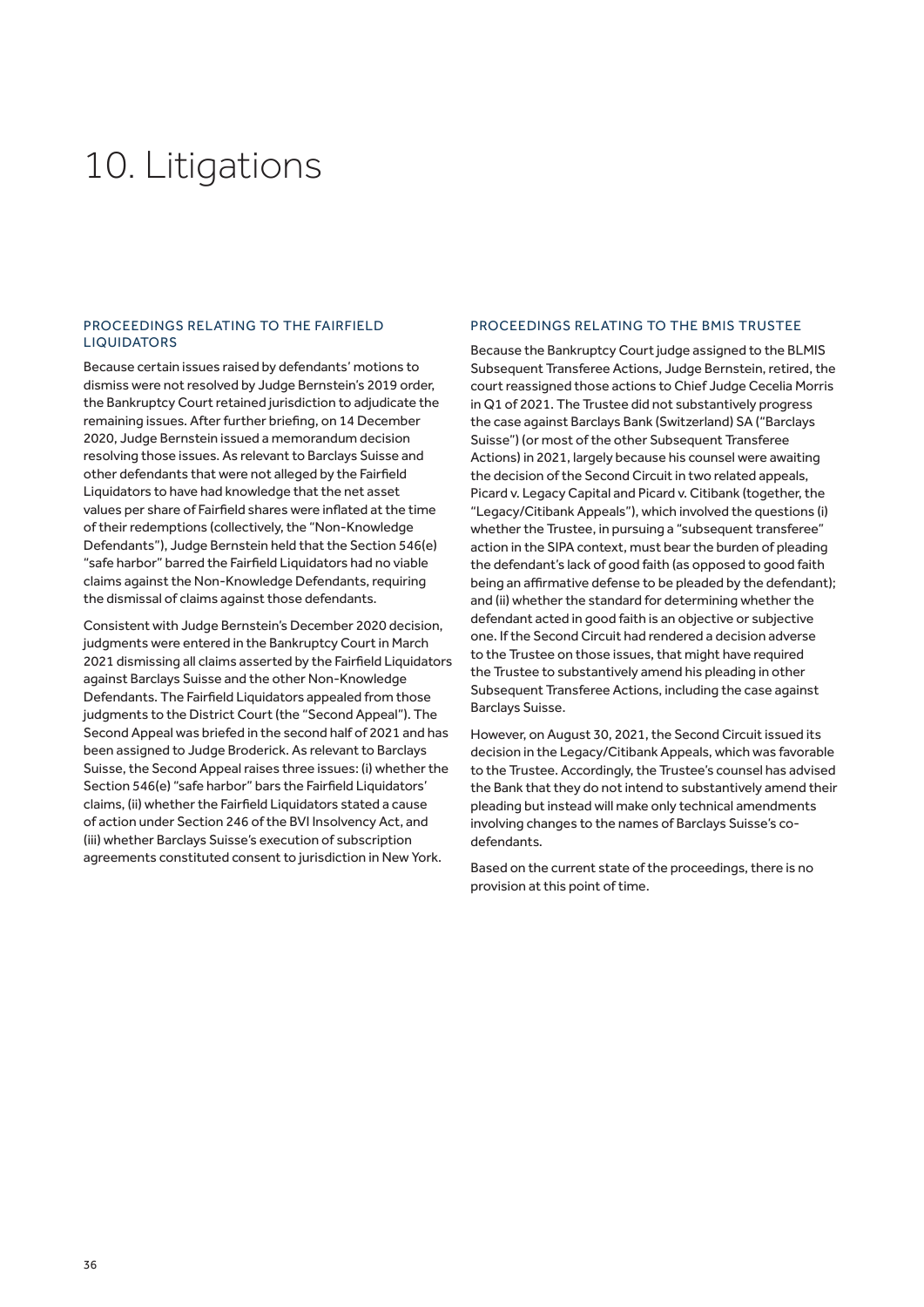# 10. Litigations

## PROCEEDINGS RELATING TO THE FAIRFIELD LIQUIDATORS

Because certain issues raised by defendants' motions to dismiss were not resolved by Judge Bernstein's 2019 order, the Bankruptcy Court retained jurisdiction to adjudicate the remaining issues. After further briefing, on 14 December 2020, Judge Bernstein issued a memorandum decision resolving those issues. As relevant to Barclays Suisse and other defendants that were not alleged by the Fairfield Liquidators to have had knowledge that the net asset values per share of Fairfield shares were inflated at the time of their redemptions (collectively, the "Non-Knowledge Defendants"), Judge Bernstein held that the Section 546(e) "safe harbor" barred the Fairfield Liquidators had no viable claims against the Non-Knowledge Defendants, requiring the dismissal of claims against those defendants.

Consistent with Judge Bernstein's December 2020 decision, judgments were entered in the Bankruptcy Court in March 2021 dismissing all claims asserted by the Fairfield Liquidators against Barclays Suisse and the other Non-Knowledge Defendants. The Fairfield Liquidators appealed from those judgments to the District Court (the "Second Appeal"). The Second Appeal was briefed in the second half of 2021 and has been assigned to Judge Broderick. As relevant to Barclays Suisse, the Second Appeal raises three issues: (i) whether the Section 546(e) "safe harbor" bars the Fairfield Liquidators' claims, (ii) whether the Fairfield Liquidators stated a cause of action under Section 246 of the BVI Insolvency Act, and (iii) whether Barclays Suisse's execution of subscription agreements constituted consent to jurisdiction in New York.

## PROCEEDINGS RELATING TO THE BMIS TRUSTEE

Because the Bankruptcy Court judge assigned to the BLMIS Subsequent Transferee Actions, Judge Bernstein, retired, the court reassigned those actions to Chief Judge Cecelia Morris in Q1 of 2021. The Trustee did not substantively progress the case against Barclays Bank (Switzerland) SA ("Barclays Suisse") (or most of the other Subsequent Transferee Actions) in 2021, largely because his counsel were awaiting the decision of the Second Circuit in two related appeals, Picard v. Legacy Capital and Picard v. Citibank (together, the "Legacy/Citibank Appeals"), which involved the questions (i) whether the Trustee, in pursuing a "subsequent transferee" action in the SIPA context, must bear the burden of pleading the defendant's lack of good faith (as opposed to good faith being an affirmative defense to be pleaded by the defendant); and (ii) whether the standard for determining whether the defendant acted in good faith is an objective or subjective one. If the Second Circuit had rendered a decision adverse to the Trustee on those issues, that might have required the Trustee to substantively amend his pleading in other Subsequent Transferee Actions, including the case against Barclays Suisse.

However, on August 30, 2021, the Second Circuit issued its decision in the Legacy/Citibank Appeals, which was favorable to the Trustee. Accordingly, the Trustee's counsel has advised the Bank that they do not intend to substantively amend their pleading but instead will make only technical amendments involving changes to the names of Barclays Suisse's co-defendants.

Based on the current state of the proceedings, there is no provision at this point of time.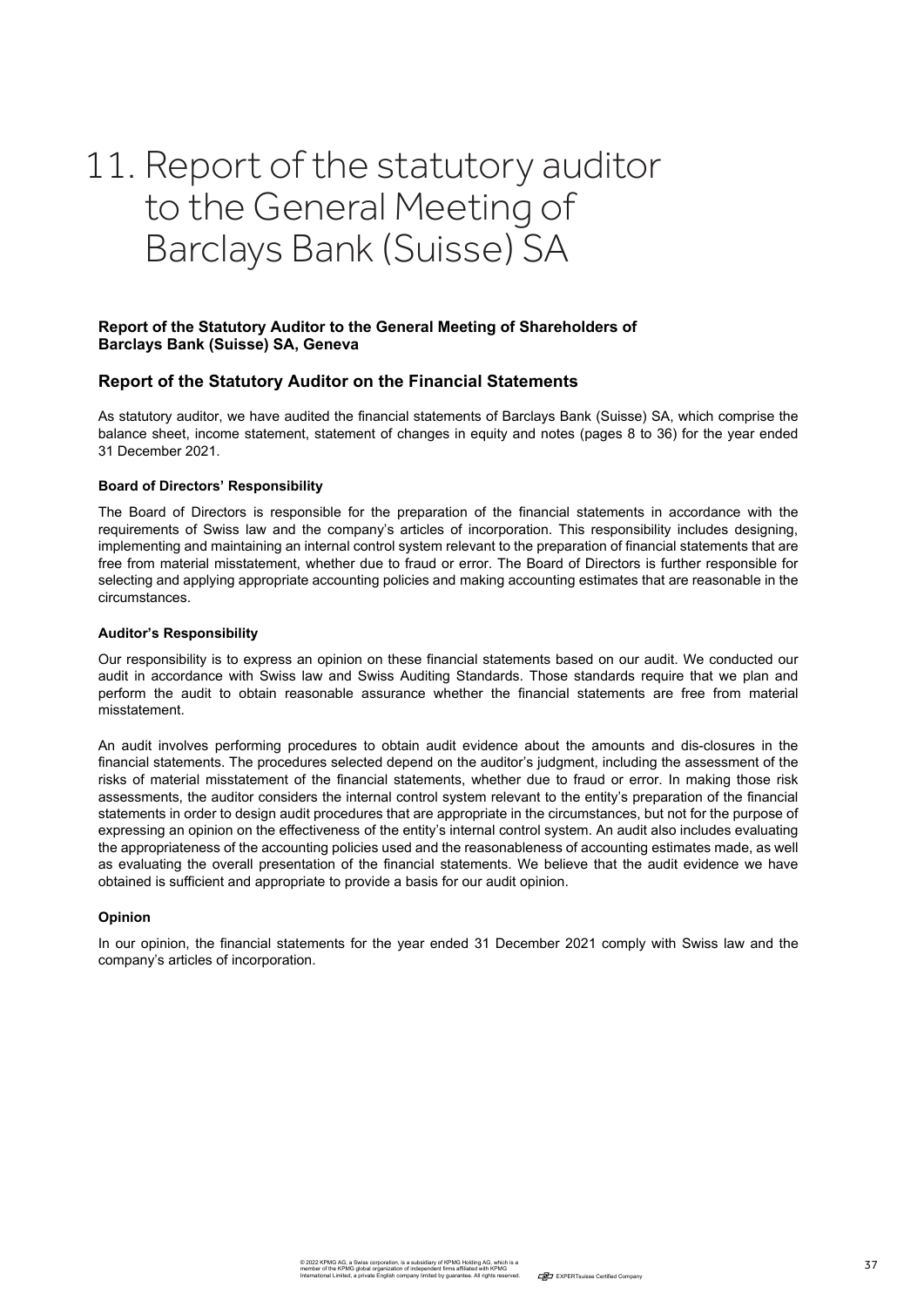# 11. Report of the statutory auditor to the General Meeting of Barclays Bank (Suisse) SA

**Report of the Statutory Auditor to the General Meeting of Shareholders of Barclays Bank (Suisse) SA, Geneva**

## Report of the Statutory Auditor on the Financial Statements

As statutory auditor, we have audited the financial statements of Barclays Bank (Suisse) SA, which comprise the balance sheet, income statement, statement of changes in equity and notes (pages 8 to 36) for the year ended 31 December 2021.

### Board of Directors' Responsibility

The Board of Directors is responsible for the preparation of the financial statements in accordance with the requirements of Swiss law and the company's articles of incorporation. This responsibility includes designing, implementing and maintaining an internal control system relevant to the preparation of financial statements that are free from material misstatement, whether due to fraud or error. The Board of Directors is further responsible for selecting and applying appropriate accounting policies and making accounting estimates that are reasonable in the circumstances.

### Auditor's Responsibility

Our responsibility is to express an opinion on these financial statements based on our audit. We conducted our audit in accordance with Swiss law and Swiss Auditing Standards. Those standards require that we plan and perform the audit to obtain reasonable assurance whether the financial statements are free from material misstatement.

An audit involves performing procedures to obtain audit evidence about the amounts and dis-closures in the financial statements. The procedures selected depend on the auditor's judgment, including the assessment of the risks of material misstatement of the financial statements, whether due to fraud or error. In making those risk assessments, the auditor considers the internal control system relevant to the entity's preparation of the financial statements in order to design audit procedures that are appropriate in the circumstances, but not for the purpose of expressing an opinion on the effectiveness of the entity's internal control system. An audit also includes evaluating the appropriateness of the accounting policies used and the reasonableness of accounting estimates made, as well as evaluating the overall presentation of the financial statements. We believe that the audit evidence we have obtained is sufficient and appropriate to provide a basis for our audit opinion.

### Opinion

In our opinion, the financial statements for the year ended 31 December 2021 comply with Swiss law and the company's articles of incorporation.

© 2022 KPMG AG, a Swiss corporation, is a subsidiary of KPMG Holding AG, which is a member of the KPMG global organization of independent firms affiliated with KPMG International Limited, a private English company limited by guarantee. All rights reserved.

EXPERTsuisse Certified Company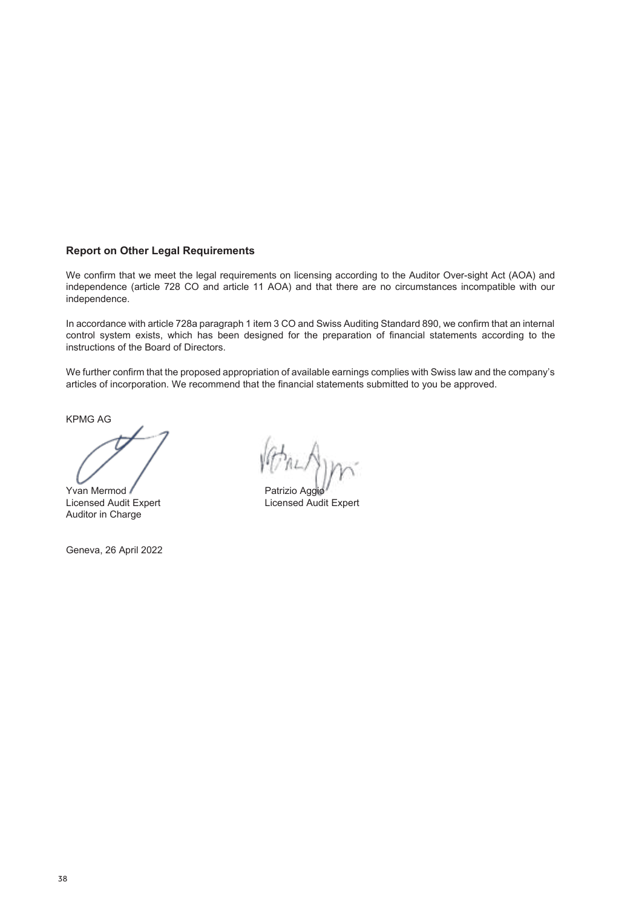## Report on Other Legal Requirements

We confirm that we meet the legal requirements on licensing according to the Auditor Over-sight Act (AOA) and independence (article 728 CO and article 11 AOA) and that there are no circumstances incompatible with our independence.

In accordance with article 728a paragraph 1 item 3 CO and Swiss Auditing Standard 890, we confirm that an internal control system exists, which has been designed for the preparation of financial statements according to the instructions of the Board of Directors.

We further confirm that the proposed appropriation of available earnings complies with Swiss law and the company's articles of incorporation. We recommend that the financial statements submitted to you be approved.

KPMG AG

Yvan Mermod
Licensed Audit Expert
Auditor in Charge

Patrizio Aggio
Licensed Audit Expert

Geneva, 26 April 2022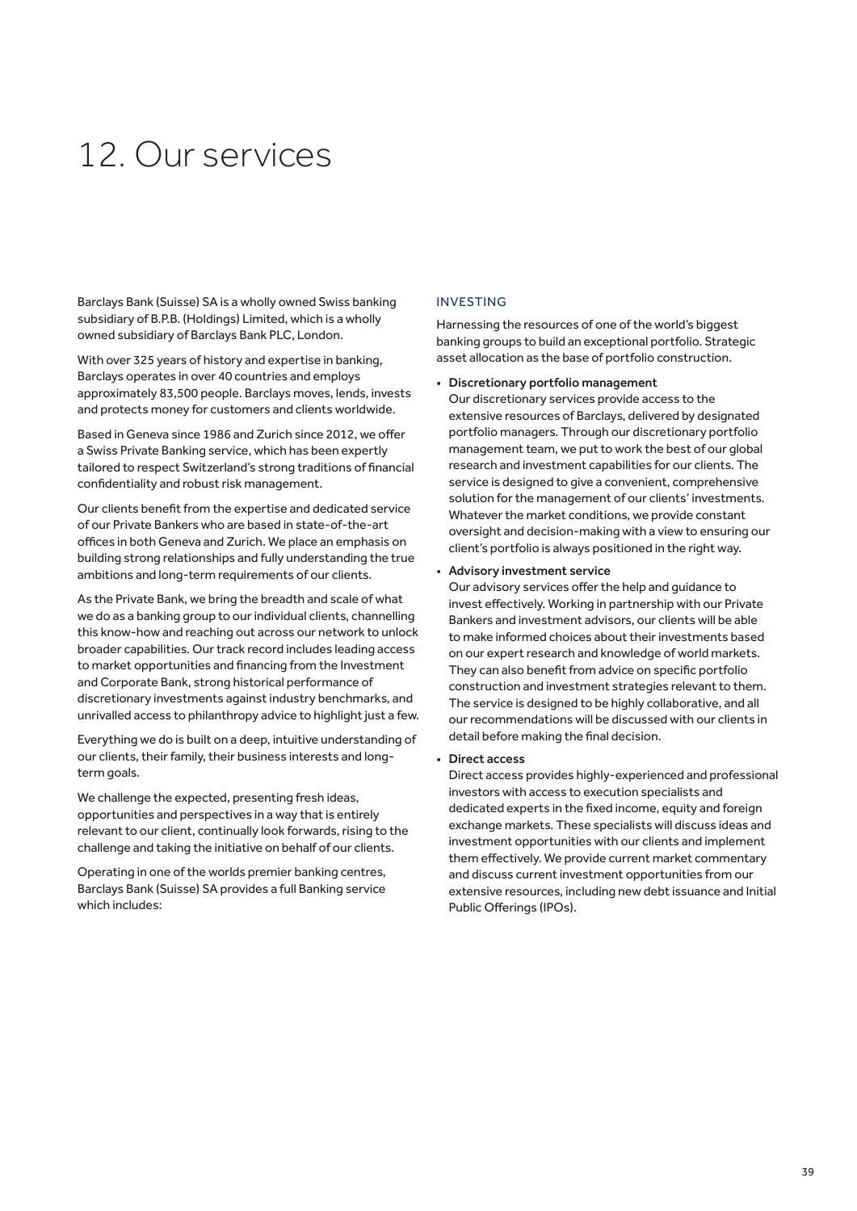# 12. Our services

Barclays Bank (Suisse) SA is a wholly owned Swiss banking subsidiary of B.P.B. (Holdings) Limited, which is a wholly owned subsidiary of Barclays Bank PLC, London.

With over 325 years of history and expertise in banking, Barclays operates in over 40 countries and employs approximately 83,500 people. Barclays moves, lends, invests and protects money for customers and clients worldwide.

Based in Geneva since 1986 and Zurich since 2012, we offer a Swiss Private Banking service, which has been expertly tailored to respect Switzerland's strong traditions of financial confidentiality and robust risk management.

Our clients benefit from the expertise and dedicated service of our Private Bankers who are based in state-of-the-art offices in both Geneva and Zurich. We place an emphasis on building strong relationships and fully understanding the true ambitions and long-term requirements of our clients.

As the Private Bank, we bring the breadth and scale of what we do as a banking group to our individual clients, channelling this know-how and reaching out across our network to unlock broader capabilities. Our track record includes leading access to market opportunities and financing from the Investment and Corporate Bank, strong historical performance of discretionary investments against industry benchmarks, and unrivalled access to philanthropy advice to highlight just a few.

Everything we do is built on a deep, intuitive understanding of our clients, their family, their business interests and long-term goals.

We challenge the expected, presenting fresh ideas, opportunities and perspectives in a way that is entirely relevant to our client, continually look forwards, rising to the challenge and taking the initiative on behalf of our clients.

Operating in one of the worlds premier banking centres, Barclays Bank (Suisse) SA provides a full Banking service which includes:

## INVESTING

Harnessing the resources of one of the world's biggest banking groups to build an exceptional portfolio. Strategic asset allocation as the base of portfolio construction.

- **Discretionary portfolio management**
  Our discretionary services provide access to the extensive resources of Barclays, delivered by designated portfolio managers. Through our discretionary portfolio management team, we put to work the best of our global research and investment capabilities for our clients. The service is designed to give a convenient, comprehensive solution for the management of our clients' investments. Whatever the market conditions, we provide constant oversight and decision-making with a view to ensuring our client's portfolio is always positioned in the right way.
- **Advisory investment service**
  Our advisory services offer the help and guidance to invest effectively. Working in partnership with our Private Bankers and investment advisors, our clients will be able to make informed choices about their investments based on our expert research and knowledge of world markets. They can also benefit from advice on specific portfolio construction and investment strategies relevant to them. The service is designed to be highly collaborative, and all our recommendations will be discussed with our clients in detail before making the final decision.
- **Direct access**
  Direct access provides highly-experienced and professional investors with access to execution specialists and dedicated experts in the fixed income, equity and foreign exchange markets. These specialists will discuss ideas and investment opportunities with our clients and implement them effectively. We provide current market commentary and discuss current investment opportunities from our extensive resources, including new debt issuance and Initial Public Offerings (IPOs).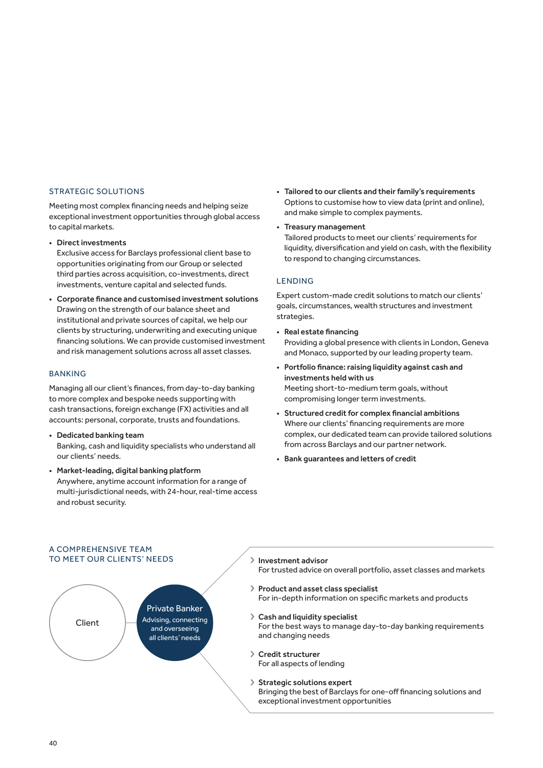## STRATEGIC SOLUTIONS

Meeting most complex financing needs and helping seize exceptional investment opportunities through global access to capital markets.

- **Direct investments**
  Exclusive access for Barclays professional client base to opportunities originating from our Group or selected third parties across acquisition, co-investments, direct investments, venture capital and selected funds.
- **Corporate finance and customised investment solutions**
  Drawing on the strength of our balance sheet and institutional and private sources of capital, we help our clients by structuring, underwriting and executing unique financing solutions. We can provide customised investment and risk management solutions across all asset classes.

## BANKING

Managing all our client's finances, from day-to-day banking to more complex and bespoke needs supporting with cash transactions, foreign exchange (FX) activities and all accounts: personal, corporate, trusts and foundations.

- **Dedicated banking team**
  Banking, cash and liquidity specialists who understand all our clients' needs.
- **Market-leading, digital banking platform**
  Anywhere, anytime account information for a range of multi-jurisdictional needs, with 24-hour, real-time access and robust security.
- **Tailored to our clients and their family's requirements**
  Options to customise how to view data (print and online), and make simple to complex payments.
- **Treasury management**
  Tailored products to meet our clients' requirements for liquidity, diversification and yield on cash, with the flexibility to respond to changing circumstances.

## LENDING

Expert custom-made credit solutions to match our clients' goals, circumstances, wealth structures and investment strategies.

- **Real estate financing**
  Providing a global presence with clients in London, Geneva and Monaco, supported by our leading property team.
- **Portfolio finance: raising liquidity against cash and investments held with us**
  Meeting short-to-medium term goals, without compromising longer term investments.
- **Structured credit for complex financial ambitions**
  Where our clients' financing requirements are more complex, our dedicated team can provide tailored solutions from across Barclays and our partner network.
- **Bank guarantees and letters of credit**

## A COMPREHENSIVE TEAM TO MEET OUR CLIENTS' NEEDS

Client

**Private Banker**
Advising, connecting and overseeing all clients' needs

- **Investment advisor**
  For trusted advice on overall portfolio, asset classes and markets
- **Product and asset class specialist**
  For in-depth information on specific markets and products
- **Cash and liquidity specialist**
  For the best ways to manage day-to-day banking requirements and changing needs
- **Credit structurer**
  For all aspects of lending
- **Strategic solutions expert**
  Bringing the best of Barclays for one-off financing solutions and exceptional investment opportunities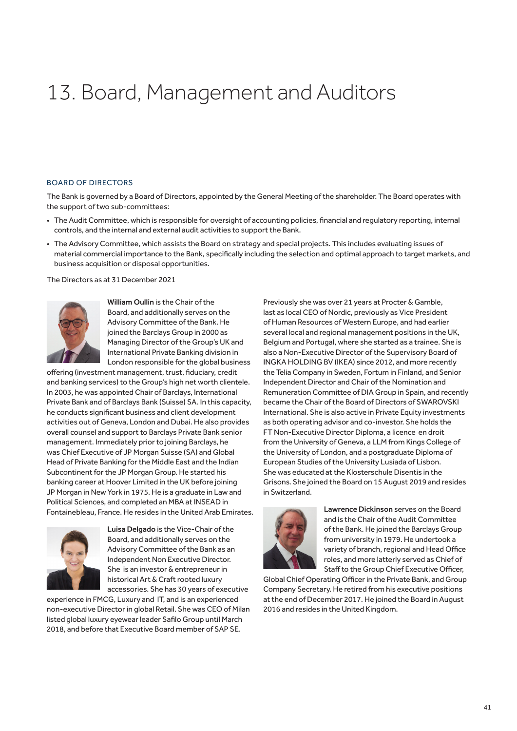# 13. Board, Management and Auditors

## BOARD OF DIRECTORS

The Bank is governed by a Board of Directors, appointed by the General Meeting of the shareholder. The Board operates with the support of two sub-committees:

- The Audit Committee, which is responsible for oversight of accounting policies, financial and regulatory reporting, internal controls, and the internal and external audit activities to support the Bank.
- The Advisory Committee, which assists the Board on strategy and special projects. This includes evaluating issues of material commercial importance to the Bank, specifically including the selection and optimal approach to target markets, and business acquisition or disposal opportunities.

The Directors as at 31 December 2021

**William Oullin** is the Chair of the Board, and additionally serves on the Advisory Committee of the Bank. He joined the Barclays Group in 2000 as Managing Director of the Group's UK and International Private Banking division in London responsible for the global business offering (investment management, trust, fiduciary, credit and banking services) to the Group's high net worth clientele. In 2003, he was appointed Chair of Barclays, International Private Bank and of Barclays Bank (Suisse) SA. In this capacity, he conducts significant business and client development activities out of Geneva, London and Dubai. He also provides overall counsel and support to Barclays Private Bank senior management. Immediately prior to joining Barclays, he was Chief Executive of JP Morgan Suisse (SA) and Global Head of Private Banking for the Middle East and the Indian Subcontinent for the JP Morgan Group. He started his banking career at Hoover Limited in the UK before joining JP Morgan in New York in 1975. He is a graduate in Law and Political Sciences, and completed an MBA at INSEAD in Fontainebleau, France. He resides in the United Arab Emirates.

**Luisa Delgado** is the Vice-Chair of the Board, and additionally serves on the Advisory Committee of the Bank as an Independent Non Executive Director. She is an investor & entrepreneur in historical Art & Craft rooted luxury accessories. She has 30 years of executive experience in FMCG, Luxury and IT, and is an experienced non-executive Director in global Retail. She was CEO of Milan listed global luxury eyewear leader Safilo Group until March 2018, and before that Executive Board member of SAP SE. Previously she was over 21 years at Procter & Gamble, last as local CEO of Nordic, previously as Vice President of Human Resources of Western Europe, and had earlier several local and regional management positions in the UK, Belgium and Portugal, where she started as a trainee. She is also a Non-Executive Director of the Supervisory Board of INGKA HOLDING BV (IKEA) since 2012, and more recently the Telia Company in Sweden, Fortum in Finland, and Senior Independent Director and Chair of the Nomination and Remuneration Committee of DIA Group in Spain, and recently became the Chair of the Board of Directors of SWAROVSKI International. She is also active in Private Equity investments as both operating advisor and co-investor. She holds the FT Non-Executive Director Diploma, a licence en droit from the University of Geneva, a LLM from Kings College of the University of London, and a postgraduate Diploma of European Studies of the University Lusiada of Lisbon. She was educated at the Klosterschule Disentis in the Grisons. She joined the Board on 15 August 2019 and resides in Switzerland.

**Lawrence Dickinson** serves on the Board and is the Chair of the Audit Committee of the Bank. He joined the Barclays Group from university in 1979. He undertook a variety of branch, regional and Head Office roles, and more latterly served as Chief of Staff to the Group Chief Executive Officer, Global Chief Operating Officer in the Private Bank, and Group Company Secretary. He retired from his executive positions at the end of December 2017. He joined the Board in August 2016 and resides in the United Kingdom.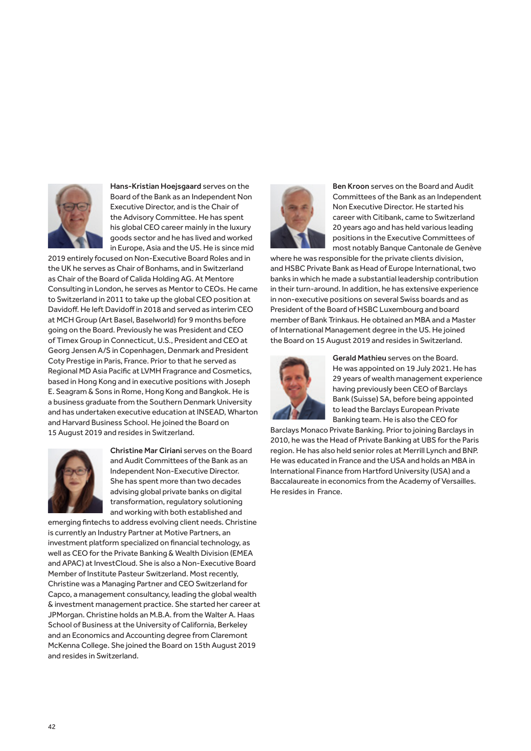**Hans-Kristian Hoejsgaard** serves on the Board of the Bank as an Independent Non Executive Director, and is the Chair of the Advisory Committee. He has spent his global CEO career mainly in the luxury goods sector and he has lived and worked in Europe, Asia and the US. He is since mid 2019 entirely focused on Non-Executive Board Roles and in the UK he serves as Chair of Bonhams, and in Switzerland as Chair of the Board of Calida Holding AG. At Mentore Consulting in London, he serves as Mentor to CEOs. He came to Switzerland in 2011 to take up the global CEO position at Davidoff. He left Davidoff in 2018 and served as interim CEO at MCH Group (Art Basel, Baselworld) for 9 months before going on the Board. Previously he was President and CEO of Timex Group in Connecticut, U.S., President and CEO at Georg Jensen A/S in Copenhagen, Denmark and President Coty Prestige in Paris, France. Prior to that he served as Regional MD Asia Pacific at LVMH Fragrance and Cosmetics, based in Hong Kong and in executive positions with Joseph E. Seagram & Sons in Rome, Hong Kong and Bangkok. He is a business graduate from the Southern Denmark University and has undertaken executive education at INSEAD, Wharton and Harvard Business School. He joined the Board on 15 August 2019 and resides in Switzerland.

**Christine Mar Ciriani** serves on the Board and Audit Committees of the Bank as an Independent Non-Executive Director. She has spent more than two decades advising global private banks on digital transformation, regulatory solutioning and working with both established and emerging fintechs to address evolving client needs. Christine is currently an Industry Partner at Motive Partners, an investment platform specialized on financial technology, as well as CEO for the Private Banking & Wealth Division (EMEA and APAC) at InvestCloud. She is also a Non-Executive Board Member of Institute Pasteur Switzerland. Most recently, Christine was a Managing Partner and CEO Switzerland for Capco, a management consultancy, leading the global wealth & investment management practice. She started her career at JPMorgan. Christine holds an M.B.A. from the Walter A. Haas School of Business at the University of California, Berkeley and an Economics and Accounting degree from Claremont McKenna College. She joined the Board on 15th August 2019 and resides in Switzerland.

**Ben Kroon** serves on the Board and Audit Committees of the Bank as an Independent Non Executive Director. He started his career with Citibank, came to Switzerland 20 years ago and has held various leading positions in the Executive Committees of most notably Banque Cantonale de Genève where he was responsible for the private clients division, and HSBC Private Bank as Head of Europe International, two banks in which he made a substantial leadership contribution in their turn-around. In addition, he has extensive experience in non-executive positions on several Swiss boards and as President of the Board of HSBC Luxembourg and board member of Bank Trinkaus. He obtained an MBA and a Master of International Management degree in the US. He joined the Board on 15 August 2019 and resides in Switzerland.

**Gerald Mathieu** serves on the Board. He was appointed on 19 July 2021. He has 29 years of wealth management experience having previously been CEO of Barclays Bank (Suisse) SA, before being appointed to lead the Barclays European Private Banking team. He is also the CEO for Barclays Monaco Private Banking. Prior to joining Barclays in 2010, he was the Head of Private Banking at UBS for the Paris region. He has also held senior roles at Merrill Lynch and BNP. He was educated in France and the USA and holds an MBA in International Finance from Hartford University (USA) and a Baccalaureate in economics from the Academy of Versailles. He resides in France.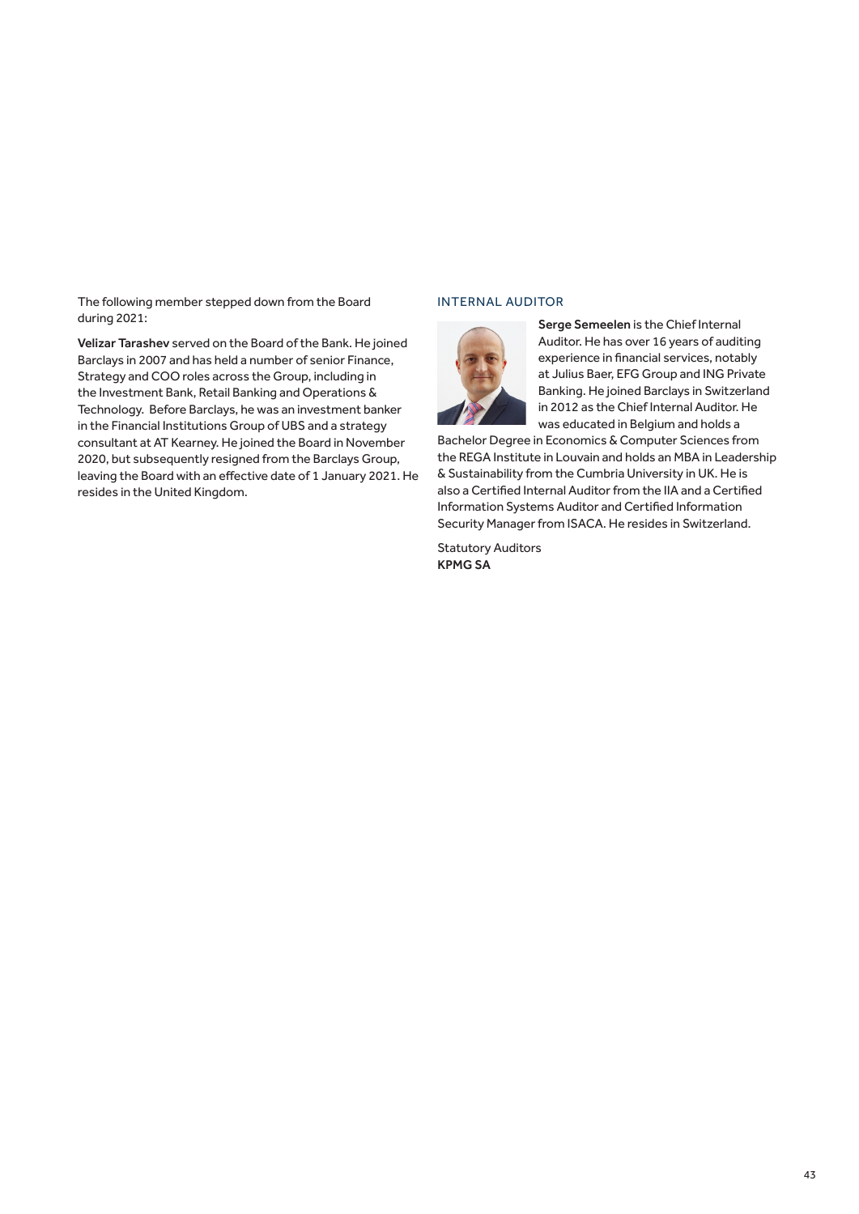The following member stepped down from the Board during 2021:

**Velizar Tarashev** served on the Board of the Bank. He joined Barclays in 2007 and has held a number of senior Finance, Strategy and COO roles across the Group, including in the Investment Bank, Retail Banking and Operations & Technology. Before Barclays, he was an investment banker in the Financial Institutions Group of UBS and a strategy consultant at AT Kearney. He joined the Board in November 2020, but subsequently resigned from the Barclays Group, leaving the Board with an effective date of 1 January 2021. He resides in the United Kingdom.

## INTERNAL AUDITOR

**Serge Semeelen** is the Chief Internal Auditor. He has over 16 years of auditing experience in financial services, notably at Julius Baer, EFG Group and ING Private Banking. He joined Barclays in Switzerland in 2012 as the Chief Internal Auditor. He was educated in Belgium and holds a Bachelor Degree in Economics & Computer Sciences from the REGA Institute in Louvain and holds an MBA in Leadership & Sustainability from the Cumbria University in UK. He is also a Certified Internal Auditor from the IIA and a Certified Information Systems Auditor and Certified Information Security Manager from ISACA. He resides in Switzerland.

Statutory Auditors
**KPMG SA**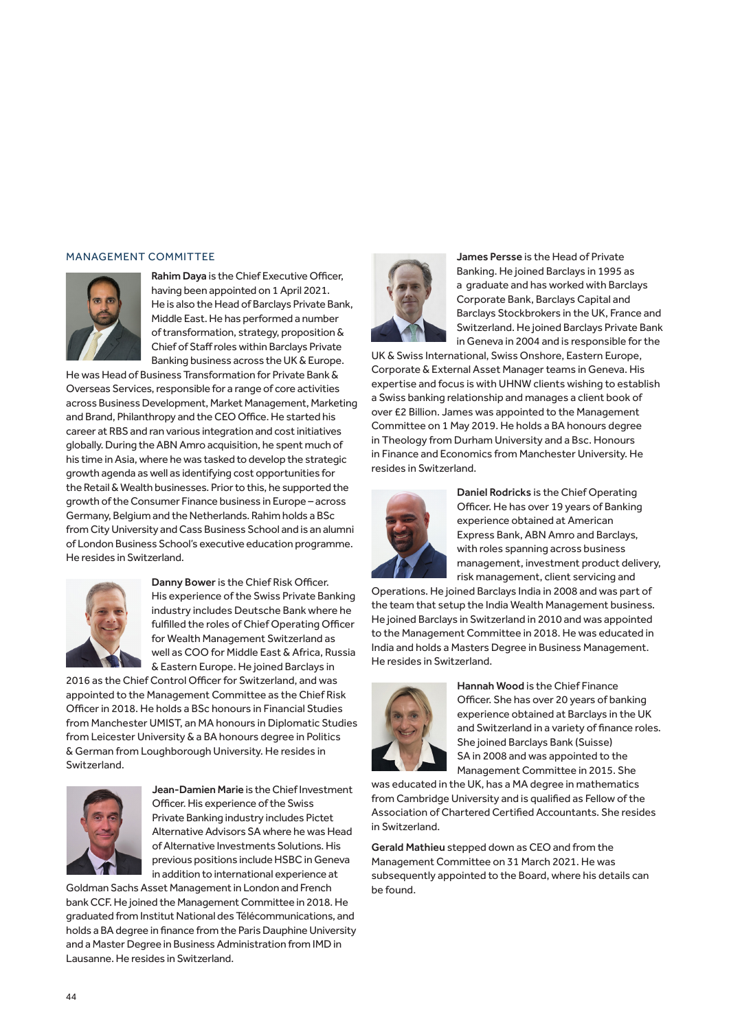## MANAGEMENT COMMITTEE

**Rahim Daya** is the Chief Executive Officer, having been appointed on 1 April 2021. He is also the Head of Barclays Private Bank, Middle East. He has performed a number of transformation, strategy, proposition & Chief of Staff roles within Barclays Private Banking business across the UK & Europe. He was Head of Business Transformation for Private Bank & Overseas Services, responsible for a range of core activities across Business Development, Market Management, Marketing and Brand, Philanthropy and the CEO Office. He started his career at RBS and ran various integration and cost initiatives globally. During the ABN Amro acquisition, he spent much of his time in Asia, where he was tasked to develop the strategic growth agenda as well as identifying cost opportunities for the Retail & Wealth businesses. Prior to this, he supported the growth of the Consumer Finance business in Europe – across Germany, Belgium and the Netherlands. Rahim holds a BSc from City University and Cass Business School and is an alumni of London Business School's executive education programme. He resides in Switzerland.

**Danny Bower** is the Chief Risk Officer. His experience of the Swiss Private Banking industry includes Deutsche Bank where he fulfilled the roles of Chief Operating Officer for Wealth Management Switzerland as well as COO for Middle East & Africa, Russia & Eastern Europe. He joined Barclays in 2016 as the Chief Control Officer for Switzerland, and was appointed to the Management Committee as the Chief Risk Officer in 2018. He holds a BSc honours in Financial Studies from Manchester UMIST, an MA honours in Diplomatic Studies from Leicester University & a BA honours degree in Politics & German from Loughborough University. He resides in Switzerland.

**Jean-Damien Marie** is the Chief Investment Officer. His experience of the Swiss Private Banking industry includes Pictet Alternative Advisors SA where he was Head of Alternative Investments Solutions. His previous positions include HSBC in Geneva in addition to international experience at Goldman Sachs Asset Management in London and French bank CCF. He joined the Management Committee in 2018. He graduated from Institut National des Télécommunications, and holds a BA degree in finance from the Paris Dauphine University and a Master Degree in Business Administration from IMD in Lausanne. He resides in Switzerland.

**James Persse** is the Head of Private Banking. He joined Barclays in 1995 as a graduate and has worked with Barclays Corporate Bank, Barclays Capital and Barclays Stockbrokers in the UK, France and Switzerland. He joined Barclays Private Bank in Geneva in 2004 and is responsible for the UK & Swiss International, Swiss Onshore, Eastern Europe, Corporate & External Asset Manager teams in Geneva. His expertise and focus is with UHNW clients wishing to establish a Swiss banking relationship and manages a client book of over £2 Billion. James was appointed to the Management Committee on 1 May 2019. He holds a BA honours degree in Theology from Durham University and a Bsc. Honours in Finance and Economics from Manchester University. He resides in Switzerland.

**Daniel Rodricks** is the Chief Operating Officer. He has over 19 years of Banking experience obtained at American Express Bank, ABN Amro and Barclays, with roles spanning across business management, investment product delivery, risk management, client servicing and Operations. He joined Barclays India in 2008 and was part of the team that setup the India Wealth Management business. He joined Barclays in Switzerland in 2010 and was appointed to the Management Committee in 2018. He was educated in India and holds a Masters Degree in Business Management. He resides in Switzerland.

**Hannah Wood** is the Chief Finance Officer. She has over 20 years of banking experience obtained at Barclays in the UK and Switzerland in a variety of finance roles. She joined Barclays Bank (Suisse) SA in 2008 and was appointed to the Management Committee in 2015. She was educated in the UK, has a MA degree in mathematics from Cambridge University and is qualified as Fellow of the Association of Chartered Certified Accountants. She resides in Switzerland.

**Gerald Mathieu** stepped down as CEO and from the Management Committee on 31 March 2021. He was subsequently appointed to the Board, where his details can be found.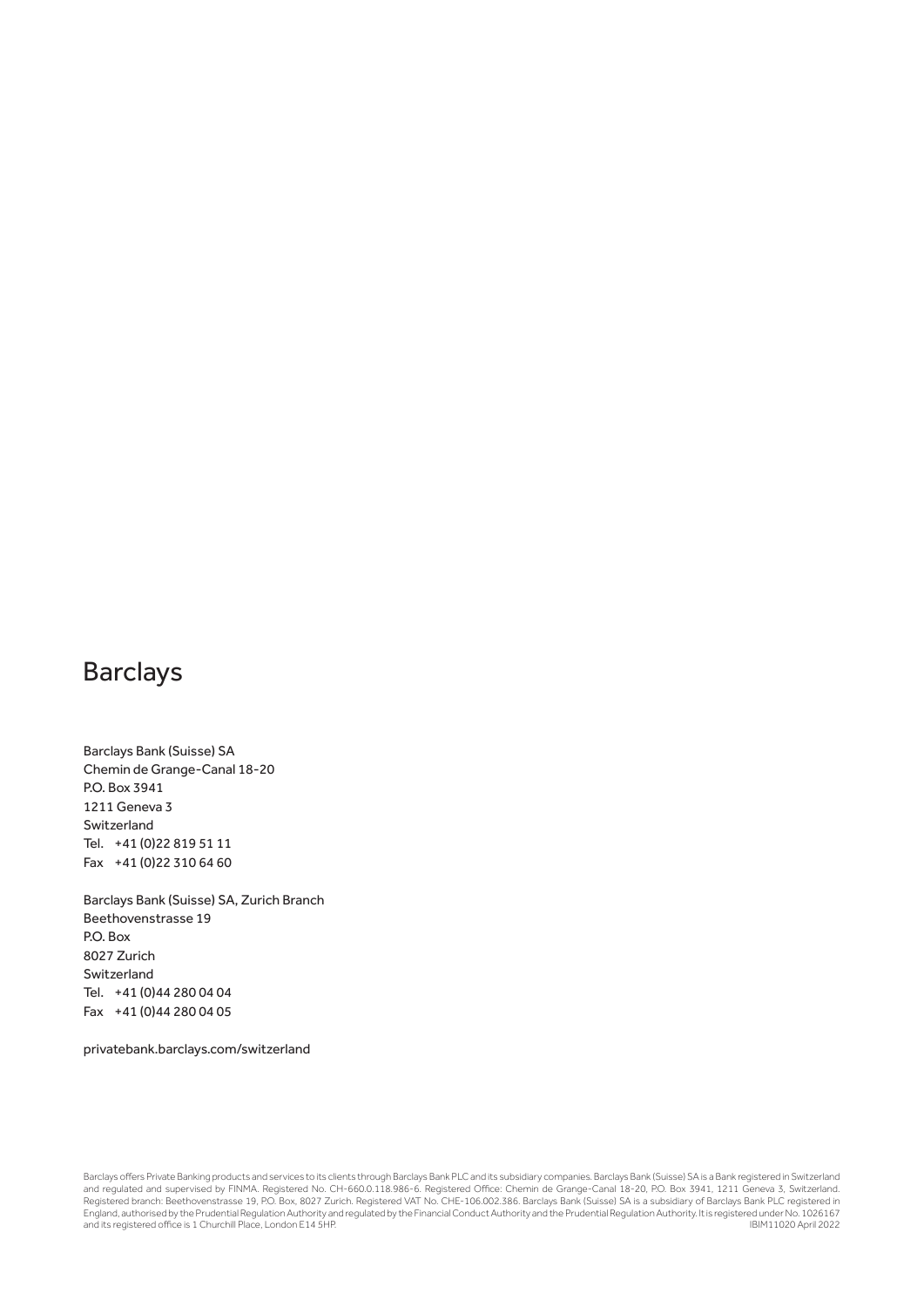# Barclays

Barclays Bank (Suisse) SA
Chemin de Grange-Canal 18-20
P.O. Box 3941
1211 Geneva 3
Switzerland
Tel. +41 (0)22 819 51 11
Fax +41 (0)22 310 64 60

Barclays Bank (Suisse) SA, Zurich Branch
Beethovenstrasse 19
P.O. Box
8027 Zurich
Switzerland
Tel. +41 (0)44 280 04 04
Fax +41 (0)44 280 04 05

privatebank.barclays.com/switzerland

Barclays offers Private Banking products and services to its clients through Barclays Bank PLC and its subsidiary companies. Barclays Bank (Suisse) SA is a Bank registered in Switzerland and regulated and supervised by FINMA. Registered No. CH-660.0.118.986-6. Registered Office: Chemin de Grange-Canal 18-20, P.O. Box 3941, 1211 Geneva 3, Switzerland. Registered branch: Beethovenstrasse 19, P.O. Box, 8027 Zurich. Registered VAT No. CHE-106.002.386. Barclays Bank (Suisse) SA is a subsidiary of Barclays Bank PLC registered in England, authorised by the Prudential Regulation Authority and regulated by the Financial Conduct Authority and the Prudential Regulation Authority. It is registered under No. 1026167 and its registered office is 1 Churchill Place, London E14 5HP. IBIM11020 April 2022